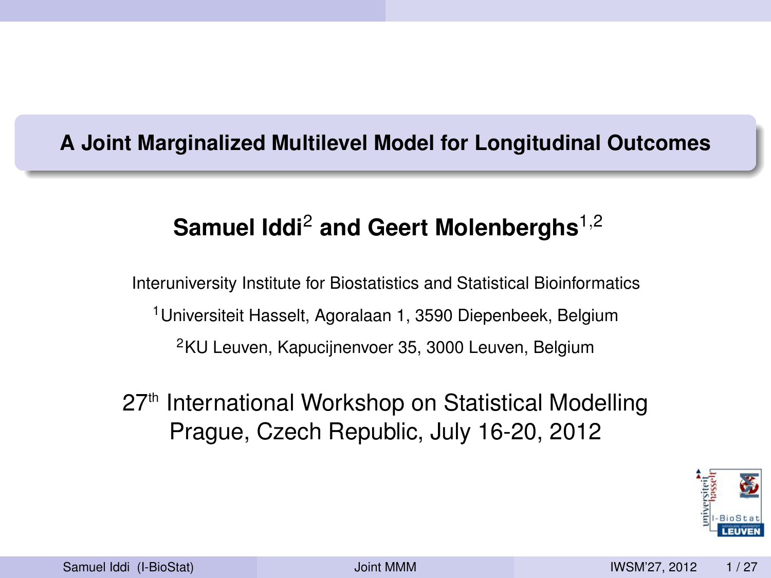# A Joint Marginalized Multilevel Model for Longitudinal Outcomes

**Samuel Iddi[2] and Geert Molenberghs[1,2]**

Interuniversity Institute for Biostatistics and Statistical Bioinformatics

[1] Universiteit Hasselt, Agoralaan 1, 3590 Diepenbeek, Belgium

[2] KU Leuven, Kapucijnenvoer 35, 3000 Leuven, Belgium

27th International Workshop on Statistical Modelling
Prague, Czech Republic, July 16-20, 2012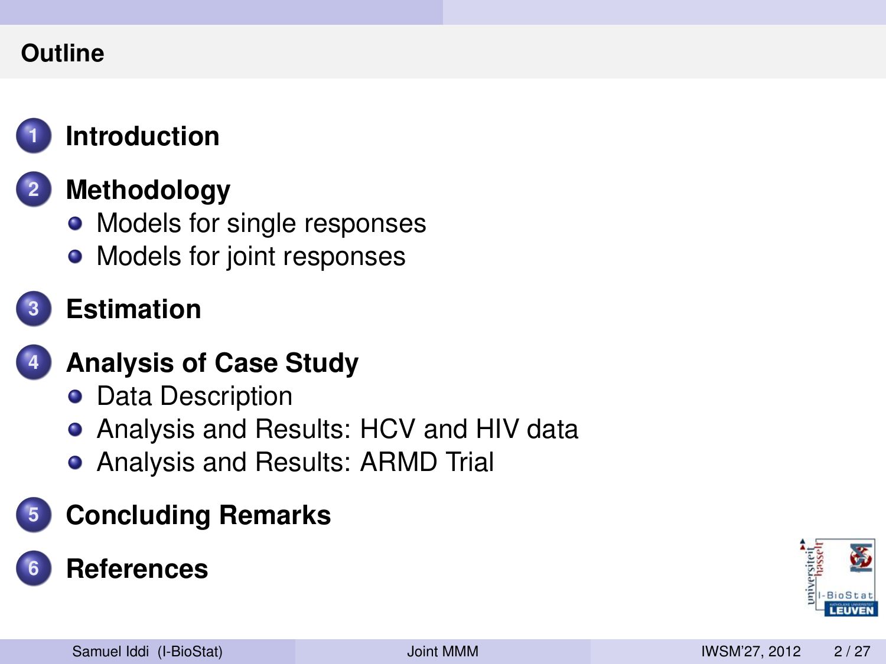## Outline

1. **Introduction**
2. **Methodology**
   - Models for single responses
   - Models for joint responses
3. **Estimation**
4. **Analysis of Case Study**
   - Data Description
   - Analysis and Results: HCV and HIV data
   - Analysis and Results: ARMD Trial
5. **Concluding Remarks**
6. **References**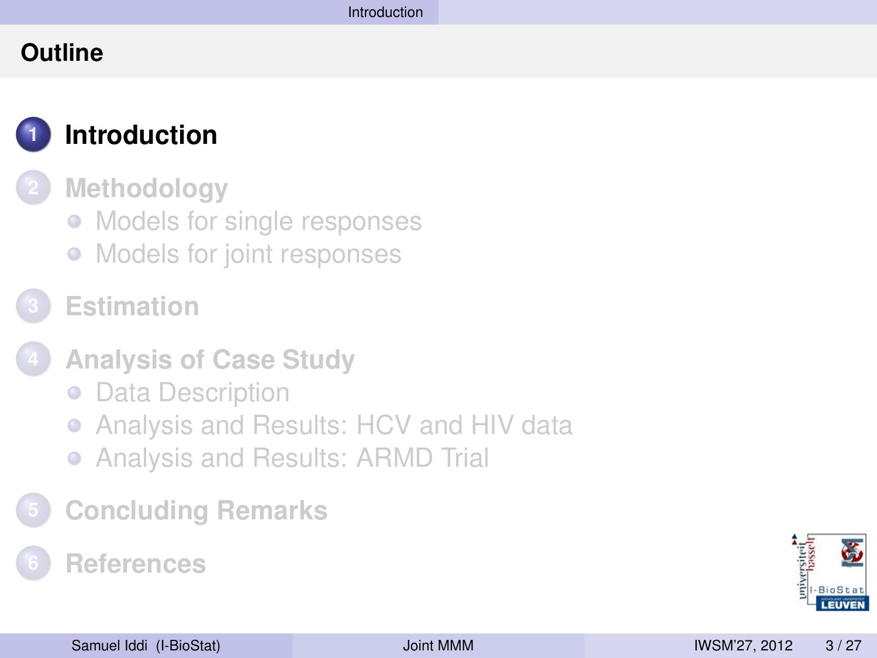## Outline

1. **Introduction**
2. **Methodology**
   - Models for single responses
   - Models for joint responses
3. **Estimation**
4. **Analysis of Case Study**
   - Data Description
   - Analysis and Results: HCV and HIV data
   - Analysis and Results: ARMD Trial
5. **Concluding Remarks**
6. **References**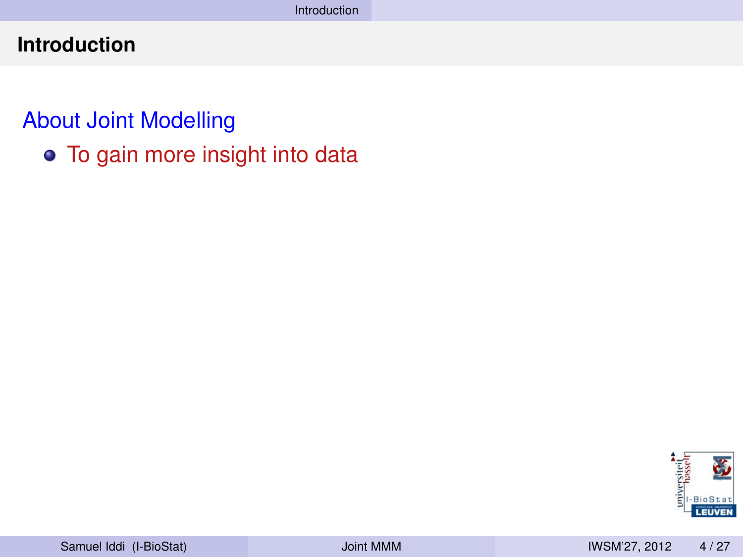# Introduction

## About Joint Modelling

- To gain more insight into data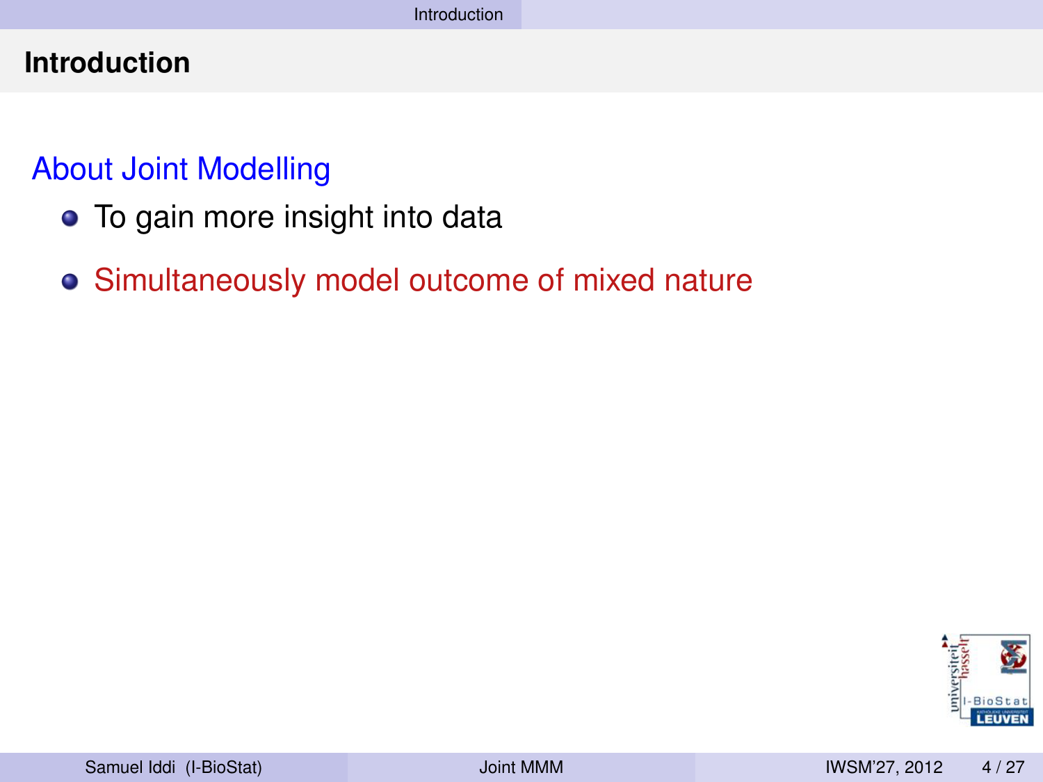# Introduction

## About Joint Modelling

- To gain more insight into data
- Simultaneously model outcome of mixed nature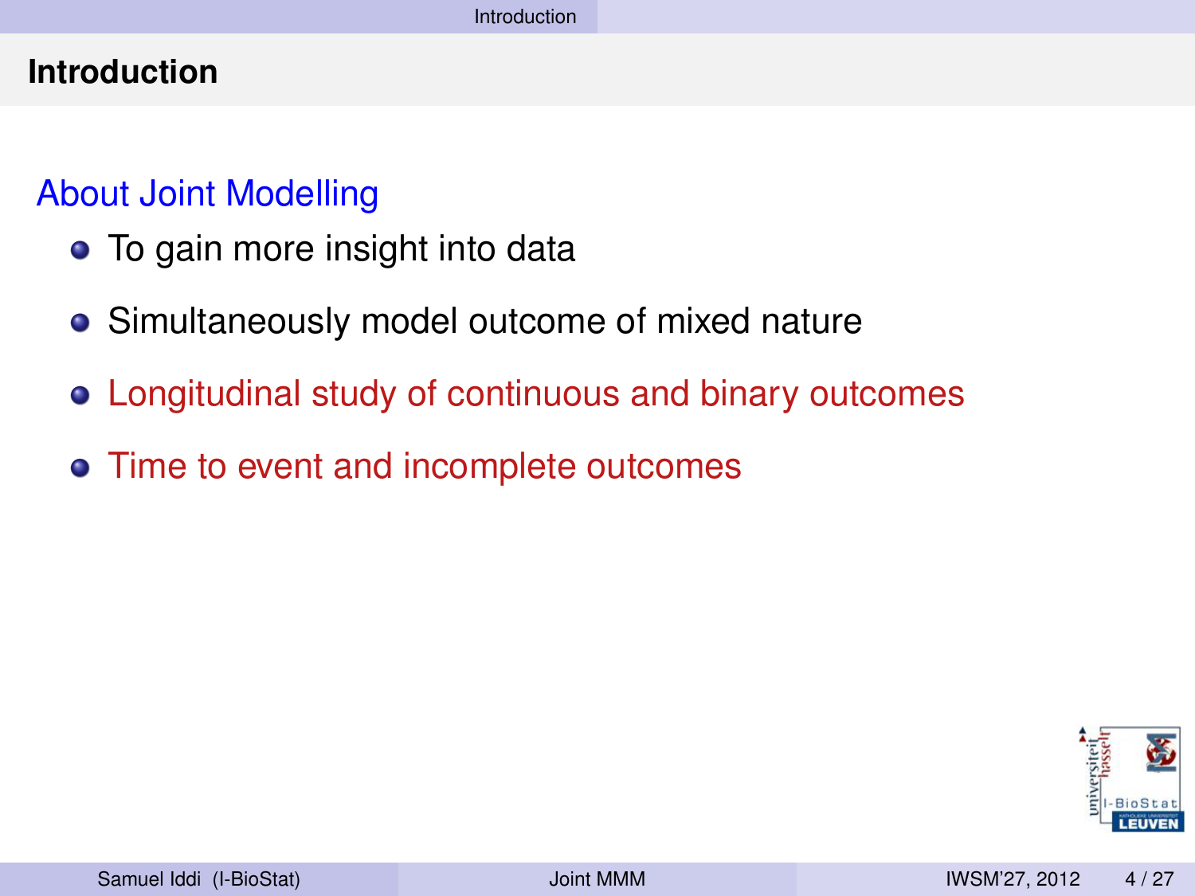## Introduction

### About Joint Modelling

- To gain more insight into data
- Simultaneously model outcome of mixed nature
- Longitudinal study of continuous and binary outcomes
- Time to event and incomplete outcomes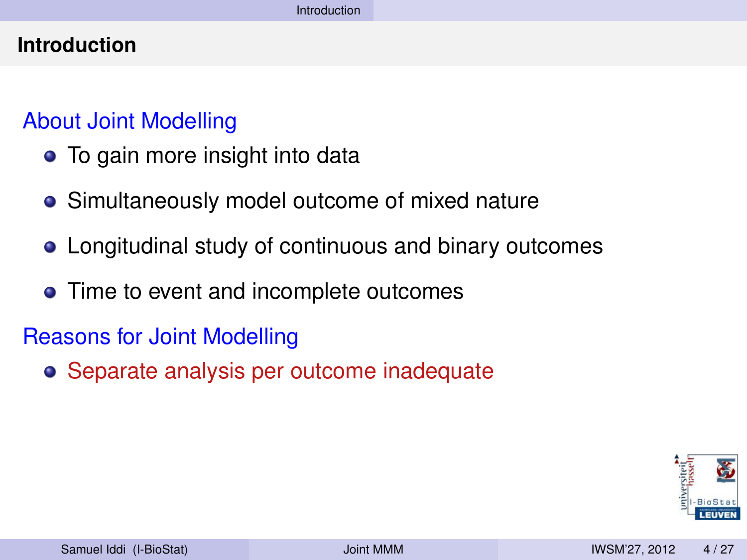# Introduction

## About Joint Modelling

- To gain more insight into data
- Simultaneously model outcome of mixed nature
- Longitudinal study of continuous and binary outcomes
- Time to event and incomplete outcomes

## Reasons for Joint Modelling

- Separate analysis per outcome inadequate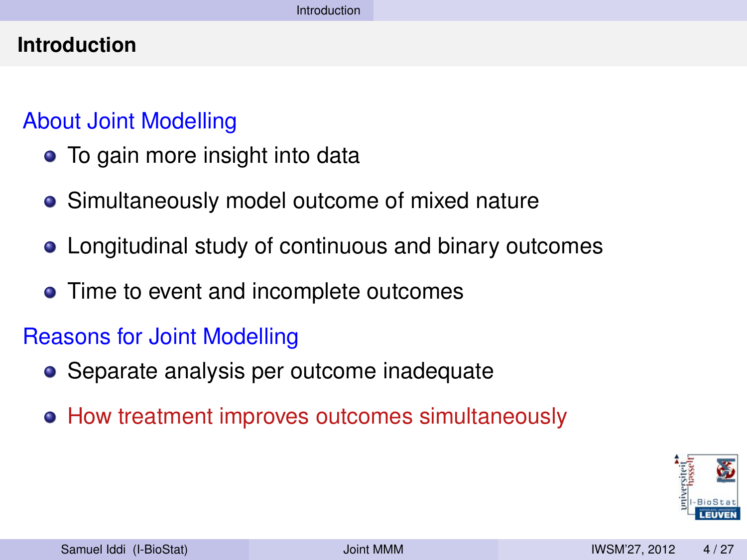## Introduction

### About Joint Modelling

- To gain more insight into data
- Simultaneously model outcome of mixed nature
- Longitudinal study of continuous and binary outcomes
- Time to event and incomplete outcomes

### Reasons for Joint Modelling

- Separate analysis per outcome inadequate
- How treatment improves outcomes simultaneously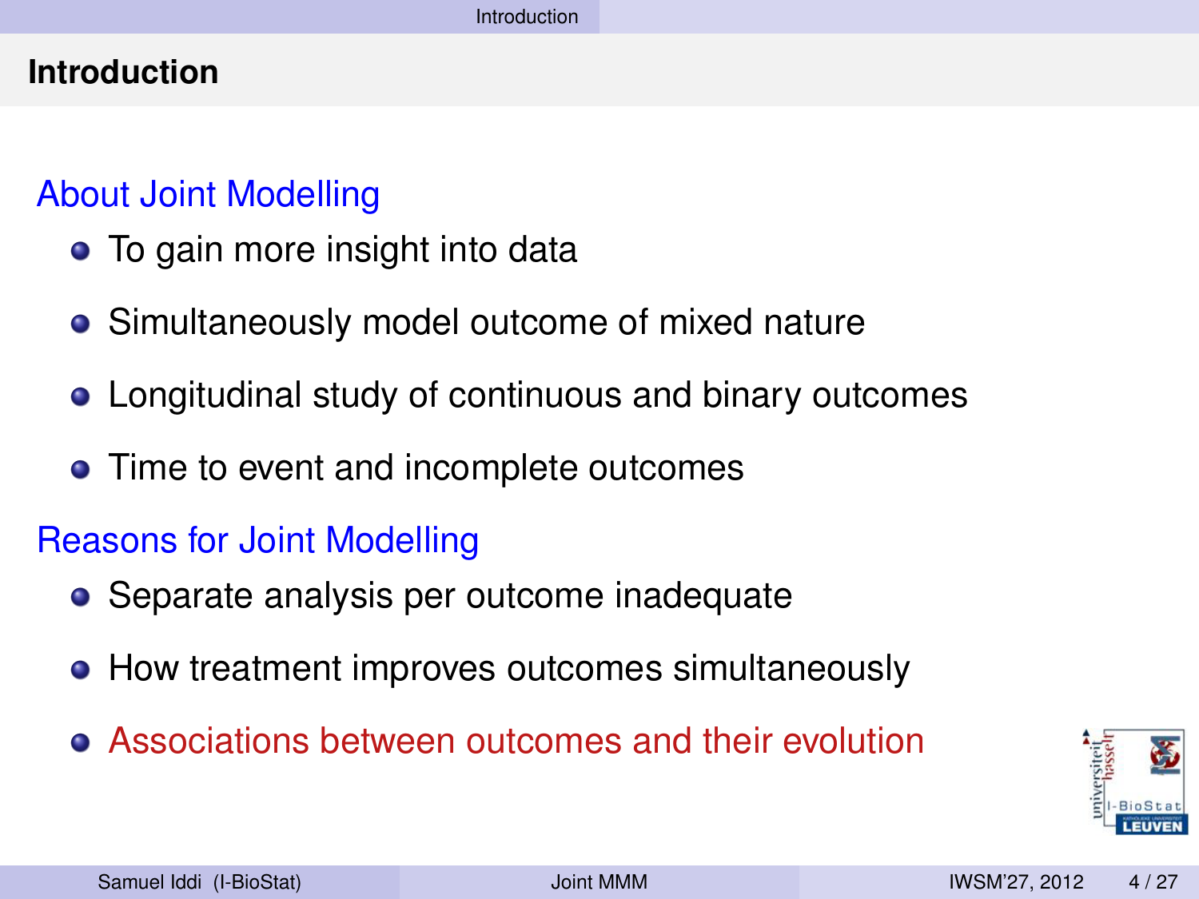# Introduction

## About Joint Modelling

- To gain more insight into data
- Simultaneously model outcome of mixed nature
- Longitudinal study of continuous and binary outcomes
- Time to event and incomplete outcomes

## Reasons for Joint Modelling

- Separate analysis per outcome inadequate
- How treatment improves outcomes simultaneously
- Associations between outcomes and their evolution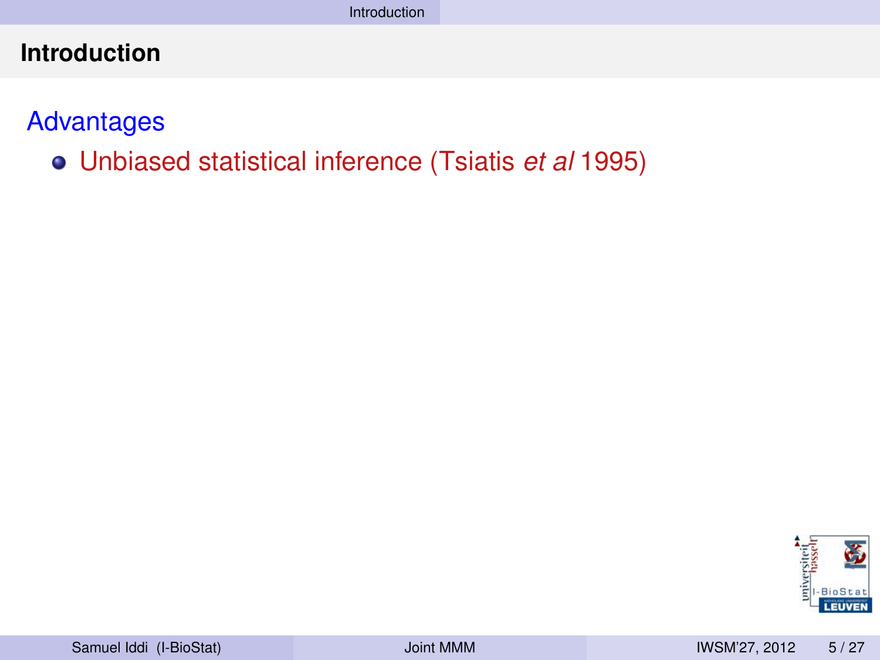## Introduction

### Advantages

- Unbiased statistical inference (Tsiatis *et al* 1995)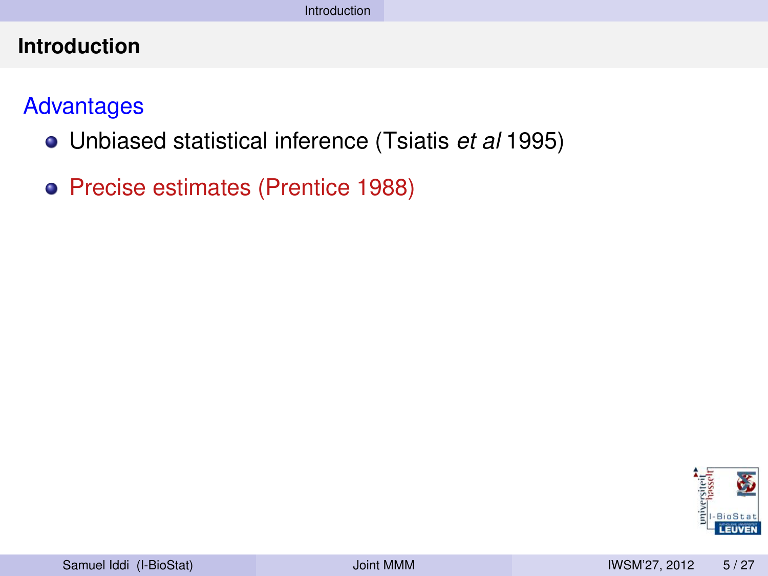# Introduction

## Advantages

- Unbiased statistical inference (Tsiatis *et al* 1995)
- Precise estimates (Prentice 1988)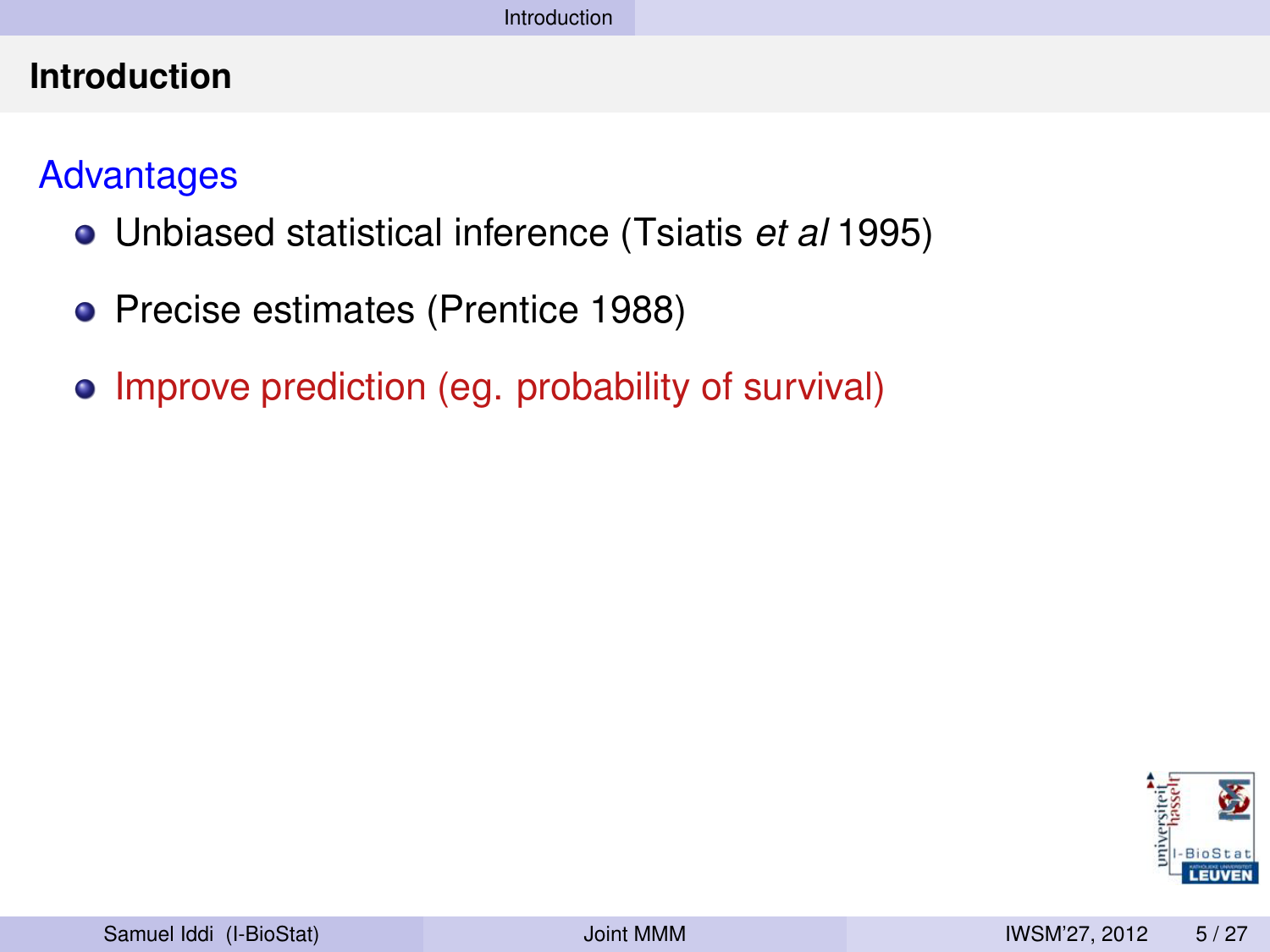## Introduction

### Advantages

- Unbiased statistical inference (Tsiatis *et al* 1995)
- Precise estimates (Prentice 1988)
- Improve prediction (eg. probability of survival)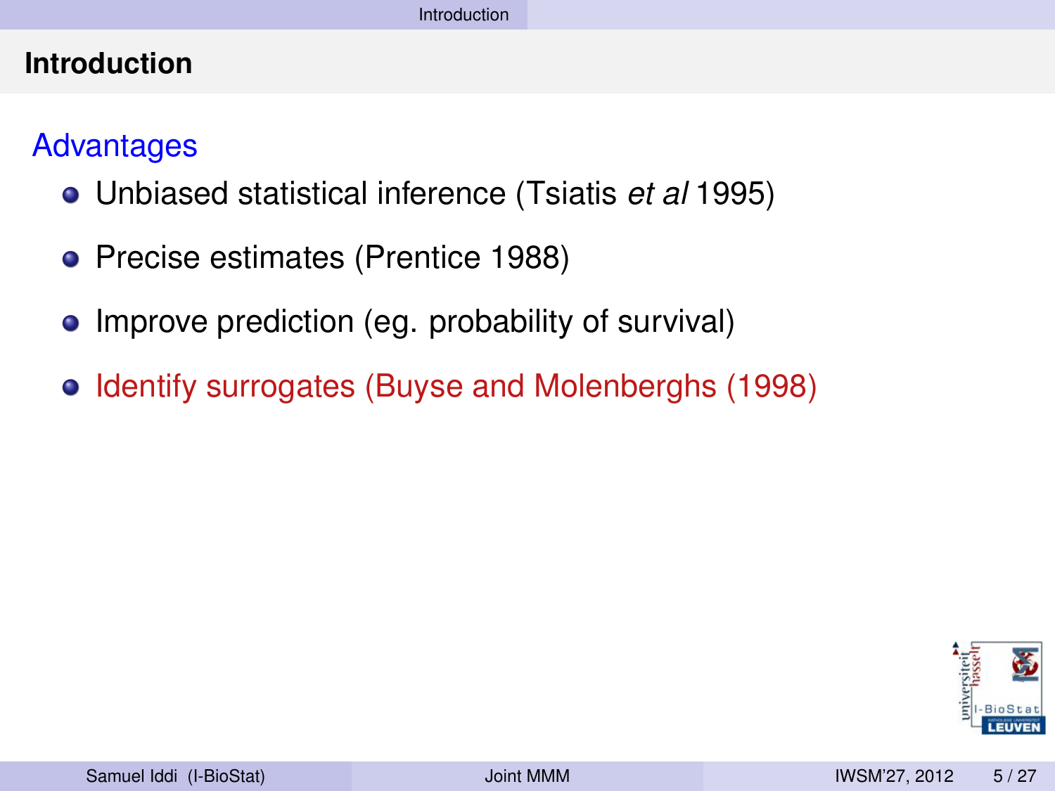## Introduction

### Advantages

- Unbiased statistical inference (Tsiatis *et al* 1995)
- Precise estimates (Prentice 1988)
- Improve prediction (eg. probability of survival)
- Identify surrogates (Buyse and Molenberghs (1998)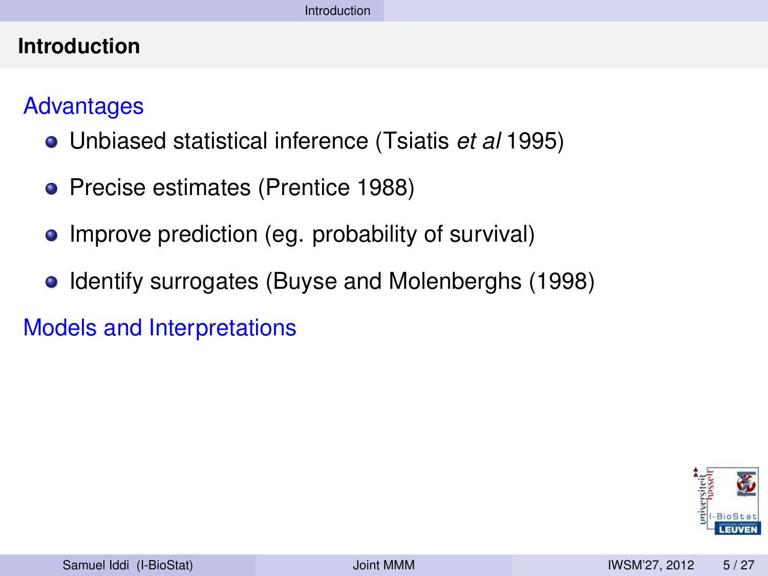# Introduction

## Advantages

- Unbiased statistical inference (Tsiatis *et al* 1995)
- Precise estimates (Prentice 1988)
- Improve prediction (eg. probability of survival)
- Identify surrogates (Buyse and Molenberghs (1998)

## Models and Interpretations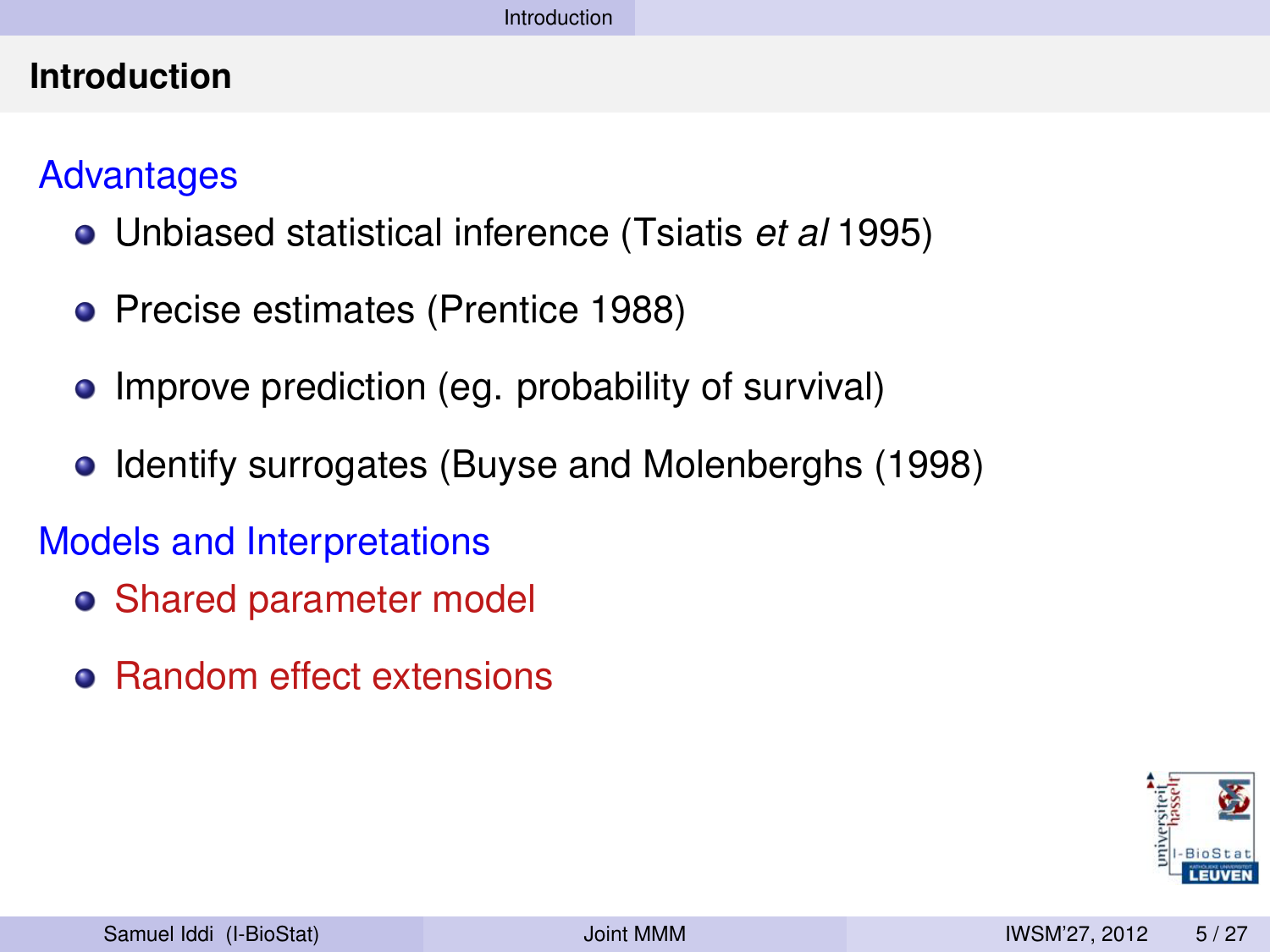## Introduction

### Advantages

- Unbiased statistical inference (Tsiatis *et al* 1995)
- Precise estimates (Prentice 1988)
- Improve prediction (eg. probability of survival)
- Identify surrogates (Buyse and Molenberghs (1998)

### Models and Interpretations

- Shared parameter model
- Random effect extensions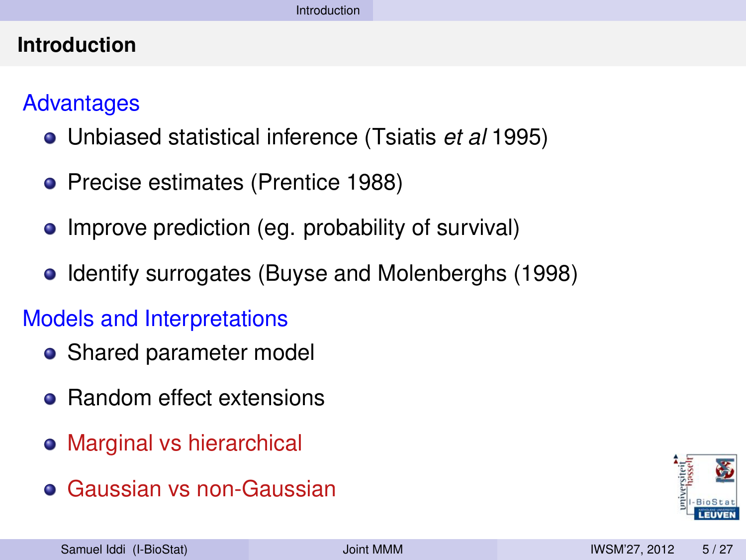## Introduction

### Advantages

- Unbiased statistical inference (Tsiatis *et al* 1995)
- Precise estimates (Prentice 1988)
- Improve prediction (eg. probability of survival)
- Identify surrogates (Buyse and Molenberghs (1998)

### Models and Interpretations

- Shared parameter model
- Random effect extensions
- Marginal vs hierarchical
- Gaussian vs non-Gaussian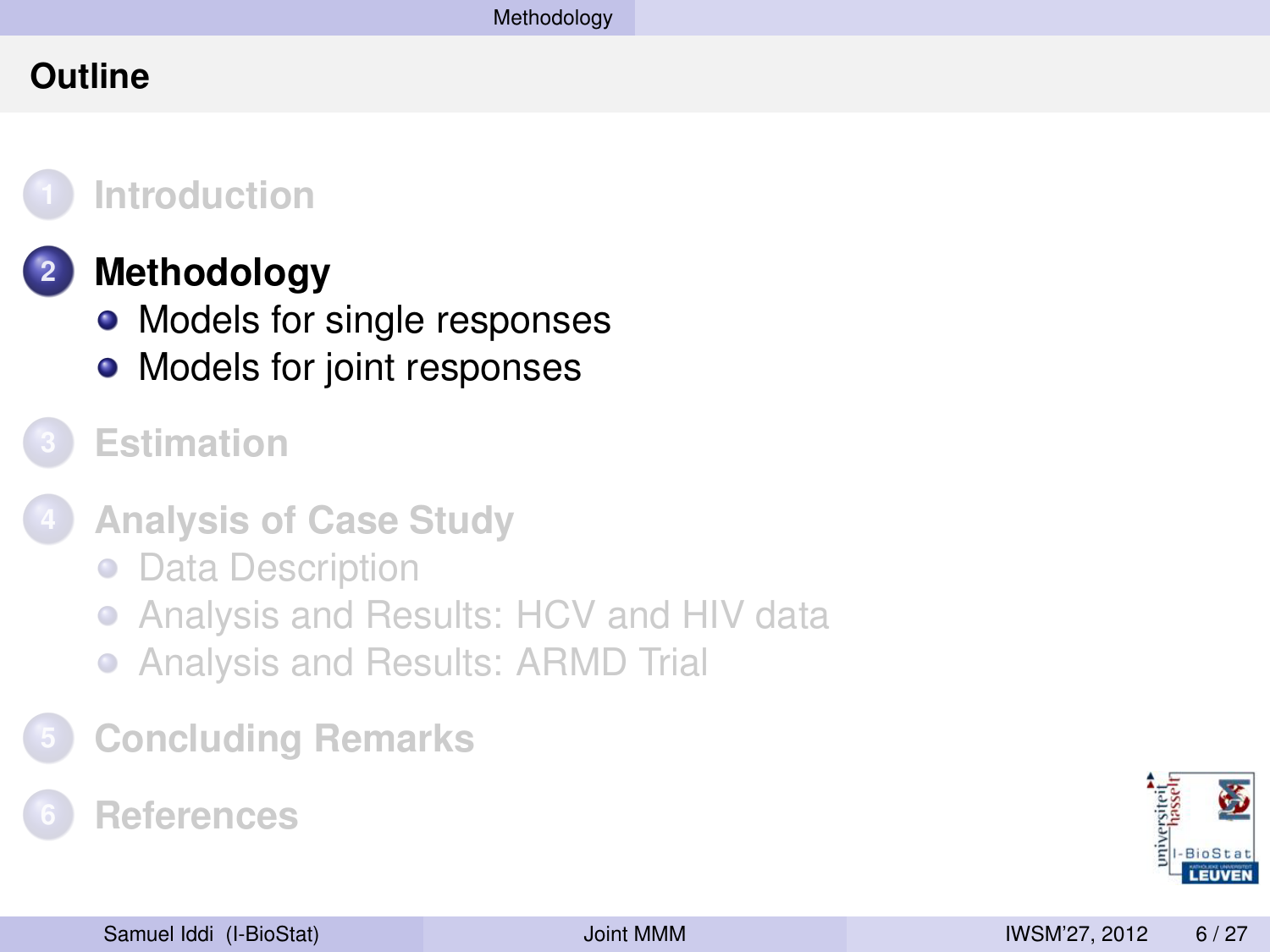## Outline

1. Introduction
2. **Methodology**
   - Models for single responses
   - Models for joint responses
3. Estimation
4. Analysis of Case Study
   - Data Description
   - Analysis and Results: HCV and HIV data
   - Analysis and Results: ARMD Trial
5. Concluding Remarks
6. References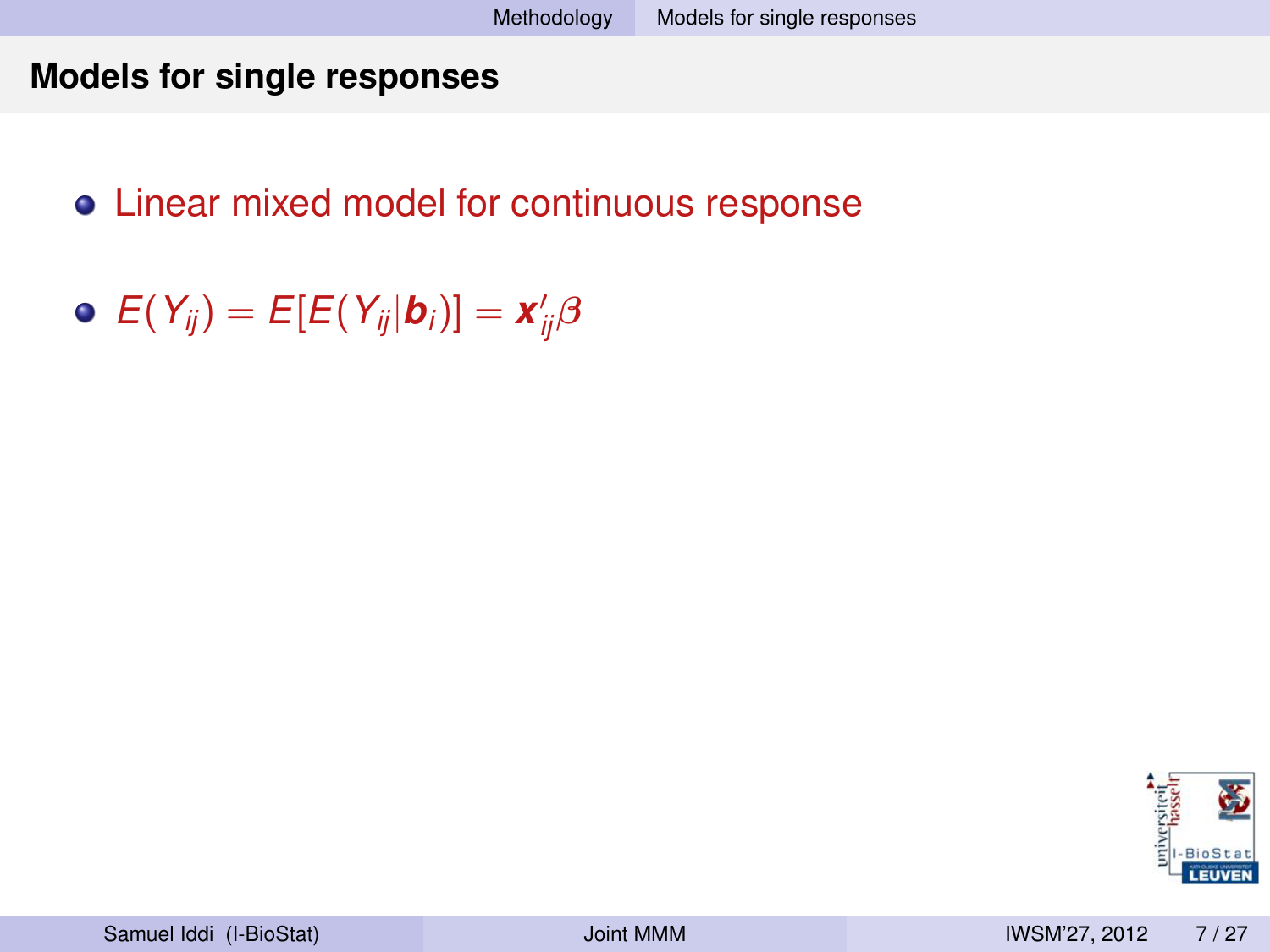## Models for single responses

- Linear mixed model for continuous response
- $E(Y_{ij}) = E[E(Y_{ij}|\boldsymbol{b}_i)] = \boldsymbol{x}_{ij}'\beta$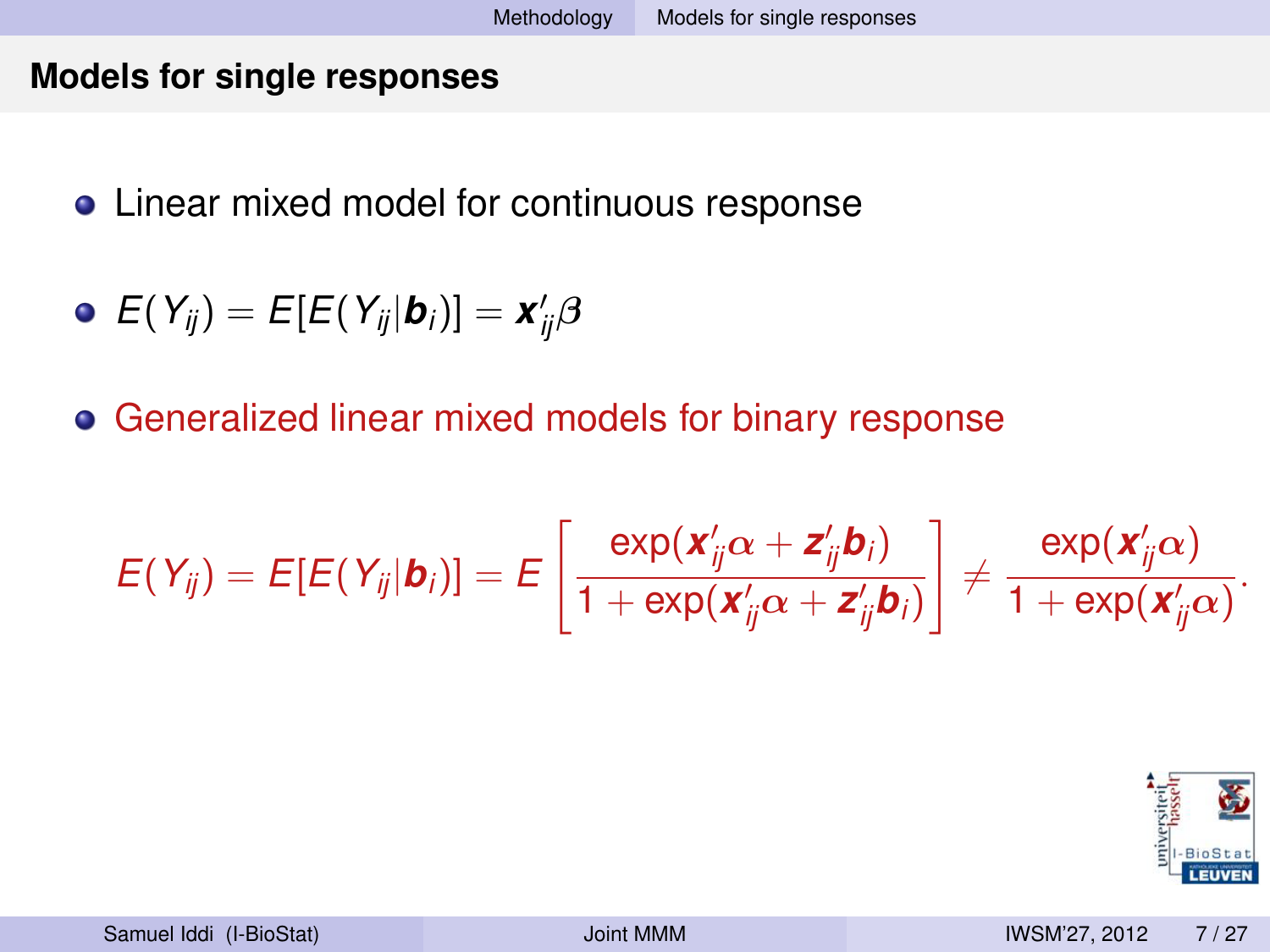## Models for single responses

- Linear mixed model for continuous response
- $E(Y_{ij}) = E[E(Y_{ij}|\boldsymbol{b}_i)] = \boldsymbol{x}'_{ij}\beta$
- Generalized linear mixed models for binary response

$$E(Y_{ij}) = E[E(Y_{ij}|\boldsymbol{b}_i)] = E\left[\frac{\exp(\boldsymbol{x}'_{ij}\alpha + \boldsymbol{z}'_{ij}\boldsymbol{b}_i)}{1 + \exp(\boldsymbol{x}'_{ij}\alpha + \boldsymbol{z}'_{ij}\boldsymbol{b}_i)}\right] \neq \frac{\exp(\boldsymbol{x}'_{ij}\alpha)}{1 + \exp(\boldsymbol{x}'_{ij}\alpha)}.$$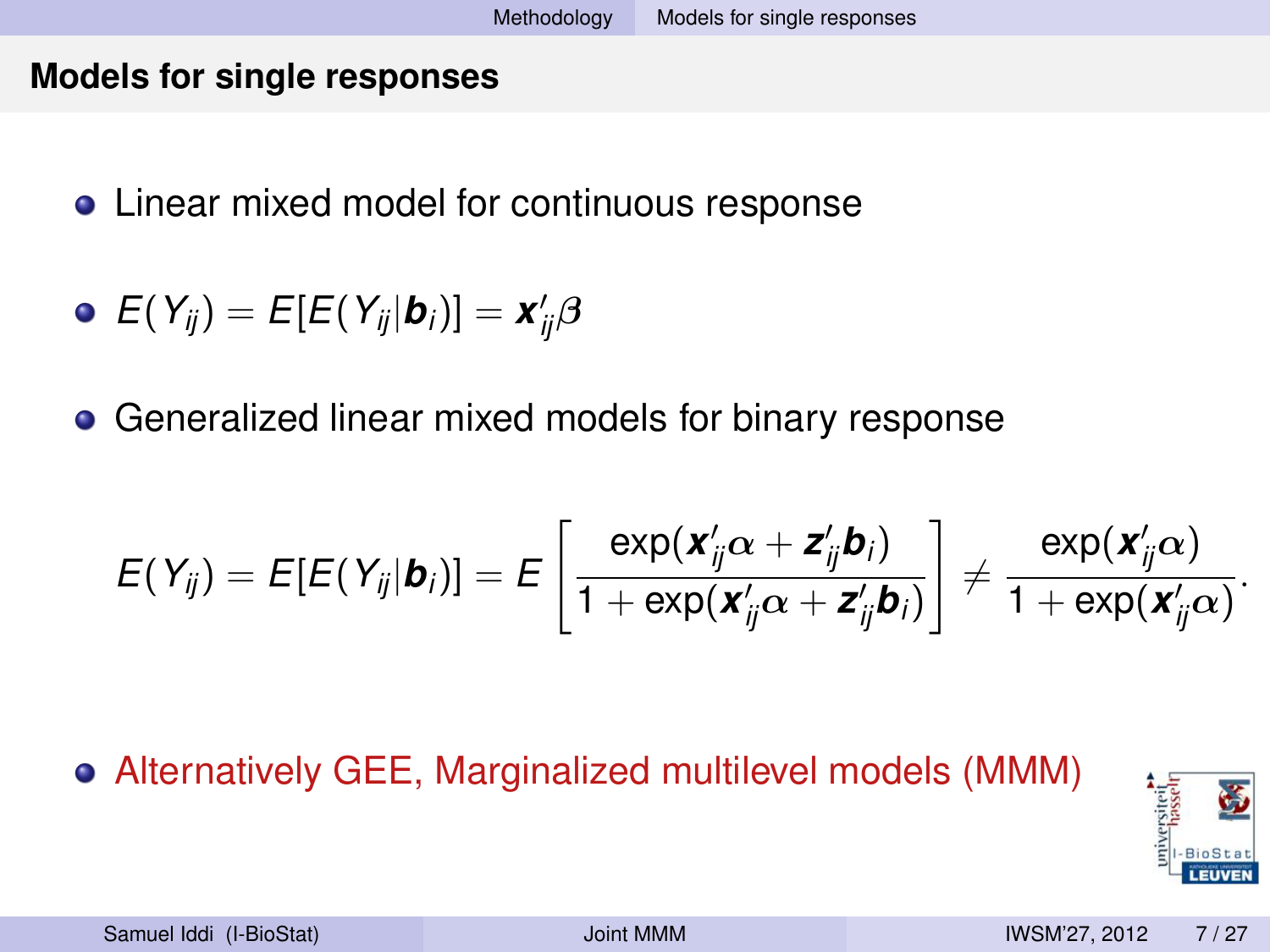## Models for single responses

- Linear mixed model for continuous response
- $E(Y_{ij}) = E[E(Y_{ij}|\boldsymbol{b}_i)] = \boldsymbol{x}'_{ij}\beta$
- Generalized linear mixed models for binary response

$$E(Y_{ij}) = E[E(Y_{ij}|\boldsymbol{b}_i)] = E\left[\frac{\exp(\boldsymbol{x}'_{ij}\alpha + \boldsymbol{z}'_{ij}\boldsymbol{b}_i)}{1 + \exp(\boldsymbol{x}'_{ij}\alpha + \boldsymbol{z}'_{ij}\boldsymbol{b}_i)}\right] \neq \frac{\exp(\boldsymbol{x}'_{ij}\alpha)}{1 + \exp(\boldsymbol{x}'_{ij}\alpha)}.$$

- Alternatively GEE, Marginalized multilevel models (MMM)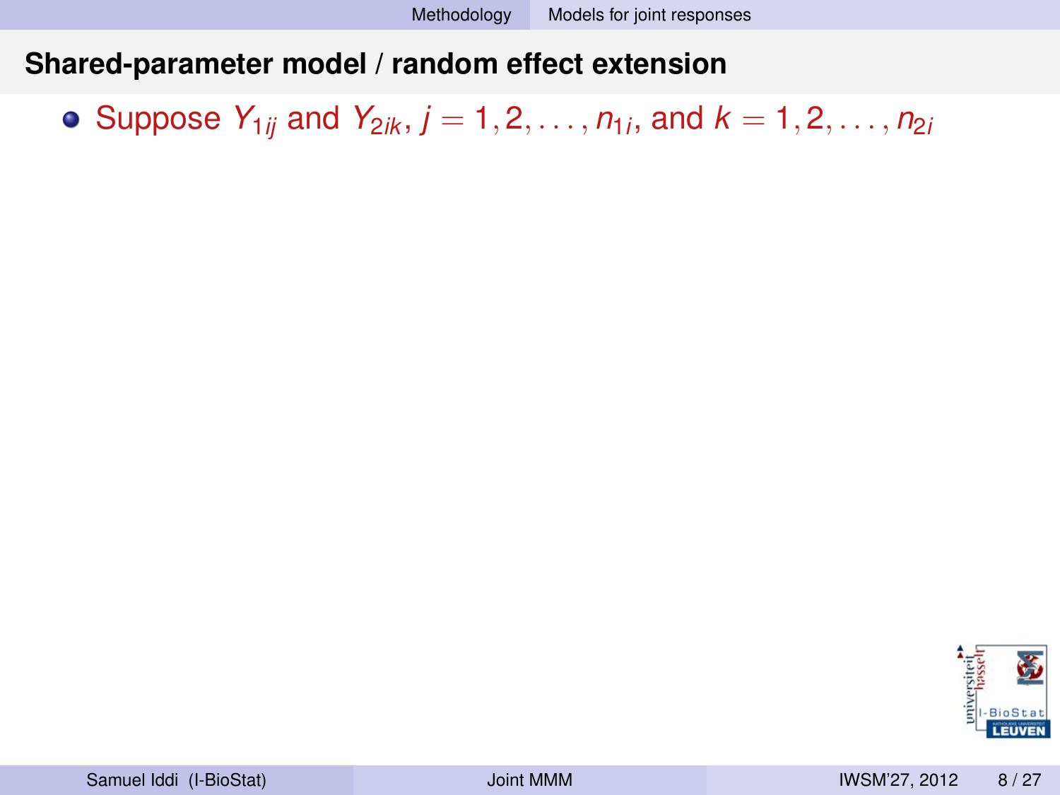## Shared-parameter model / random effect extension

- Suppose $Y_{1ij}$ and $Y_{2ik}$, $j = 1, 2, \ldots, n_{1i}$, and $k = 1, 2, \ldots, n_{2i}$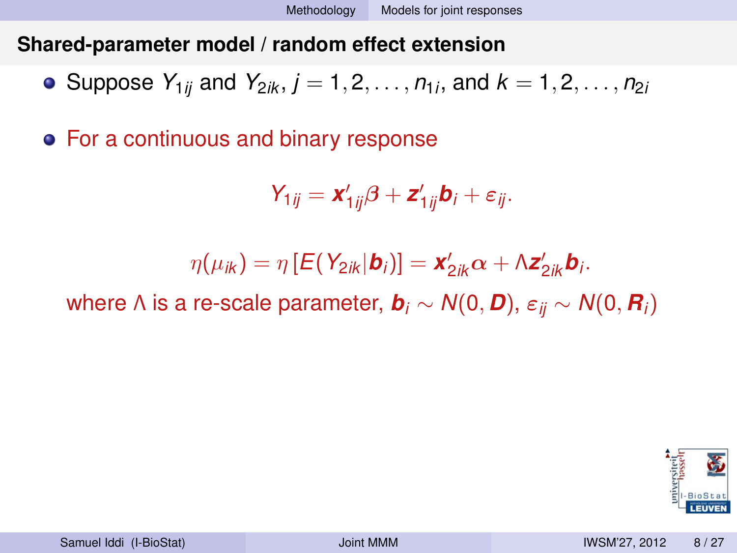## Shared-parameter model / random effect extension

- Suppose $Y_{1ij}$ and $Y_{2ik}$, $j = 1, 2, \ldots, n_{1i}$, and $k = 1, 2, \ldots, n_{2i}$

- For a continuous and binary response

$$Y_{1ij} = \boldsymbol{x}'_{1ij}\beta + \boldsymbol{z}'_{1ij}\boldsymbol{b}_i + \varepsilon_{ij}.$$

$$\eta(\mu_{ik}) = \eta\left[E(Y_{2ik}|\boldsymbol{b}_i)\right] = \boldsymbol{x}'_{2ik}\alpha + \Lambda\boldsymbol{z}'_{2ik}\boldsymbol{b}_i.$$

where $\Lambda$ is a re-scale parameter, $\boldsymbol{b}_i \sim N(0, \boldsymbol{D})$, $\varepsilon_{ij} \sim N(0, \boldsymbol{R}_i)$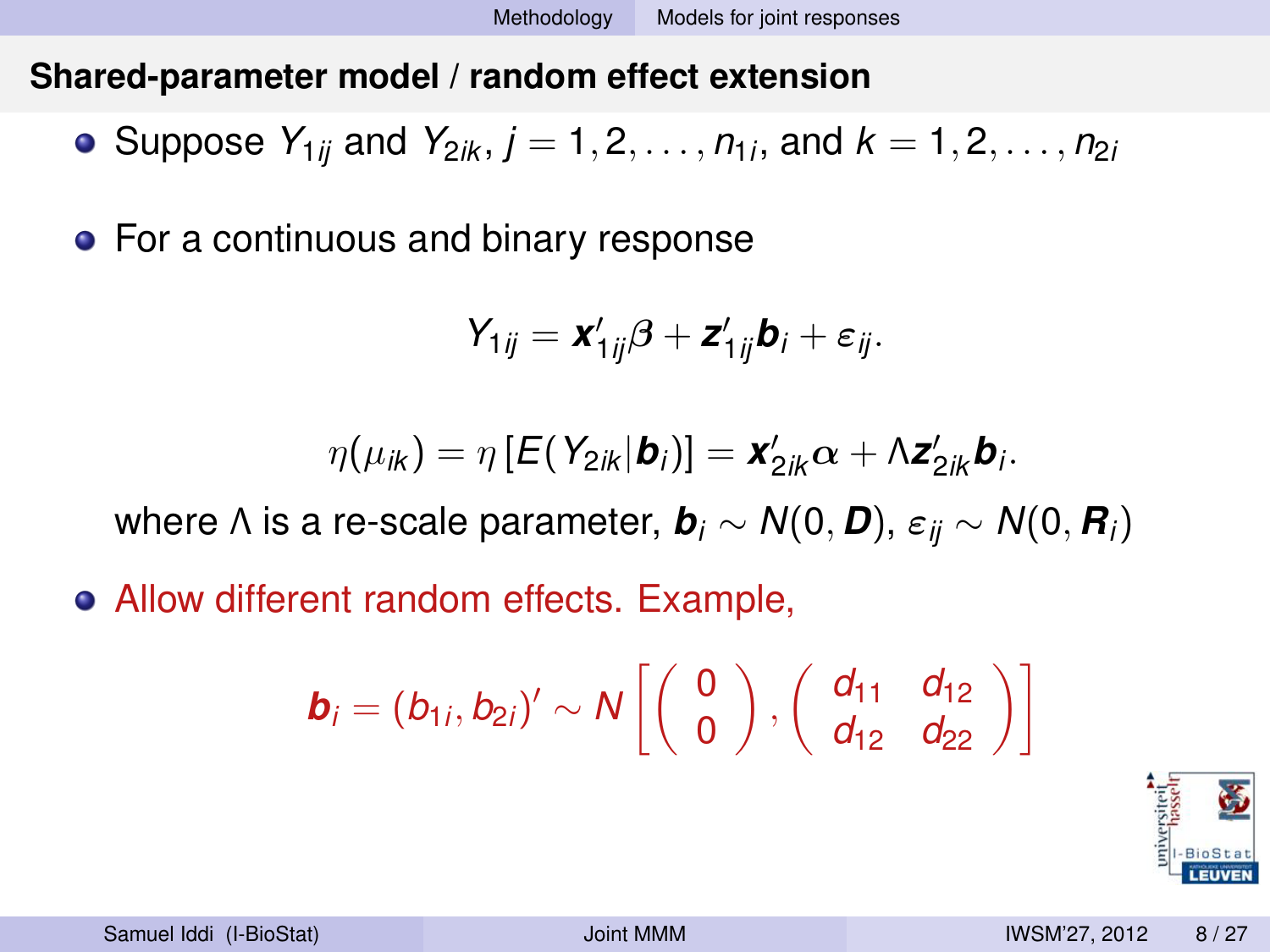## Shared-parameter model / random effect extension

- Suppose $Y_{1ij}$ and $Y_{2ik}$, $j = 1, 2, \ldots, n_{1i}$, and $k = 1, 2, \ldots, n_{2i}$
- For a continuous and binary response

$$Y_{1ij} = \boldsymbol{x}'_{1ij}\beta + \boldsymbol{z}'_{1ij}\boldsymbol{b}_i + \varepsilon_{ij}.$$

$$\eta(\mu_{ik}) = \eta\left[E(Y_{2ik}|\boldsymbol{b}_i)\right] = \boldsymbol{x}'_{2ik}\alpha + \Lambda\boldsymbol{z}'_{2ik}\boldsymbol{b}_i.$$

where $\Lambda$ is a re-scale parameter, $\boldsymbol{b}_i \sim N(0, \boldsymbol{D})$, $\varepsilon_{ij} \sim N(0, \boldsymbol{R}_i)$

- Allow different random effects. Example,

$$\boldsymbol{b}_i = (b_{1i}, b_{2i})' \sim N\left[\begin{pmatrix} 0 \\ 0 \end{pmatrix}, \begin{pmatrix} d_{11} & d_{12} \\ d_{12} & d_{22} \end{pmatrix}\right]$$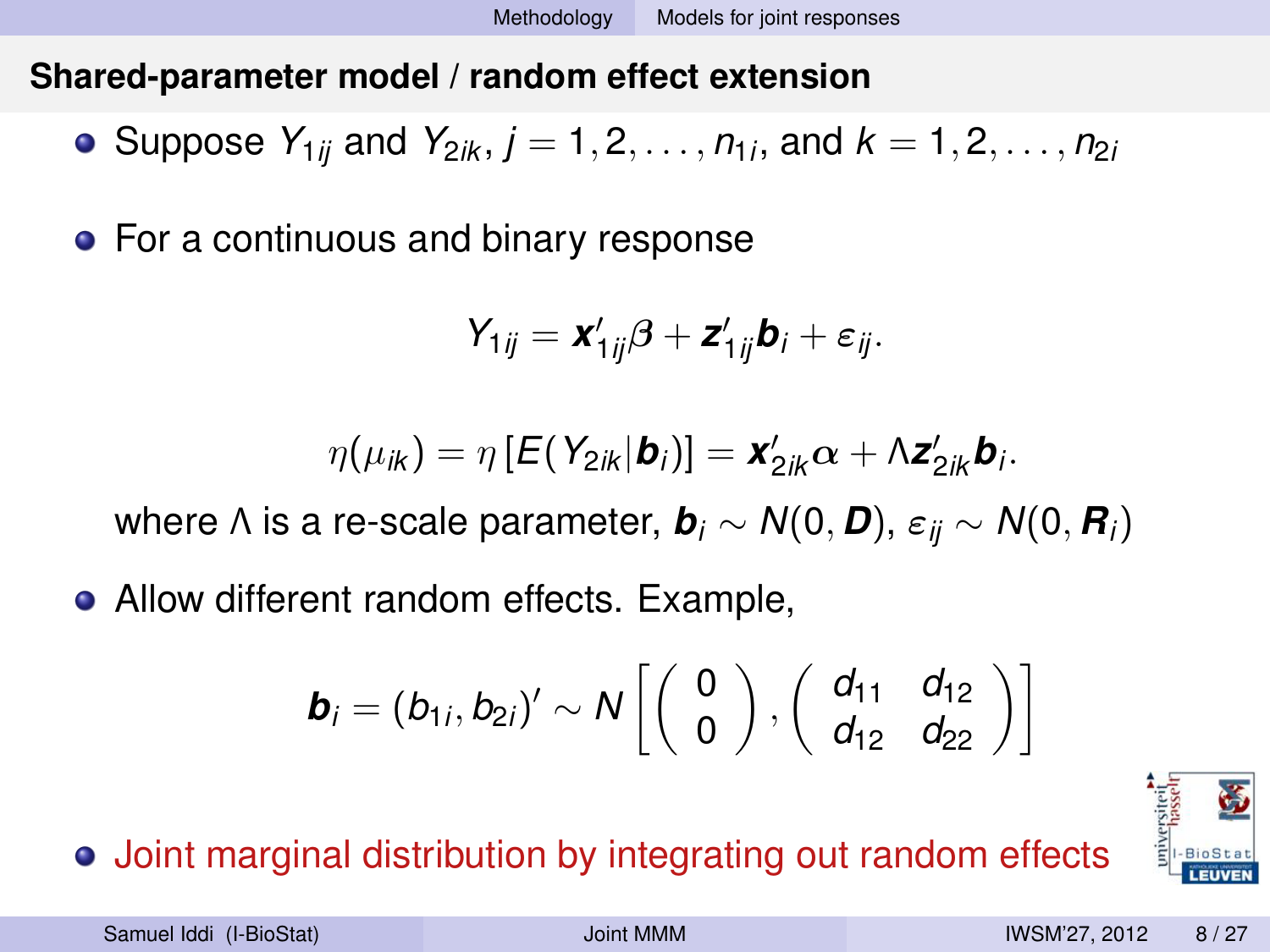## Shared-parameter model / random effect extension

- Suppose $Y_{1ij}$ and $Y_{2ik}$, $j = 1, 2, \ldots, n_{1i}$, and $k = 1, 2, \ldots, n_{2i}$

- For a continuous and binary response

$$Y_{1ij} = \boldsymbol{x}'_{1ij}\beta + \boldsymbol{z}'_{1ij}\boldsymbol{b}_i + \varepsilon_{ij}.$$

$$\eta(\mu_{ik}) = \eta\left[E(Y_{2ik}|\boldsymbol{b}_i)\right] = \boldsymbol{x}'_{2ik}\boldsymbol{\alpha} + \Lambda\boldsymbol{z}'_{2ik}\boldsymbol{b}_i.$$

  where $\Lambda$ is a re-scale parameter, $\boldsymbol{b}_i \sim N(0, \boldsymbol{D})$, $\varepsilon_{ij} \sim N(0, \boldsymbol{R}_i)$

- Allow different random effects. Example,

$$\boldsymbol{b}_i = (b_{1i}, b_{2i})' \sim N\left[\left(\begin{array}{c} 0 \\ 0 \end{array}\right), \left(\begin{array}{cc} d_{11} & d_{12} \\ d_{12} & d_{22} \end{array}\right)\right]$$

- Joint marginal distribution by integrating out random effects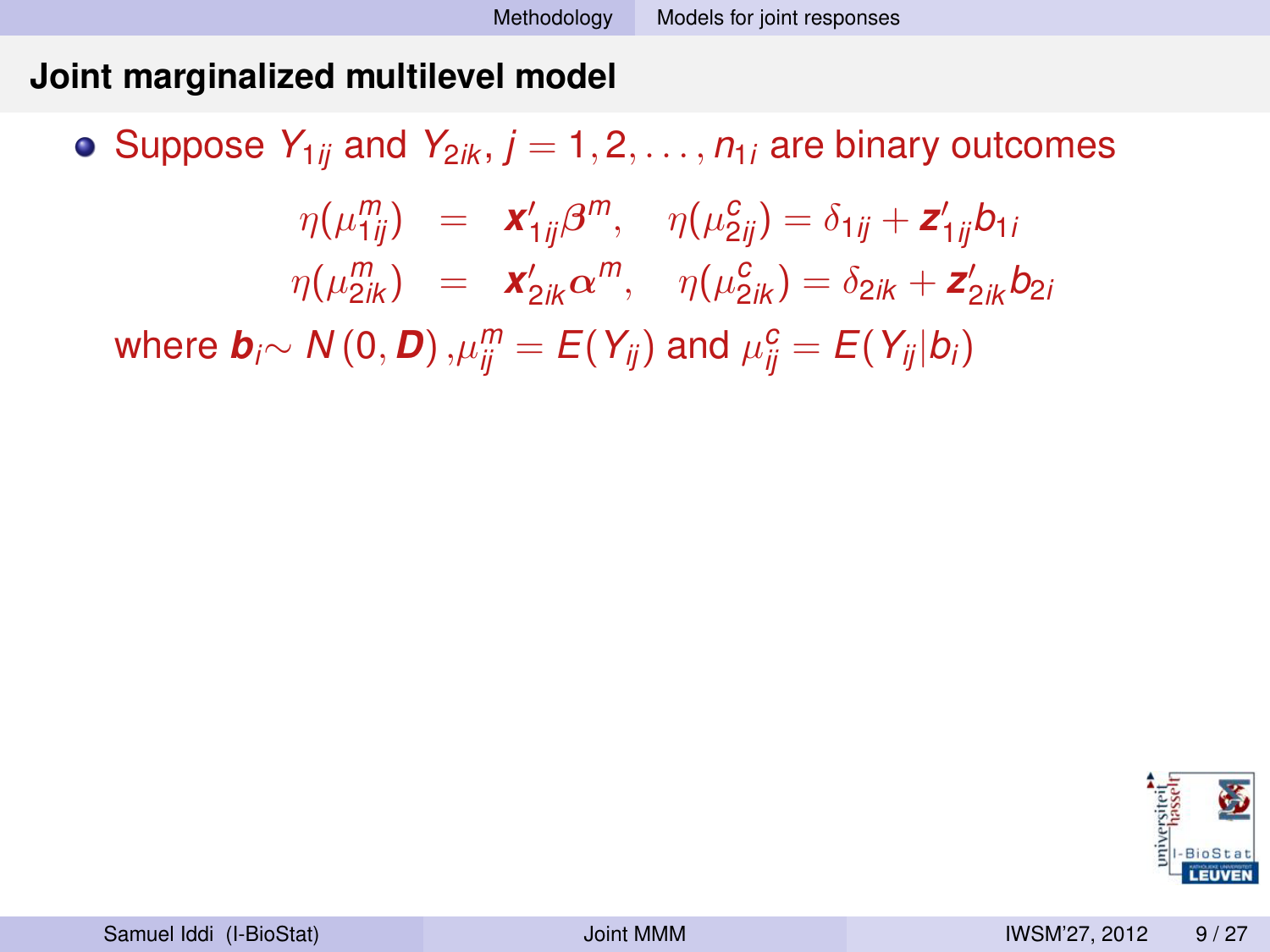## Joint marginalized multilevel model

- Suppose $Y_{1ij}$ and $Y_{2ik}$, $j = 1, 2, \ldots, n_{1i}$ are binary outcomes

$$\begin{aligned}
\eta(\mu^m_{1ij}) &= \boldsymbol{x}'_{1ij}\boldsymbol{\beta}^m, \quad \eta(\mu^c_{2ij}) = \delta_{1ij} + \boldsymbol{z}'_{1ij}b_{1i} \\
\eta(\mu^m_{2ik}) &= \boldsymbol{x}'_{2ik}\boldsymbol{\alpha}^m, \quad \eta(\mu^c_{2ik}) = \delta_{2ik} + \boldsymbol{z}'_{2ik}b_{2i}
\end{aligned}$$

  where $\boldsymbol{b}_i \sim N(0, \boldsymbol{D})$, $\mu^m_{ij} = E(Y_{ij})$ and $\mu^c_{ij} = E(Y_{ij}|b_i)$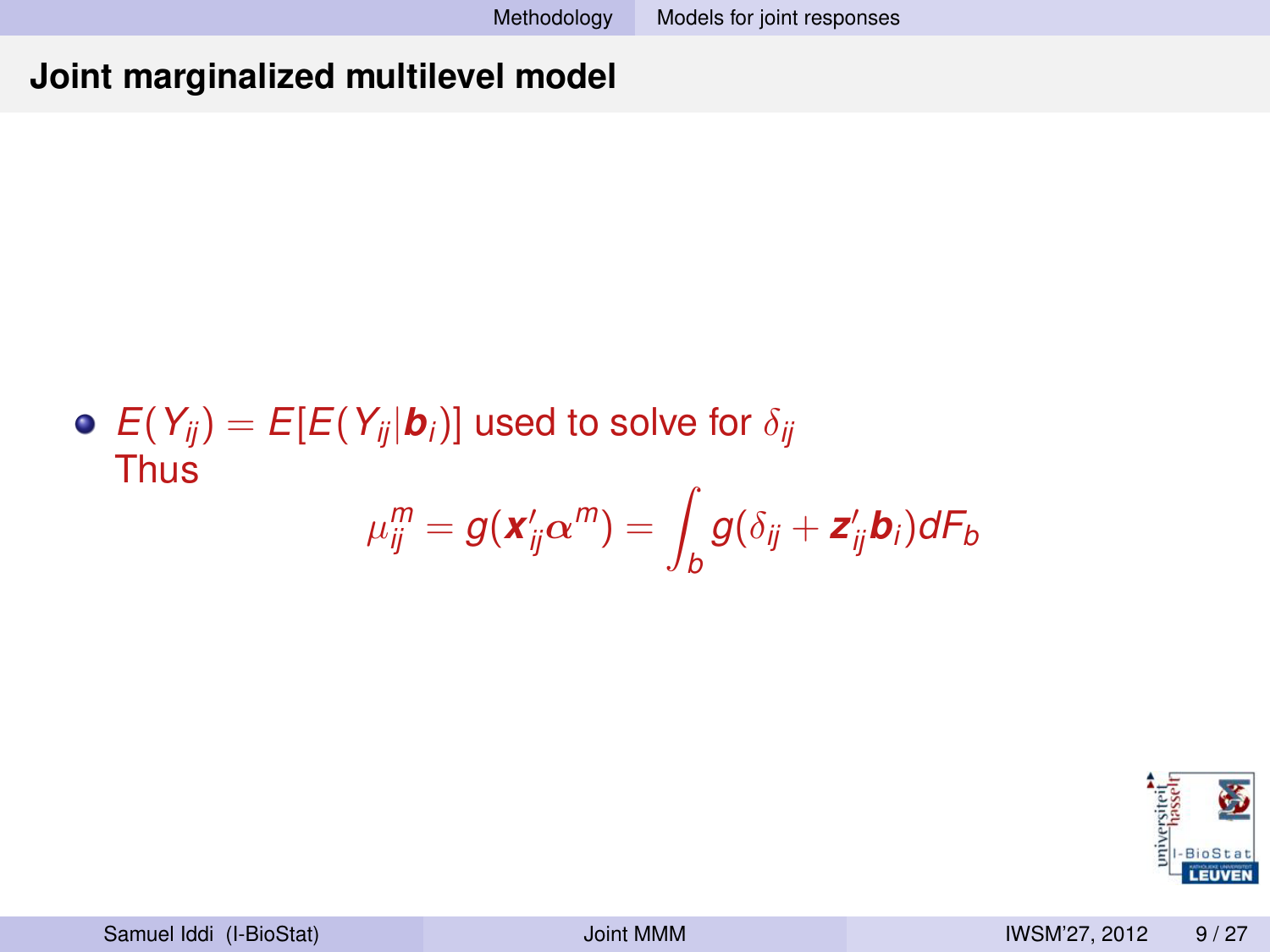## Joint marginalized multilevel model

- $E(Y_{ij}) = E[E(Y_{ij}|\boldsymbol{b}_i)]$ used to solve for $\delta_{ij}$

  Thus

$$\mu_{ij}^{m} = g(\boldsymbol{x}_{ij}'\boldsymbol{\alpha}^{m}) = \int_{b} g(\delta_{ij} + \boldsymbol{z}_{ij}'\boldsymbol{b}_i)dF_b$$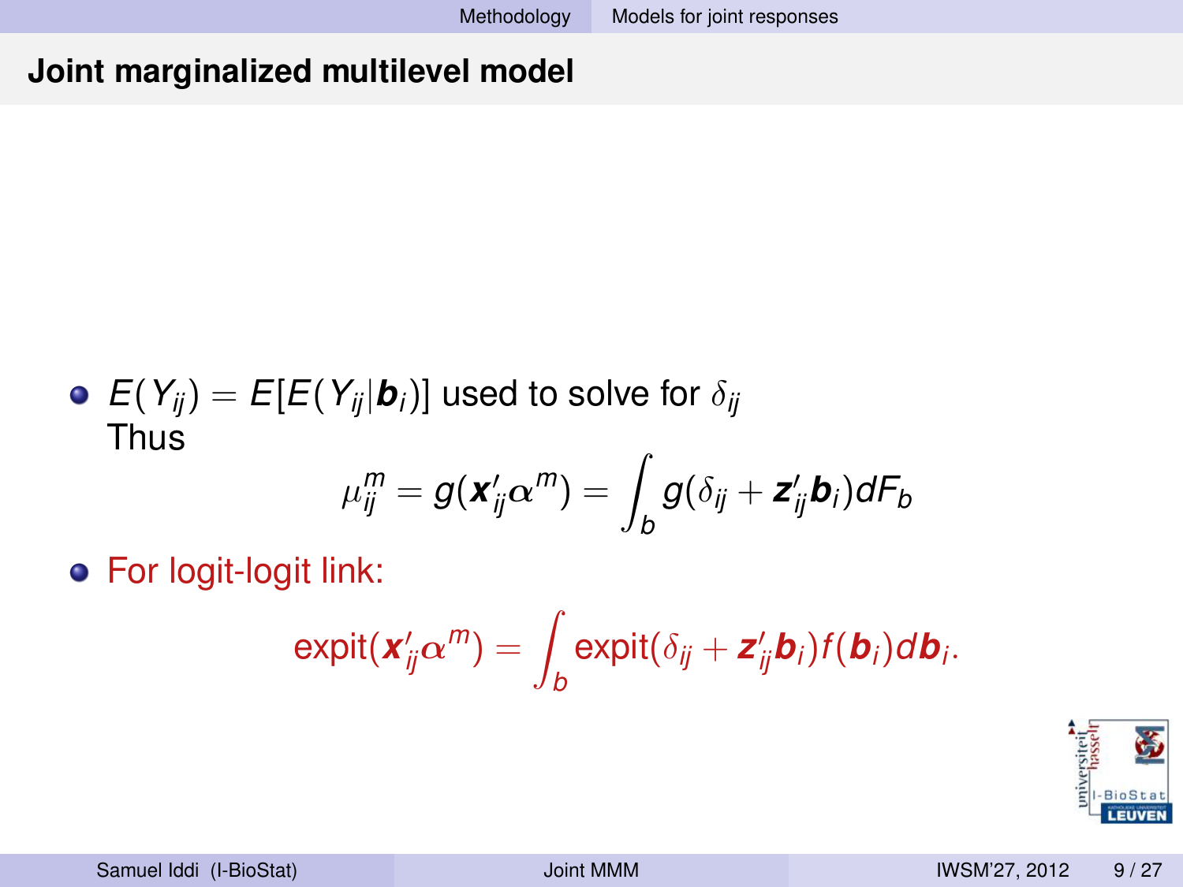## Joint marginalized multilevel model

- $E(Y_{ij}) = E[E(Y_{ij}|\boldsymbol{b}_i)]$ used to solve for $\delta_{ij}$
  Thus
$$\mu_{ij}^{m} = g(\boldsymbol{x}'_{ij}\boldsymbol{\alpha}^{m}) = \int_{b} g(\delta_{ij} + \boldsymbol{z}'_{ij}\boldsymbol{b}_i)dF_b$$
- For logit-logit link:
$$\text{expit}(\boldsymbol{x}'_{ij}\boldsymbol{\alpha}^{m}) = \int_{b} \text{expit}(\delta_{ij} + \boldsymbol{z}'_{ij}\boldsymbol{b}_i)f(\boldsymbol{b}_i)d\boldsymbol{b}_i.$$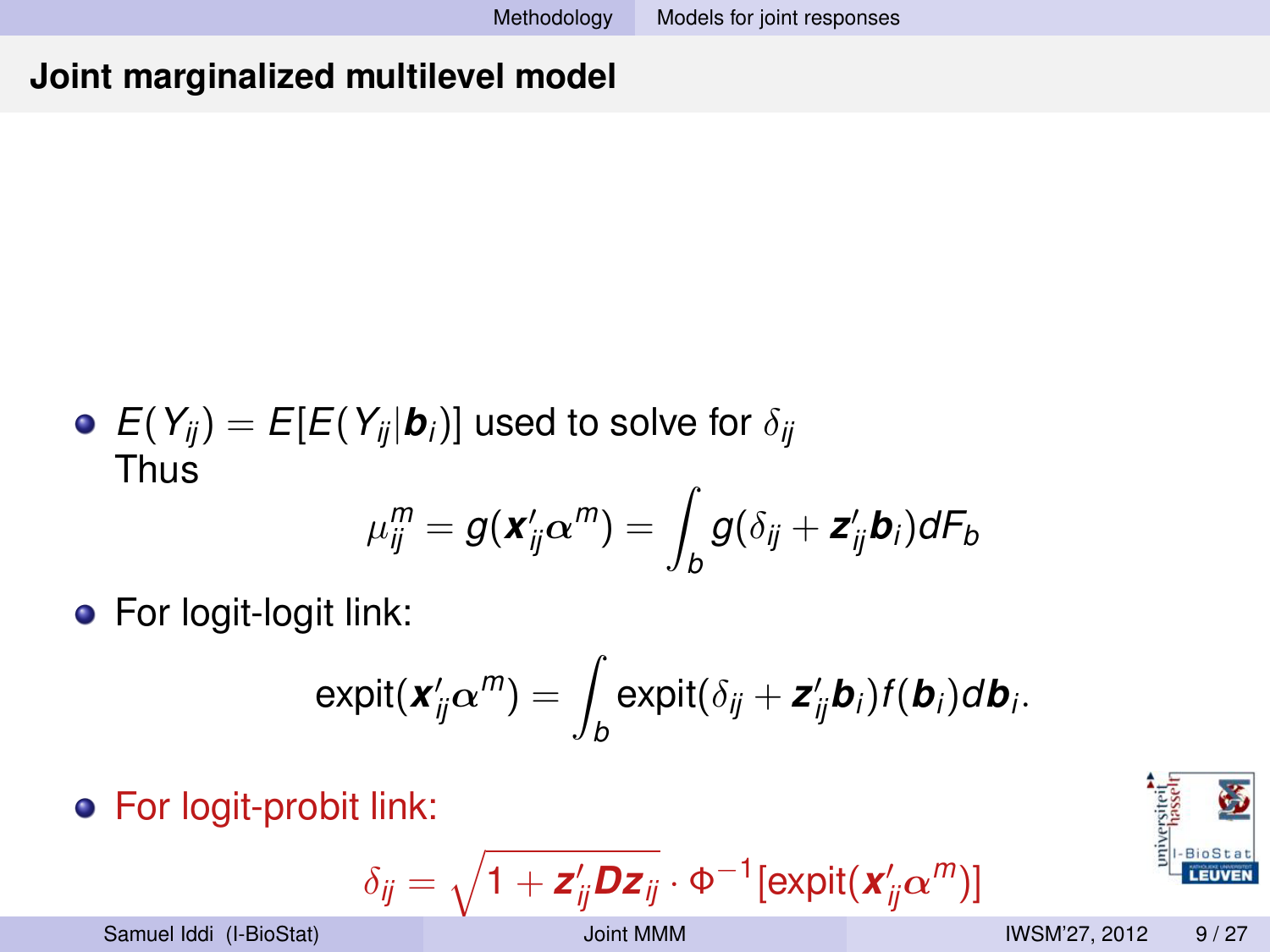## Joint marginalized multilevel model

- $E(Y_{ij}) = E[E(Y_{ij}|\boldsymbol{b}_i)]$ used to solve for $\delta_{ij}$

  Thus

$$\mu_{ij}^m = g(\boldsymbol{x}_{ij}'\boldsymbol{\alpha}^m) = \int_b g(\delta_{ij} + \boldsymbol{z}_{ij}'\boldsymbol{b}_i) dF_b$$

- For logit-logit link:

$$\text{expit}(\boldsymbol{x}_{ij}'\boldsymbol{\alpha}^m) = \int_b \text{expit}(\delta_{ij} + \boldsymbol{z}_{ij}'\boldsymbol{b}_i) f(\boldsymbol{b}_i) d\boldsymbol{b}_i.$$

- For logit-probit link:

$$\delta_{ij} = \sqrt{1 + \boldsymbol{z}_{ij}'\boldsymbol{D}\boldsymbol{z}_{ij}} \cdot \Phi^{-1}[\text{expit}(\boldsymbol{x}_{ij}'\alpha^m)]$$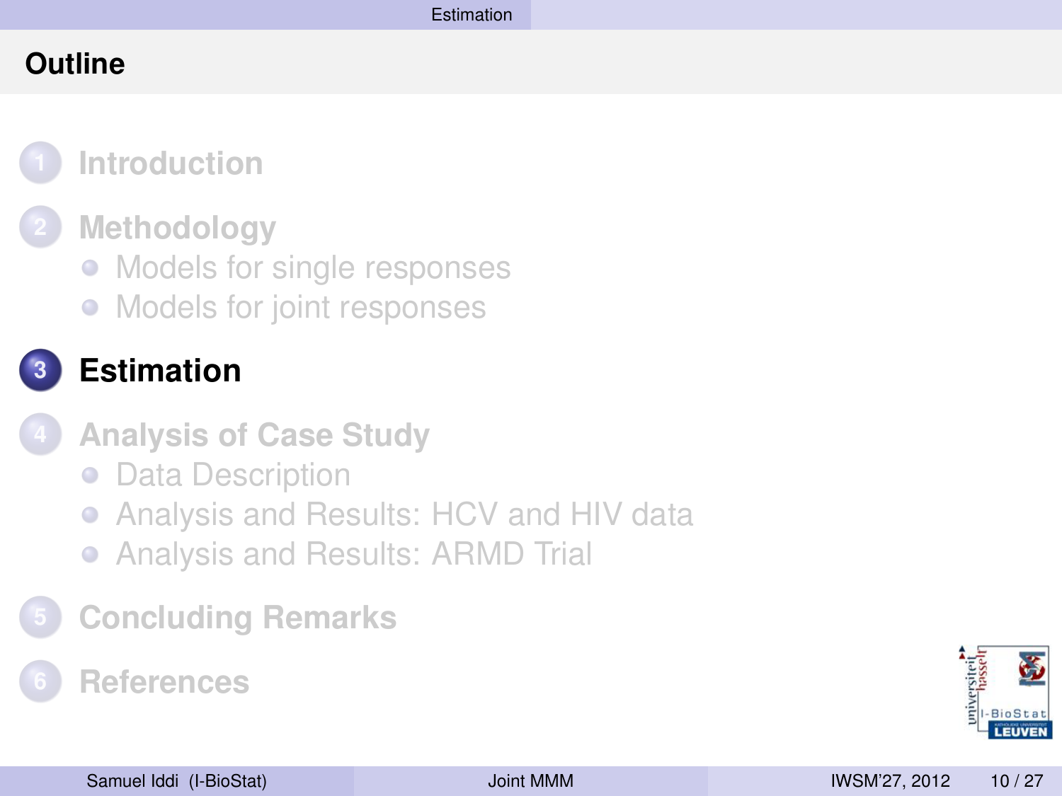## Outline

1. Introduction
2. Methodology
   - Models for single responses
   - Models for joint responses
3. **Estimation**
4. Analysis of Case Study
   - Data Description
   - Analysis and Results: HCV and HIV data
   - Analysis and Results: ARMD Trial
5. Concluding Remarks
6. References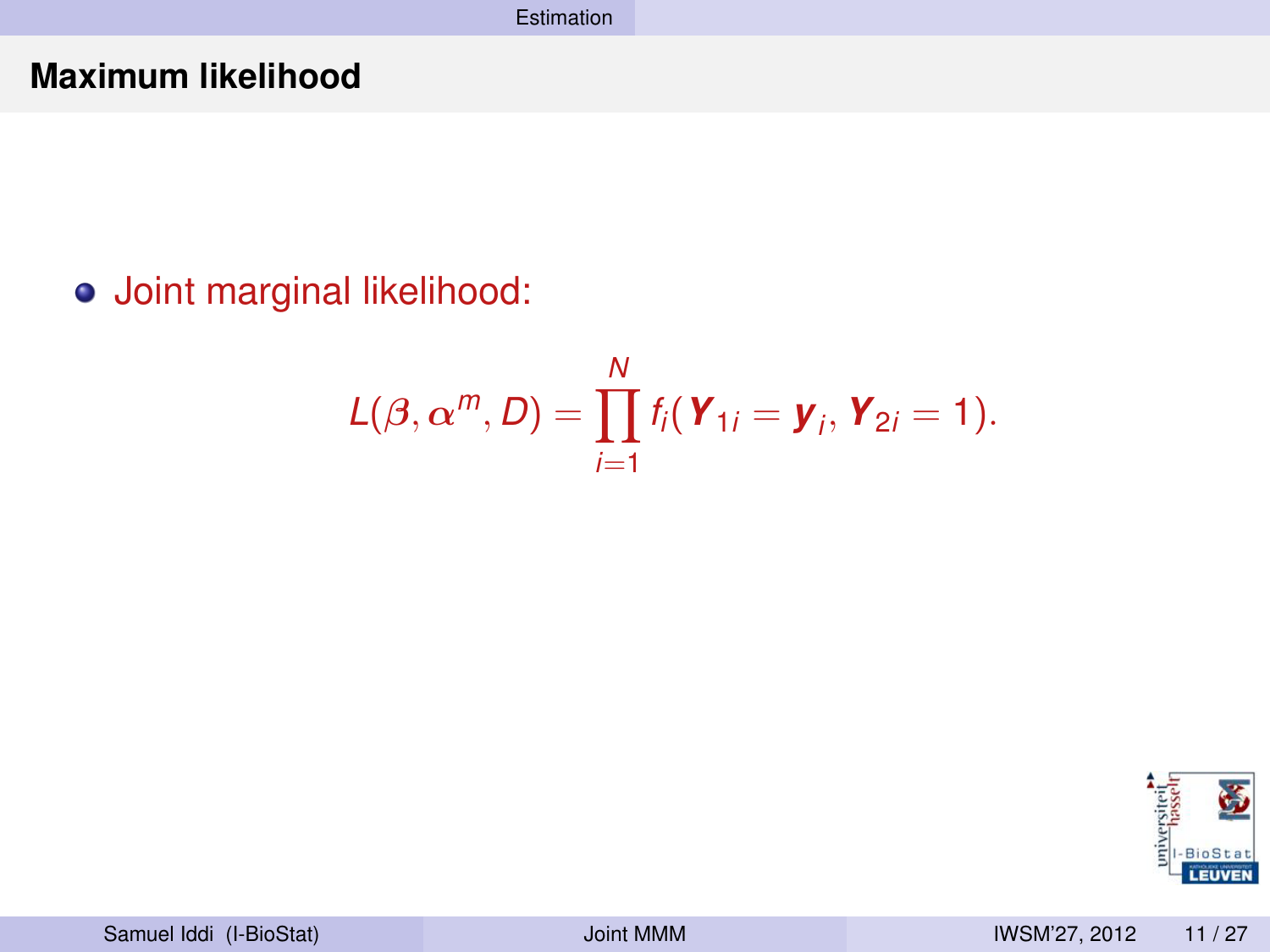## Maximum likelihood

- Joint marginal likelihood:

$$L(\beta, \alpha^m, D) = \prod_{i=1}^{N} f_i(\boldsymbol{Y}_{1i} = \boldsymbol{y}_i, \boldsymbol{Y}_{2i} = 1).$$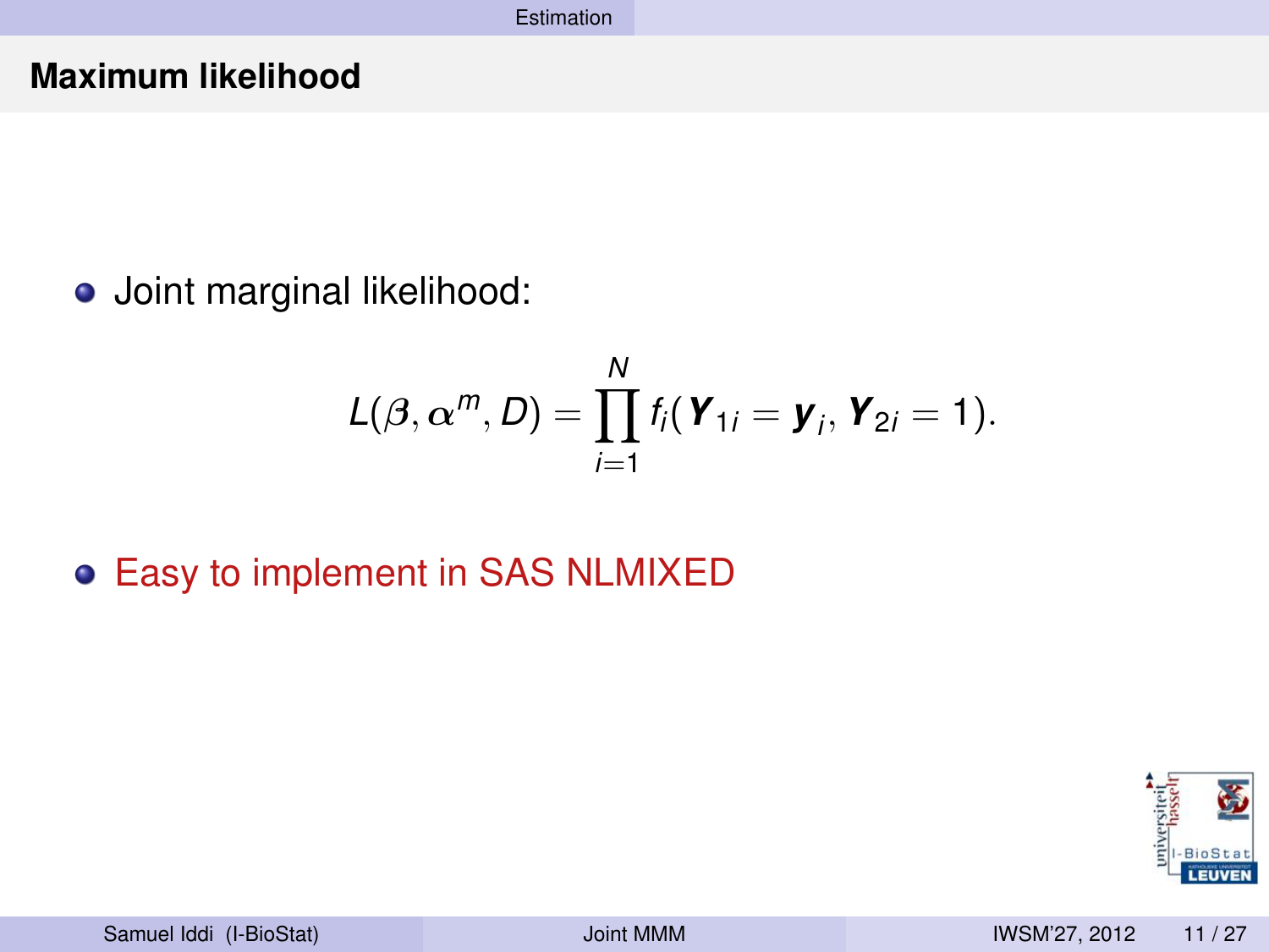## Maximum likelihood

- Joint marginal likelihood:

$$L(\boldsymbol{\beta}, \boldsymbol{\alpha}^m, D) = \prod_{i=1}^{N} f_i(\boldsymbol{Y}_{1i} = \boldsymbol{y}_i, \boldsymbol{Y}_{2i} = 1).$$

- Easy to implement in SAS NLMIXED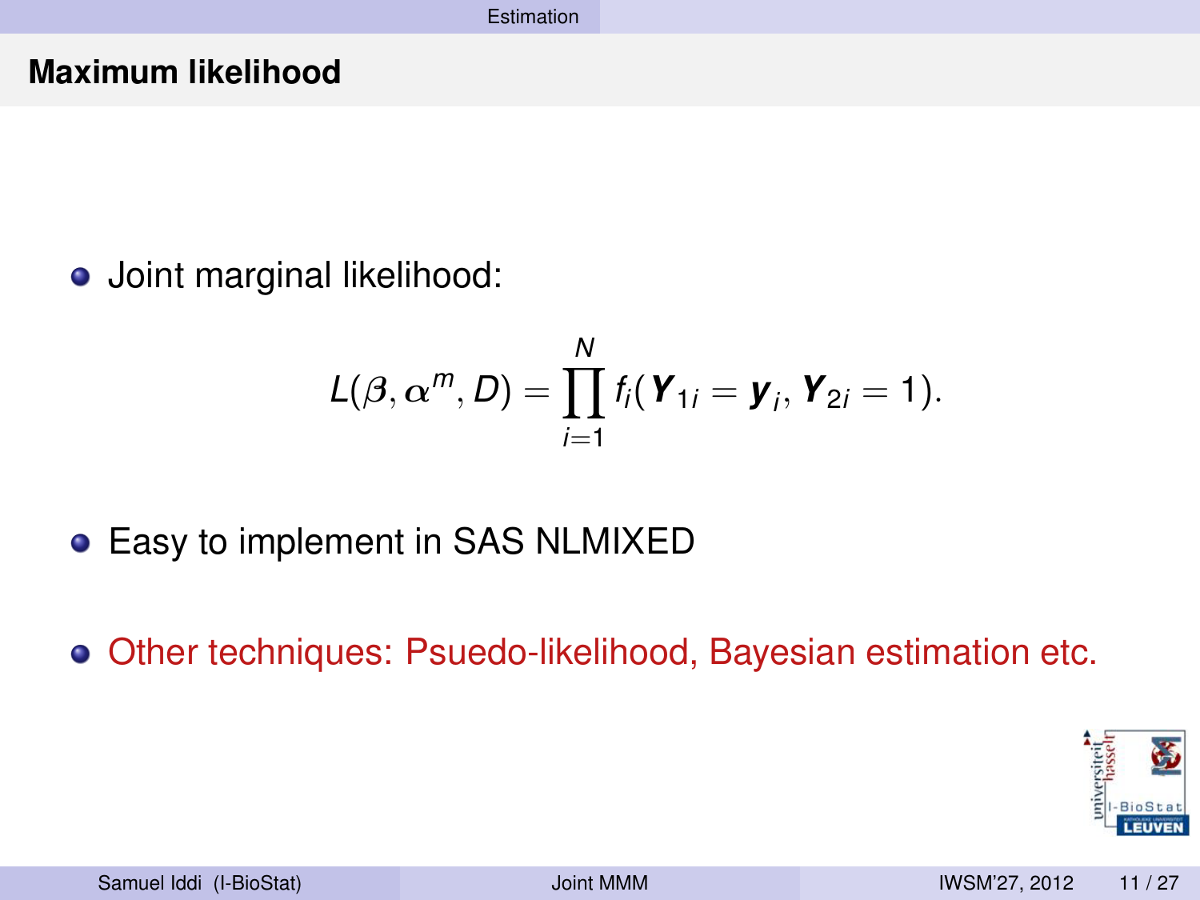## Maximum likelihood

- Joint marginal likelihood:

$$L(\boldsymbol{\beta}, \boldsymbol{\alpha}^m, D) = \prod_{i=1}^{N} f_i(\boldsymbol{Y}_{1i} = \boldsymbol{y}_i, \boldsymbol{Y}_{2i} = 1).$$

- Easy to implement in SAS NLMIXED

- Other techniques: Psuedo-likelihood, Bayesian estimation etc.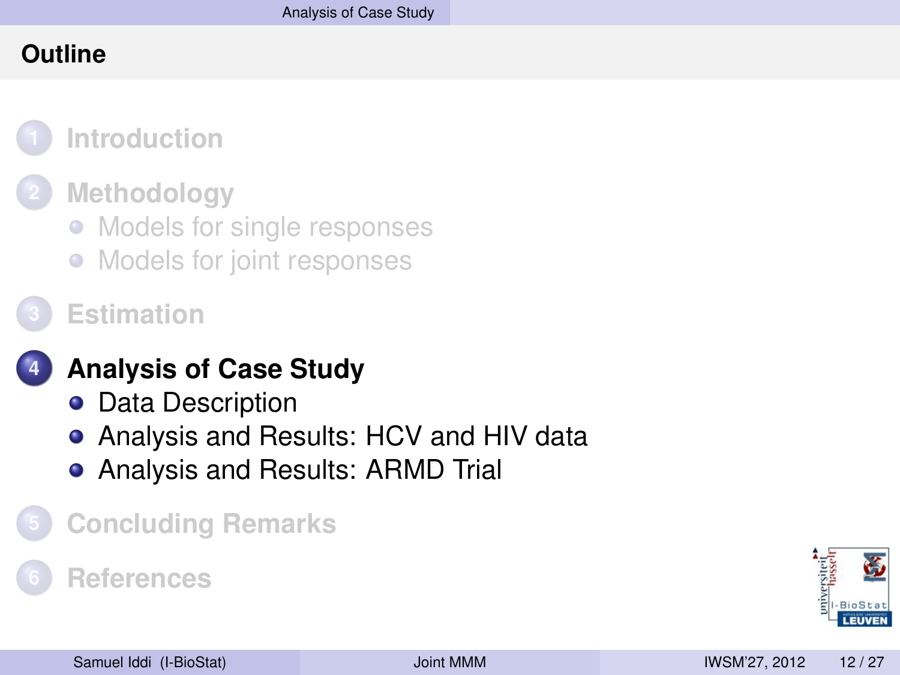## Outline

1. Introduction
2. Methodology
   - Models for single responses
   - Models for joint responses
3. Estimation
4. **Analysis of Case Study**
   - Data Description
   - Analysis and Results: HCV and HIV data
   - Analysis and Results: ARMD Trial
5. Concluding Remarks
6. References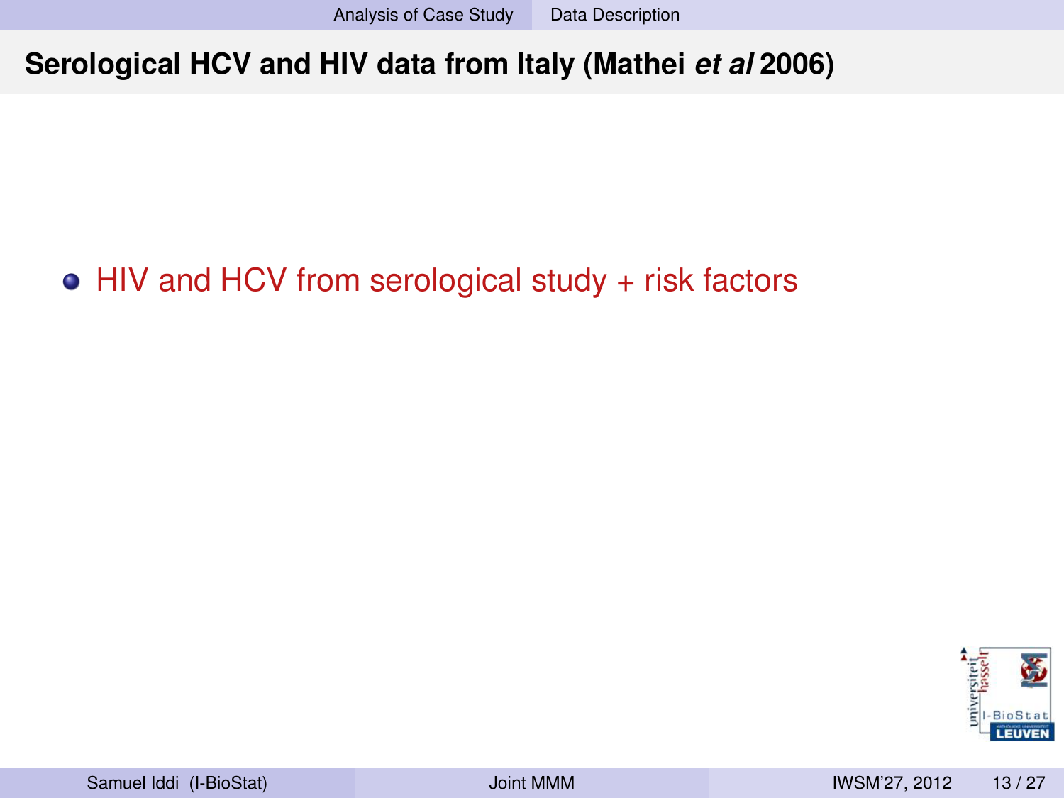## Serological HCV and HIV data from Italy (Mathei *et al* 2006)

- HIV and HCV from serological study + risk factors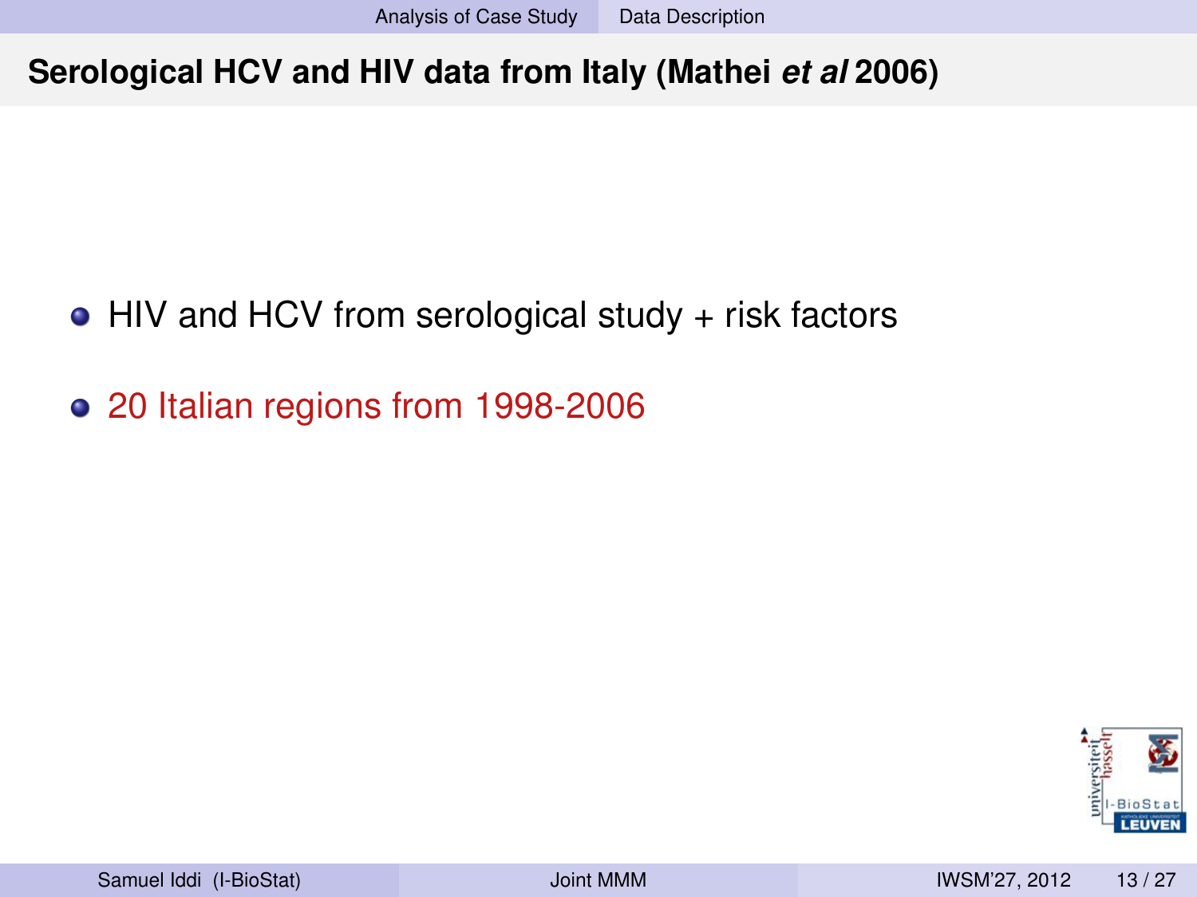## Serological HCV and HIV data from Italy (Mathei *et al* 2006)

- HIV and HCV from serological study + risk factors
- 20 Italian regions from 1998-2006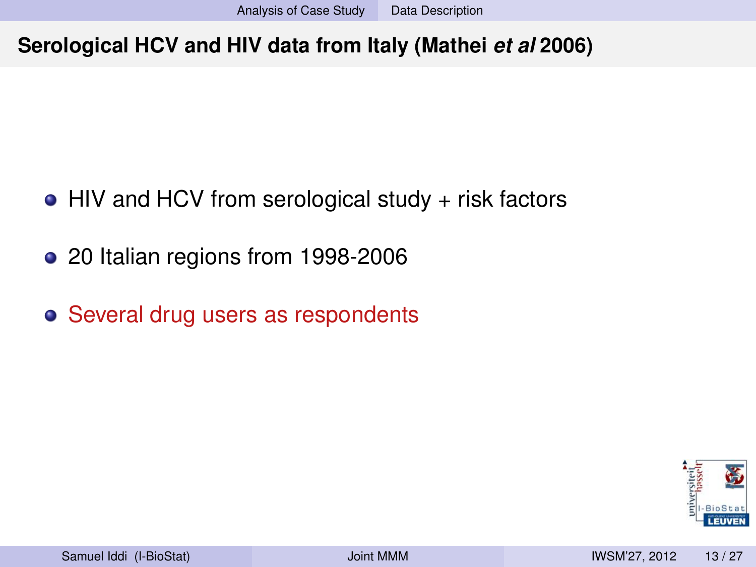## Serological HCV and HIV data from Italy (Mathei *et al* 2006)

- HIV and HCV from serological study + risk factors
- 20 Italian regions from 1998-2006
- Several drug users as respondents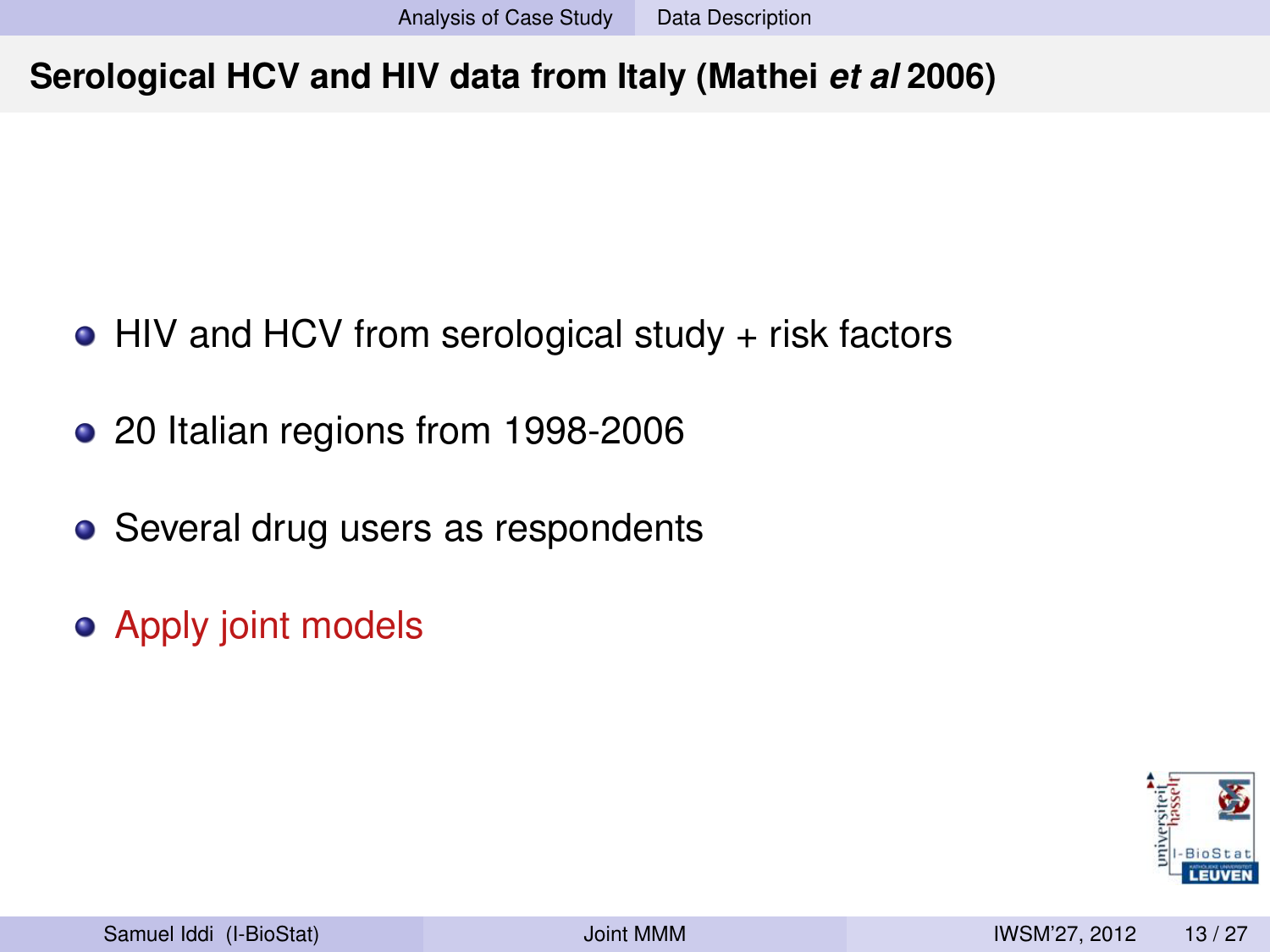## Serological HCV and HIV data from Italy (Mathei *et al* 2006)

- HIV and HCV from serological study + risk factors
- 20 Italian regions from 1998-2006
- Several drug users as respondents
- Apply joint models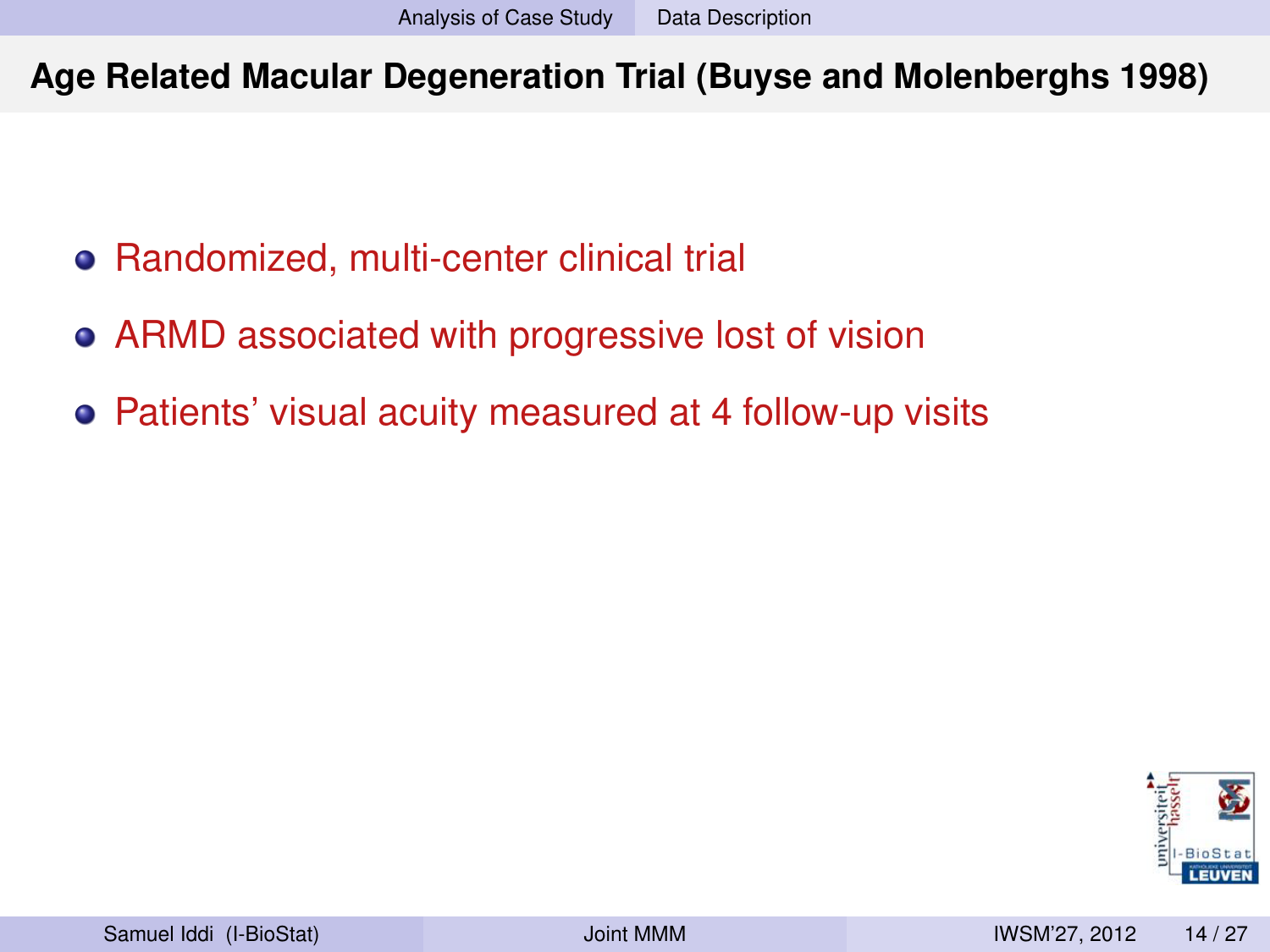## Age Related Macular Degeneration Trial (Buyse and Molenberghs 1998)

- Randomized, multi-center clinical trial
- ARMD associated with progressive lost of vision
- Patients' visual acuity measured at 4 follow-up visits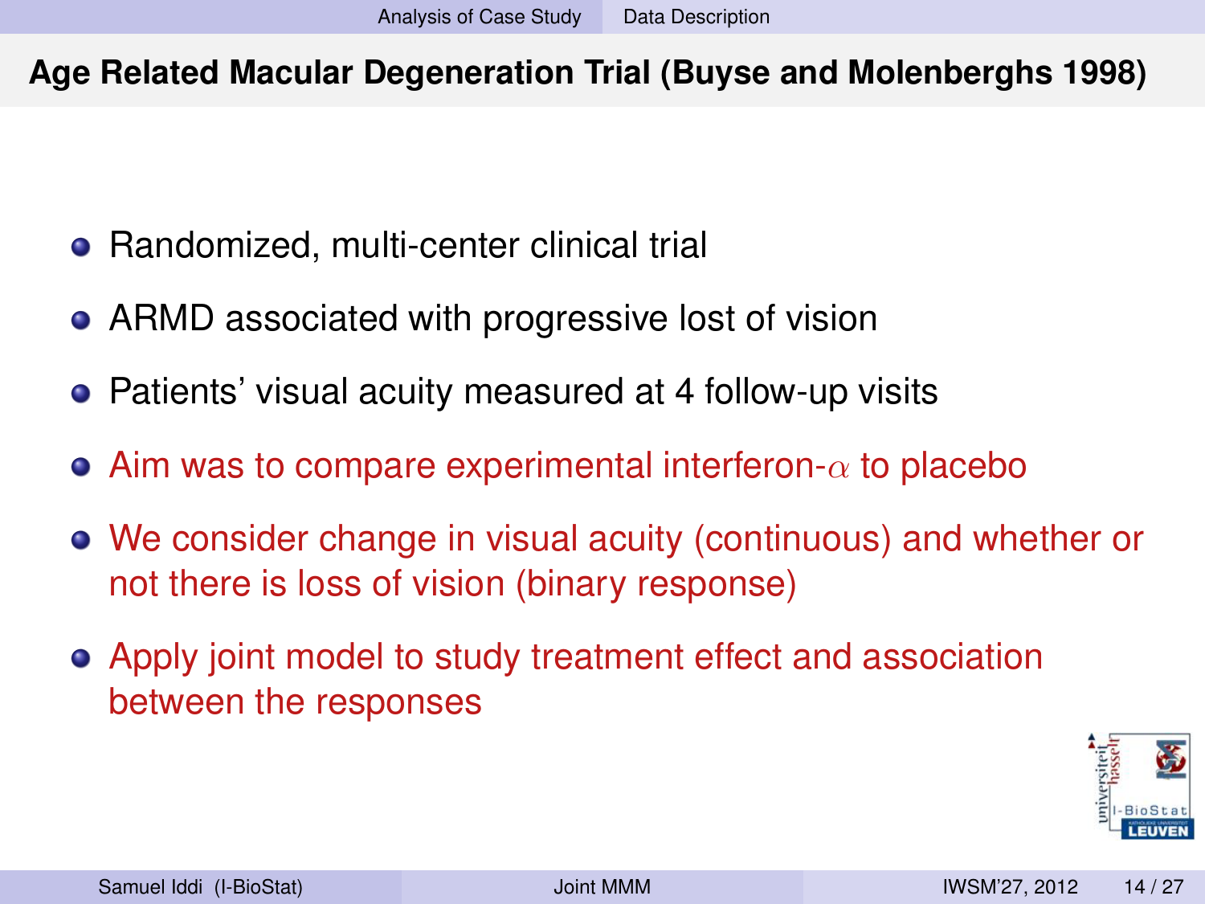## Age Related Macular Degeneration Trial (Buyse and Molenberghs 1998)

- Randomized, multi-center clinical trial
- ARMD associated with progressive lost of vision
- Patients' visual acuity measured at 4 follow-up visits
- Aim was to compare experimental interferon-$\alpha$ to placebo
- We consider change in visual acuity (continuous) and whether or not there is loss of vision (binary response)
- Apply joint model to study treatment effect and association between the responses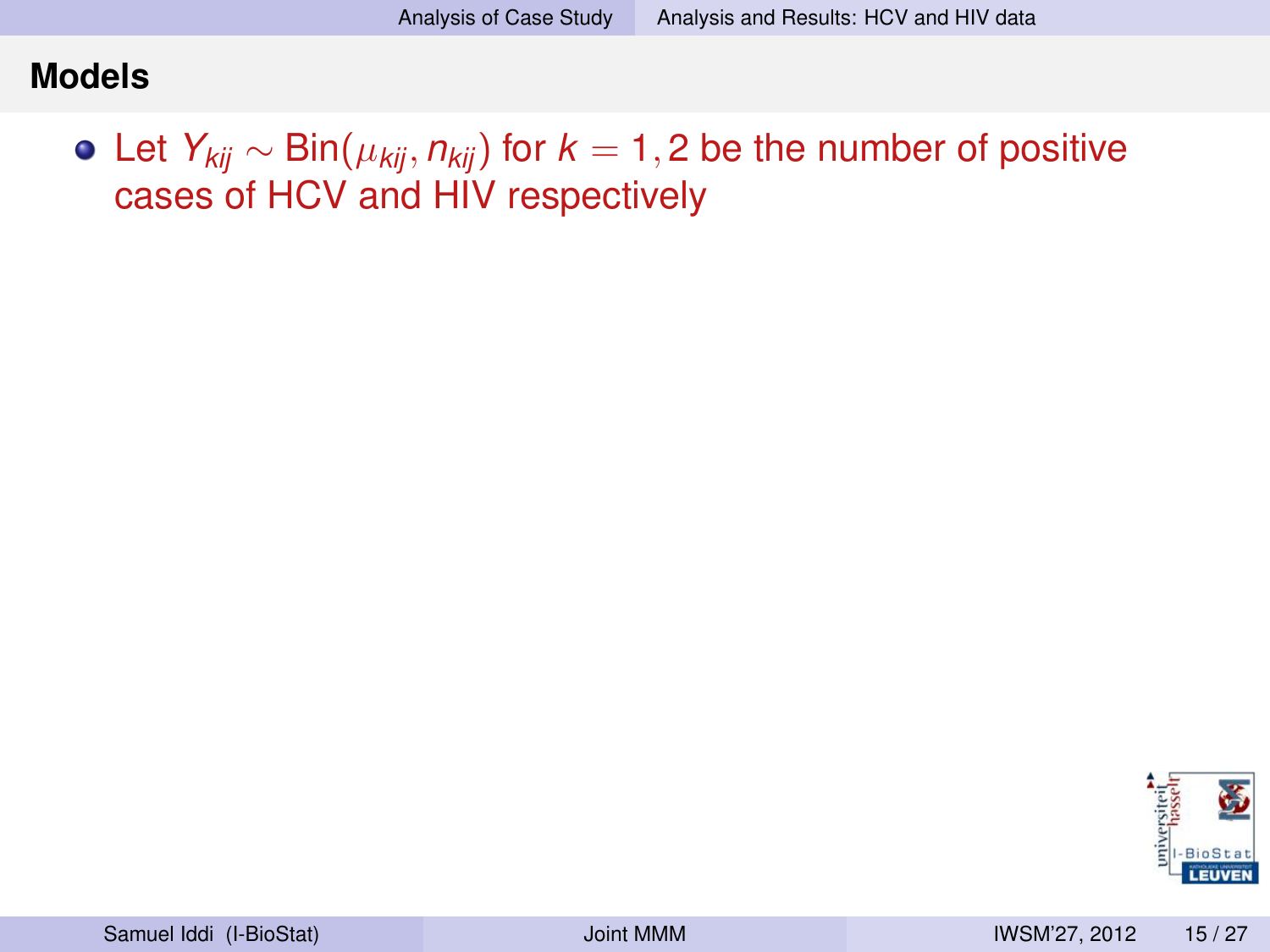## Models

- Let $Y_{kij} \sim \text{Bin}(\mu_{kij}, n_{kij})$ for $k = 1, 2$ be the number of positive cases of HCV and HIV respectively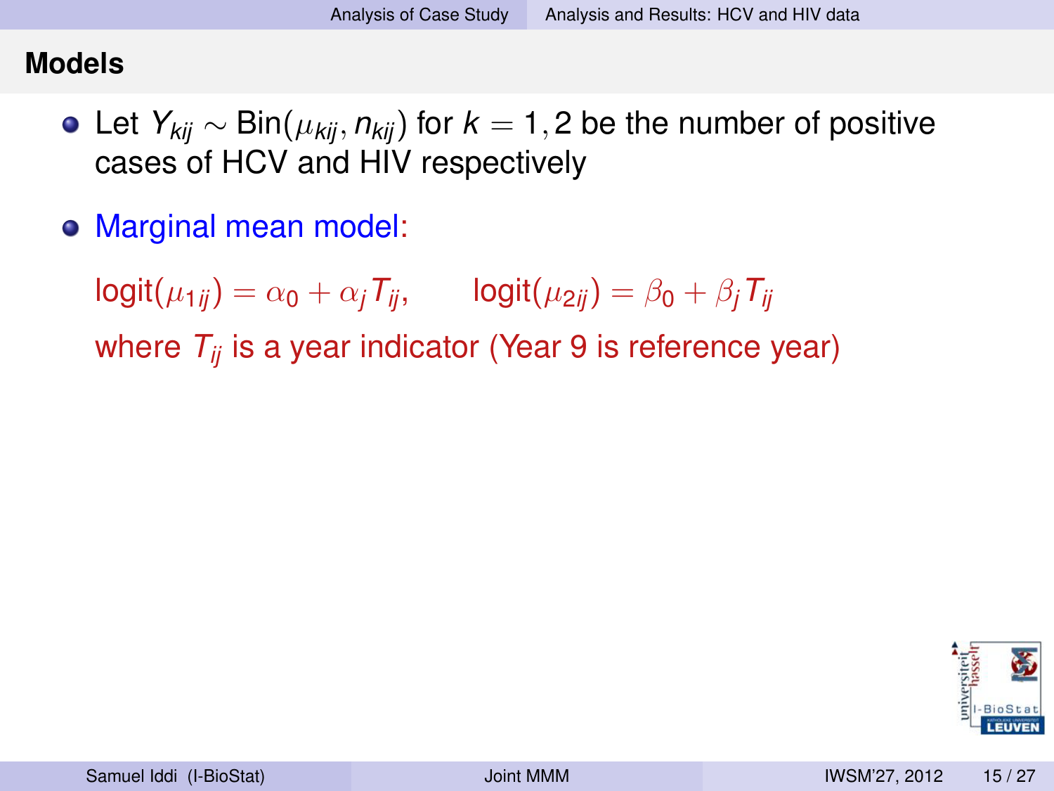## Models

- Let $Y_{kij} \sim \text{Bin}(\mu_{kij}, n_{kij})$ for $k = 1, 2$ be the number of positive cases of HCV and HIV respectively

- Marginal mean model:

  $\text{logit}(\mu_{1ij}) = \alpha_0 + \alpha_j T_{ij}, \qquad \text{logit}(\mu_{2ij}) = \beta_0 + \beta_j T_{ij}$

  where $T_{ij}$ is a year indicator (Year 9 is reference year)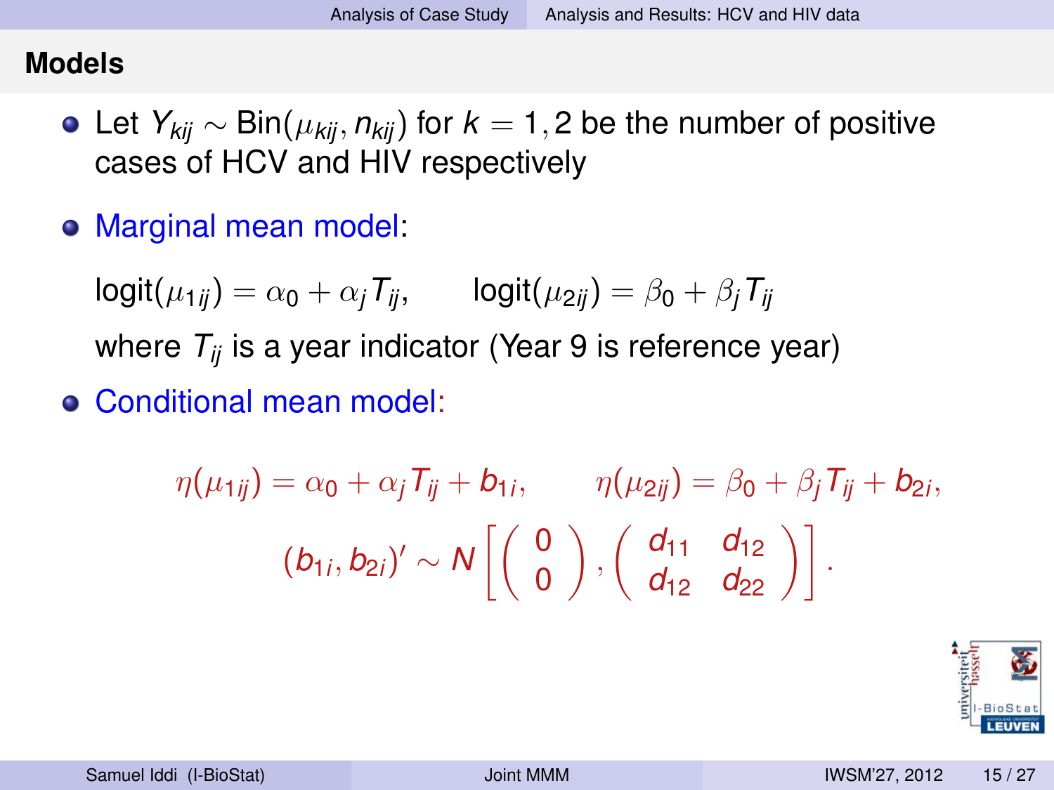## Models

- Let $Y_{kij} \sim \text{Bin}(\mu_{kij}, n_{kij})$ for $k = 1, 2$ be the number of positive cases of HCV and HIV respectively

- Marginal mean model:

  $$\text{logit}(\mu_{1ij}) = \alpha_0 + \alpha_j T_{ij}, \qquad \text{logit}(\mu_{2ij}) = \beta_0 + \beta_j T_{ij}$$

  where $T_{ij}$ is a year indicator (Year 9 is reference year)

- Conditional mean model:

$$\eta(\mu_{1ij}) = \alpha_0 + \alpha_j T_{ij} + b_{1i}, \qquad \eta(\mu_{2ij}) = \beta_0 + \beta_j T_{ij} + b_{2i},$$

$$(b_{1i}, b_{2i})' \sim N\left[\begin{pmatrix} 0 \\ 0 \end{pmatrix}, \begin{pmatrix} d_{11} & d_{12} \\ d_{12} & d_{22} \end{pmatrix}\right].$$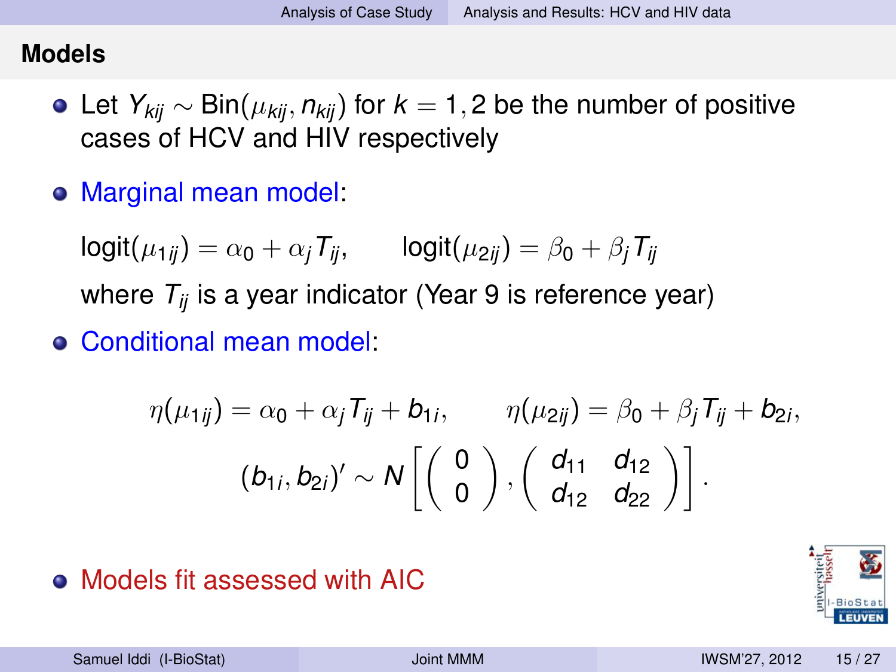## Models

- Let $Y_{kij} \sim \text{Bin}(\mu_{kij}, n_{kij})$ for $k = 1, 2$ be the number of positive cases of HCV and HIV respectively

- Marginal mean model:

  $\text{logit}(\mu_{1ij}) = \alpha_0 + \alpha_j T_{ij}, \qquad \text{logit}(\mu_{2ij}) = \beta_0 + \beta_j T_{ij}$

  where $T_{ij}$ is a year indicator (Year 9 is reference year)

- Conditional mean model:

$$\eta(\mu_{1ij}) = \alpha_0 + \alpha_j T_{ij} + b_{1i}, \qquad \eta(\mu_{2ij}) = \beta_0 + \beta_j T_{ij} + b_{2i},$$

$$(b_{1i}, b_{2i})' \sim N\left[\begin{pmatrix} 0 \\ 0 \end{pmatrix}, \begin{pmatrix} d_{11} & d_{12} \\ d_{12} & d_{22} \end{pmatrix}\right].$$

- Models fit assessed with AIC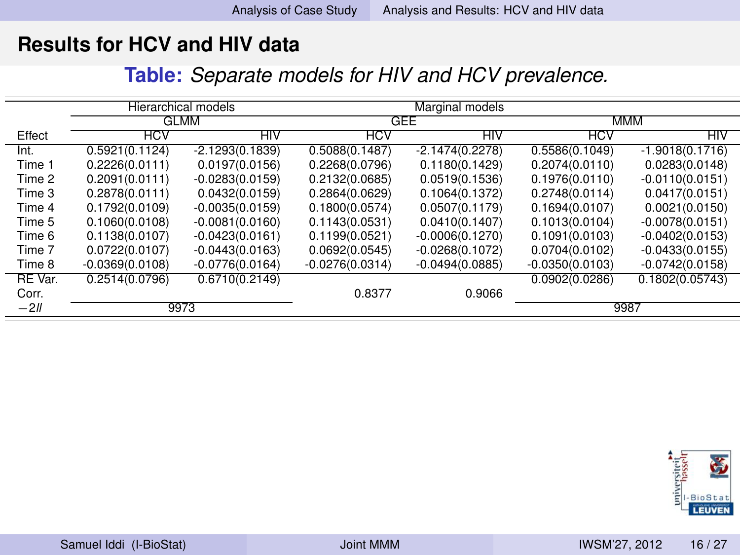## Results for HCV and HIV data

**Table:** *Separate models for HIV and HCV prevalence.*

| | Hierarchical models | | Marginal models | | | |
|---|---|---|---|---|---|---|
| | GLMM | | GEE | | MMM | |
| Effect | HCV | HIV | HCV | HIV | HCV | HIV |
| Int. | 0.5921(0.1124) | -2.1293(0.1839) | 0.5088(0.1487) | -2.1474(0.2278) | 0.5586(0.1049) | -1.9018(0.1716) |
| Time 1 | 0.2226(0.0111) | 0.0197(0.0156) | 0.2268(0.0796) | 0.1180(0.1429) | 0.2074(0.0110) | 0.0283(0.0148) |
| Time 2 | 0.2091(0.0111) | -0.0283(0.0159) | 0.2132(0.0685) | 0.0519(0.1536) | 0.1976(0.0110) | -0.0110(0.0151) |
| Time 3 | 0.2878(0.0111) | 0.0432(0.0159) | 0.2864(0.0629) | 0.1064(0.1372) | 0.2748(0.0114) | 0.0417(0.0151) |
| Time 4 | 0.1792(0.0109) | -0.0035(0.0159) | 0.1800(0.0574) | 0.0507(0.1179) | 0.1694(0.0107) | 0.0021(0.0150) |
| Time 5 | 0.1060(0.0108) | -0.0081(0.0160) | 0.1143(0.0531) | 0.0410(0.1407) | 0.1013(0.0104) | -0.0078(0.0151) |
| Time 6 | 0.1138(0.0107) | -0.0423(0.0161) | 0.1199(0.0521) | -0.0006(0.1270) | 0.1091(0.0103) | -0.0402(0.0153) |
| Time 7 | 0.0722(0.0107) | -0.0443(0.0163) | 0.0692(0.0545) | -0.0268(0.1072) | 0.0704(0.0102) | -0.0433(0.0155) |
| Time 8 | -0.0369(0.0108) | -0.0776(0.0164) | -0.0276(0.0314) | -0.0494(0.0885) | -0.0350(0.0103) | -0.0742(0.0158) |
| RE Var. | 0.2514(0.0796) | 0.6710(0.2149) | | | 0.0902(0.0286) | 0.1802(0.05743) |
| Corr. | | | 0.8377 | 0.9066 | | |
| $-2ll$ | 9973 | | | | 9987 | |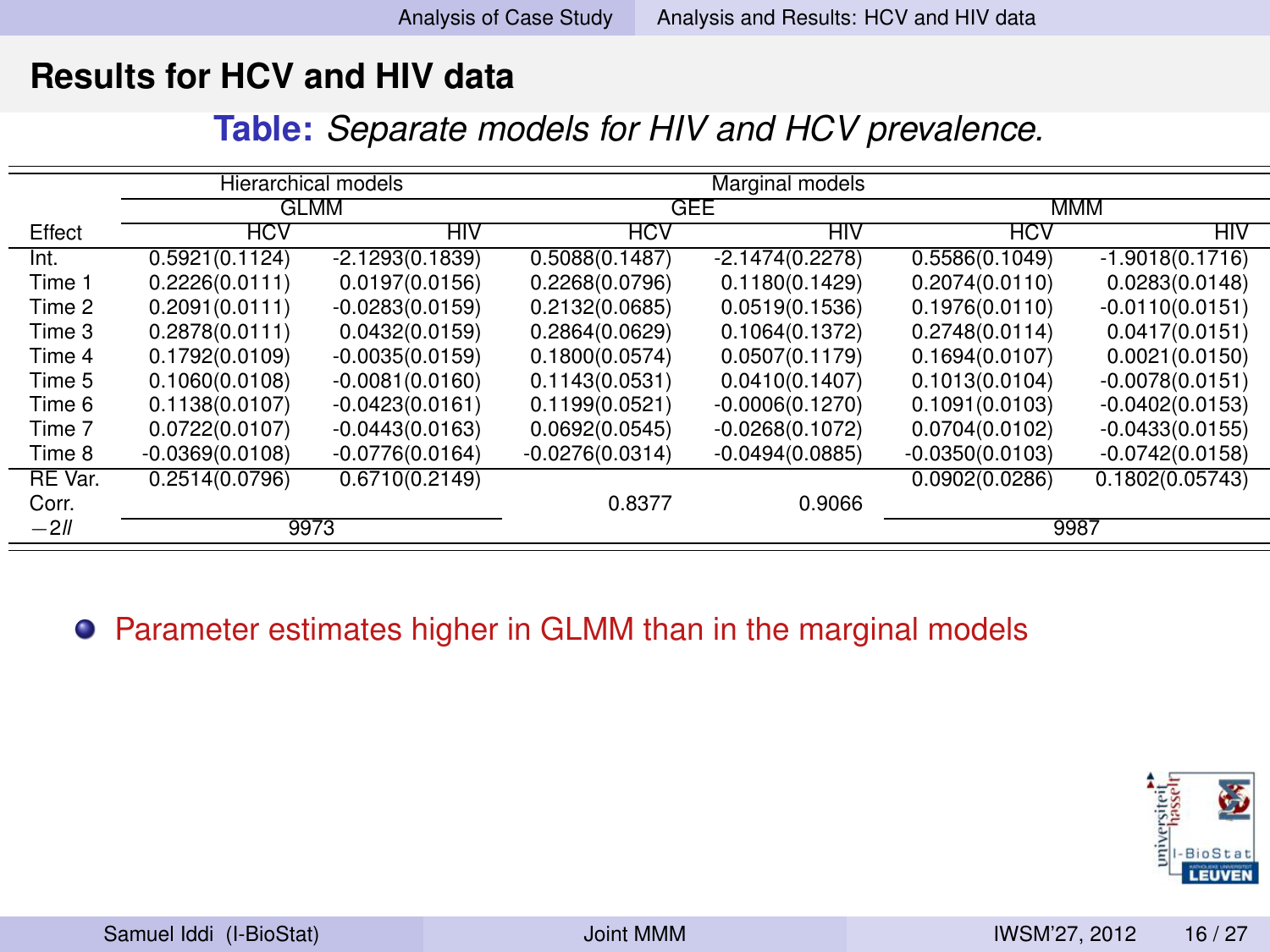## Results for HCV and HIV data

**Table:** *Separate models for HIV and HCV prevalence.*

| | Hierarchical models | | Marginal models | | | |
|---|---|---|---|---|---|---|
| | GLMM | | GEE | | MMM | |
| Effect | HCV | HIV | HCV | HIV | HCV | HIV |
| Int. | 0.5921(0.1124) | -2.1293(0.1839) | 0.5088(0.1487) | -2.1474(0.2278) | 0.5586(0.1049) | -1.9018(0.1716) |
| Time 1 | 0.2226(0.0111) | 0.0197(0.0156) | 0.2268(0.0796) | 0.1180(0.1429) | 0.2074(0.0110) | 0.0283(0.0148) |
| Time 2 | 0.2091(0.0111) | -0.0283(0.0159) | 0.2132(0.0685) | 0.0519(0.1536) | 0.1976(0.0110) | -0.0110(0.0151) |
| Time 3 | 0.2878(0.0111) | 0.0432(0.0159) | 0.2864(0.0629) | 0.1064(0.1372) | 0.2748(0.0114) | 0.0417(0.0151) |
| Time 4 | 0.1792(0.0109) | -0.0035(0.0159) | 0.1800(0.0574) | 0.0507(0.1179) | 0.1694(0.0107) | 0.0021(0.0150) |
| Time 5 | 0.1060(0.0108) | -0.0081(0.0160) | 0.1143(0.0531) | 0.0410(0.1407) | 0.1013(0.0104) | -0.0078(0.0151) |
| Time 6 | 0.1138(0.0107) | -0.0423(0.0161) | 0.1199(0.0521) | -0.0006(0.1270) | 0.1091(0.0103) | -0.0402(0.0153) |
| Time 7 | 0.0722(0.0107) | -0.0443(0.0163) | 0.0692(0.0545) | -0.0268(0.1072) | 0.0704(0.0102) | -0.0433(0.0155) |
| Time 8 | -0.0369(0.0108) | -0.0776(0.0164) | -0.0276(0.0314) | -0.0494(0.0885) | -0.0350(0.0103) | -0.0742(0.0158) |
| RE Var. | 0.2514(0.0796) | 0.6710(0.2149) | | | 0.0902(0.0286) | 0.1802(0.05743) |
| Corr. | | | 0.8377 | 0.9066 | | |
| $-2ll$ | 9973 | | | | 9987 | |

- Parameter estimates higher in GLMM than in the marginal models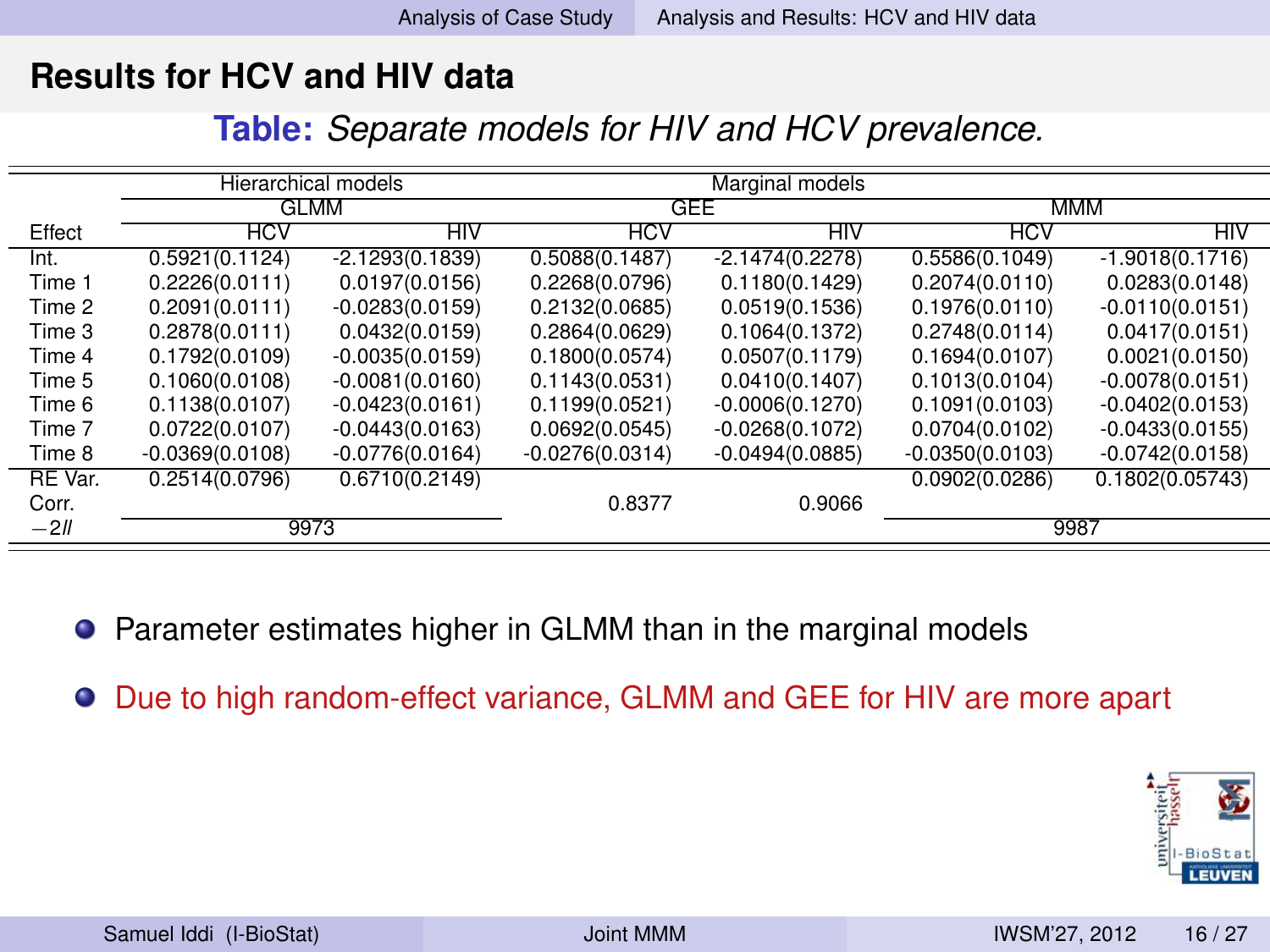## Results for HCV and HIV data

**Table:** *Separate models for HIV and HCV prevalence.*

| | Hierarchical models | | Marginal models | | | |
|---|---|---|---|---|---|---|
| | GLMM | | GEE | | MMM | |
| Effect | HCV | HIV | HCV | HIV | HCV | HIV |
| Int. | 0.5921(0.1124) | -2.1293(0.1839) | 0.5088(0.1487) | -2.1474(0.2278) | 0.5586(0.1049) | -1.9018(0.1716) |
| Time 1 | 0.2226(0.0111) | 0.0197(0.0156) | 0.2268(0.0796) | 0.1180(0.1429) | 0.2074(0.0110) | 0.0283(0.0148) |
| Time 2 | 0.2091(0.0111) | -0.0283(0.0159) | 0.2132(0.0685) | 0.0519(0.1536) | 0.1976(0.0110) | -0.0110(0.0151) |
| Time 3 | 0.2878(0.0111) | 0.0432(0.0159) | 0.2864(0.0629) | 0.1064(0.1372) | 0.2748(0.0114) | 0.0417(0.0151) |
| Time 4 | 0.1792(0.0109) | -0.0035(0.0159) | 0.1800(0.0574) | 0.0507(0.1179) | 0.1694(0.0107) | 0.0021(0.0150) |
| Time 5 | 0.1060(0.0108) | -0.0081(0.0160) | 0.1143(0.0531) | 0.0410(0.1407) | 0.1013(0.0104) | -0.0078(0.0151) |
| Time 6 | 0.1138(0.0107) | -0.0423(0.0161) | 0.1199(0.0521) | -0.0006(0.1270) | 0.1091(0.0103) | -0.0402(0.0153) |
| Time 7 | 0.0722(0.0107) | -0.0443(0.0163) | 0.0692(0.0545) | -0.0268(0.1072) | 0.0704(0.0102) | -0.0433(0.0155) |
| Time 8 | -0.0369(0.0108) | -0.0776(0.0164) | -0.0276(0.0314) | -0.0494(0.0885) | -0.0350(0.0103) | -0.0742(0.0158) |
| RE Var. | 0.2514(0.0796) | 0.6710(0.2149) | | | 0.0902(0.0286) | 0.1802(0.05743) |
| Corr. | | | 0.8377 | 0.9066 | | |
| $-2ll$ | 9973 | | | | 9987 | |

- Parameter estimates higher in GLMM than in the marginal models
- Due to high random-effect variance, GLMM and GEE for HIV are more apart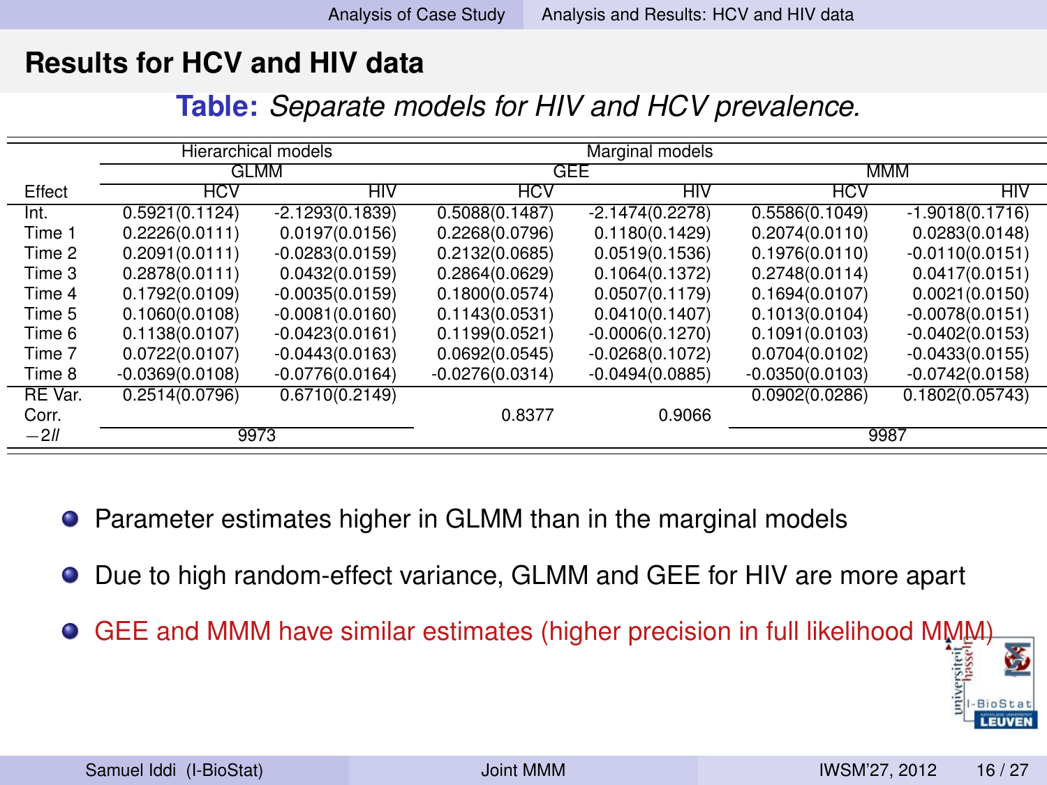## Results for HCV and HIV data

**Table:** *Separate models for HIV and HCV prevalence.*

| | Hierarchical models | | Marginal models | | | |
|---|---|---|---|---|---|---|
| | GLMM | | GEE | | MMM | |
| Effect | HCV | HIV | HCV | HIV | HCV | HIV |
| Int. | 0.5921(0.1124) | -2.1293(0.1839) | 0.5088(0.1487) | -2.1474(0.2278) | 0.5586(0.1049) | -1.9018(0.1716) |
| Time 1 | 0.2226(0.0111) | 0.0197(0.0156) | 0.2268(0.0796) | 0.1180(0.1429) | 0.2074(0.0110) | 0.0283(0.0148) |
| Time 2 | 0.2091(0.0111) | -0.0283(0.0159) | 0.2132(0.0685) | 0.0519(0.1536) | 0.1976(0.0110) | -0.0110(0.0151) |
| Time 3 | 0.2878(0.0111) | 0.0432(0.0159) | 0.2864(0.0629) | 0.1064(0.1372) | 0.2748(0.0114) | 0.0417(0.0151) |
| Time 4 | 0.1792(0.0109) | -0.0035(0.0159) | 0.1800(0.0574) | 0.0507(0.1179) | 0.1694(0.0107) | 0.0021(0.0150) |
| Time 5 | 0.1060(0.0108) | -0.0081(0.0160) | 0.1143(0.0531) | 0.0410(0.1407) | 0.1013(0.0104) | -0.0078(0.0151) |
| Time 6 | 0.1138(0.0107) | -0.0423(0.0161) | 0.1199(0.0521) | -0.0006(0.1270) | 0.1091(0.0103) | -0.0402(0.0153) |
| Time 7 | 0.0722(0.0107) | -0.0443(0.0163) | 0.0692(0.0545) | -0.0268(0.1072) | 0.0704(0.0102) | -0.0433(0.0155) |
| Time 8 | -0.0369(0.0108) | -0.0776(0.0164) | -0.0276(0.0314) | -0.0494(0.0885) | -0.0350(0.0103) | -0.0742(0.0158) |
| RE Var. | 0.2514(0.0796) | 0.6710(0.2149) | | | 0.0902(0.0286) | 0.1802(0.05743) |
| Corr. | | | 0.8377 | 0.9066 | | |
| $-2ll$ | 9973 | | | | 9987 | |

- Parameter estimates higher in GLMM than in the marginal models
- Due to high random-effect variance, GLMM and GEE for HIV are more apart
- GEE and MMM have similar estimates (higher precision in full likelihood MMM)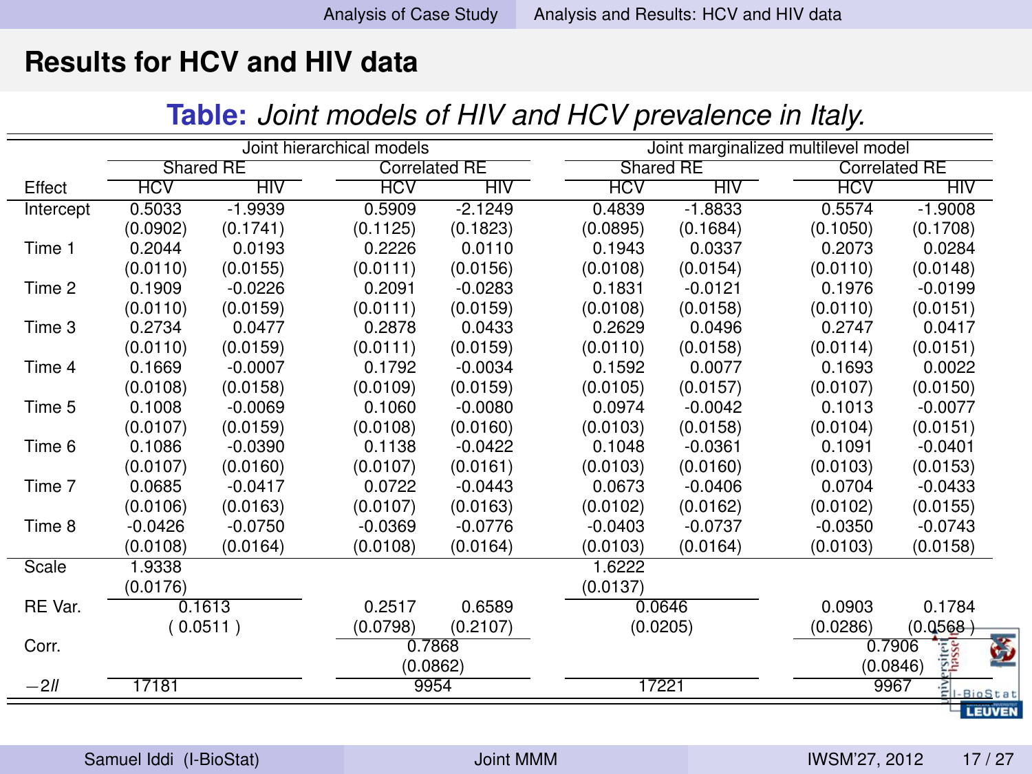## Results for HCV and HIV data

**Table:** *Joint models of HIV and HCV prevalence in Italy.*

| | Joint hierarchical models | | | | Joint marginalized multilevel model | | | |
|---|---|---|---|---|---|---|---|---|
| | Shared RE | | Correlated RE | | Shared RE | | Correlated RE | |
| Effect | HCV | HIV | HCV | HIV | HCV | HIV | HCV | HIV |
| Intercept | 0.5033 | -1.9939 | 0.5909 | -2.1249 | 0.4839 | -1.8833 | 0.5574 | -1.9008 |
| | (0.0902) | (0.1741) | (0.1125) | (0.1823) | (0.0895) | (0.1684) | (0.1050) | (0.1708) |
| Time 1 | 0.2044 | 0.0193 | 0.2226 | 0.0110 | 0.1943 | 0.0337 | 0.2073 | 0.0284 |
| | (0.0110) | (0.0155) | (0.0111) | (0.0156) | (0.0108) | (0.0154) | (0.0110) | (0.0148) |
| Time 2 | 0.1909 | -0.0226 | 0.2091 | -0.0283 | 0.1831 | -0.0121 | 0.1976 | -0.0199 |
| | (0.0110) | (0.0159) | (0.0111) | (0.0159) | (0.0108) | (0.0158) | (0.0110) | (0.0151) |
| Time 3 | 0.2734 | 0.0477 | 0.2878 | 0.0433 | 0.2629 | 0.0496 | 0.2747 | 0.0417 |
| | (0.0110) | (0.0159) | (0.0111) | (0.0159) | (0.0110) | (0.0158) | (0.0114) | (0.0151) |
| Time 4 | 0.1669 | -0.0007 | 0.1792 | -0.0034 | 0.1592 | 0.0077 | 0.1693 | 0.0022 |
| | (0.0108) | (0.0158) | (0.0109) | (0.0159) | (0.0105) | (0.0157) | (0.0107) | (0.0150) |
| Time 5 | 0.1008 | -0.0069 | 0.1060 | -0.0080 | 0.0974 | -0.0042 | 0.1013 | -0.0077 |
| | (0.0107) | (0.0159) | (0.0108) | (0.0160) | (0.0103) | (0.0158) | (0.0104) | (0.0151) |
| Time 6 | 0.1086 | -0.0390 | 0.1138 | -0.0422 | 0.1048 | -0.0361 | 0.1091 | -0.0401 |
| | (0.0107) | (0.0160) | (0.0107) | (0.0161) | (0.0103) | (0.0160) | (0.0103) | (0.0153) |
| Time 7 | 0.0685 | -0.0417 | 0.0722 | -0.0443 | 0.0673 | -0.0406 | 0.0704 | -0.0433 |
| | (0.0106) | (0.0163) | (0.0107) | (0.0163) | (0.0102) | (0.0162) | (0.0102) | (0.0155) |
| Time 8 | -0.0426 | -0.0750 | -0.0369 | -0.0776 | -0.0403 | -0.0737 | -0.0350 | -0.0743 |
| | (0.0108) | (0.0164) | (0.0108) | (0.0164) | (0.0103) | (0.0164) | (0.0103) | (0.0158) |
| Scale | 1.9338 | | | | 1.6222 | | | |
| | (0.0176) | | | | (0.0137) | | | |
| RE Var. | 0.1613 | | 0.2517 | 0.6589 | 0.0646 | | 0.0903 | 0.1784 |
| | (0.0511) | | (0.0798) | (0.2107) | (0.0205) | | (0.0286) | (0.0568) |
| Corr. | | | 0.7868 | | | | 0.7906 | |
| | | | (0.0862) | | | | (0.0846) | |
| $-2ll$ | 17181 | | 9954 | | 17221 | | 9967 | |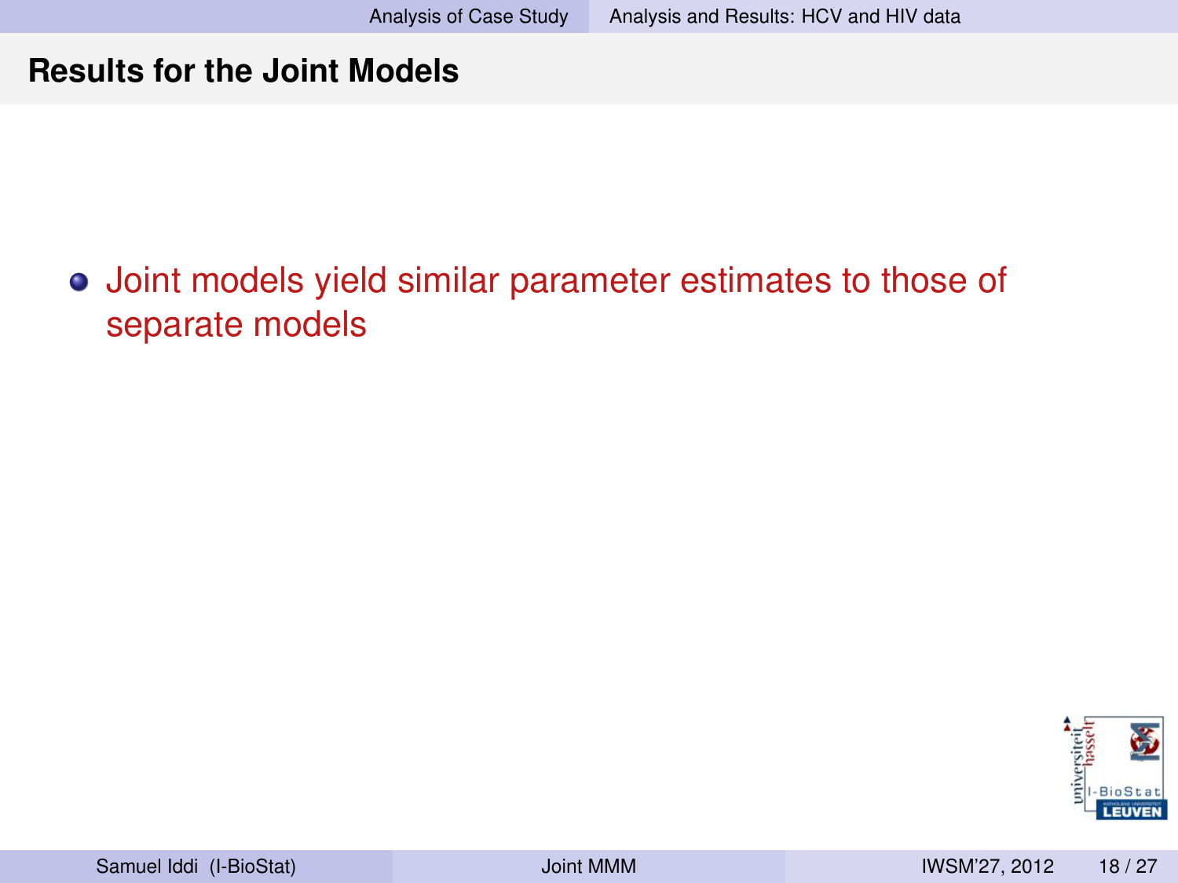## Results for the Joint Models

- Joint models yield similar parameter estimates to those of separate models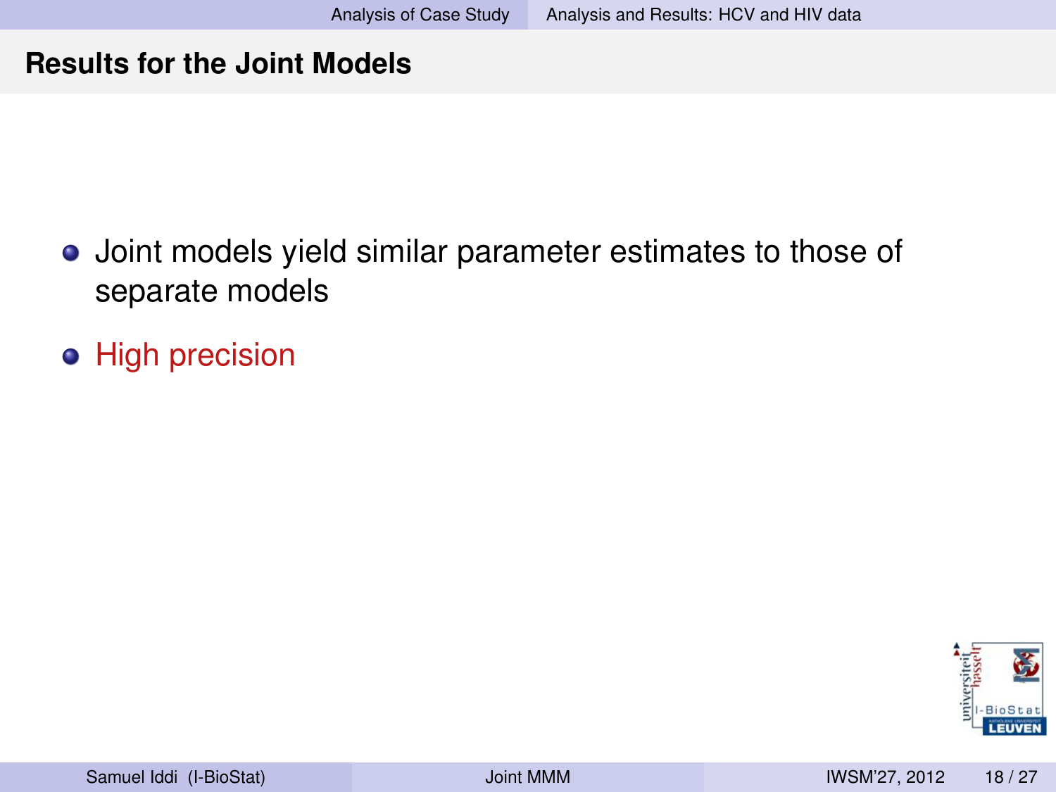## Results for the Joint Models

- Joint models yield similar parameter estimates to those of separate models
- High precision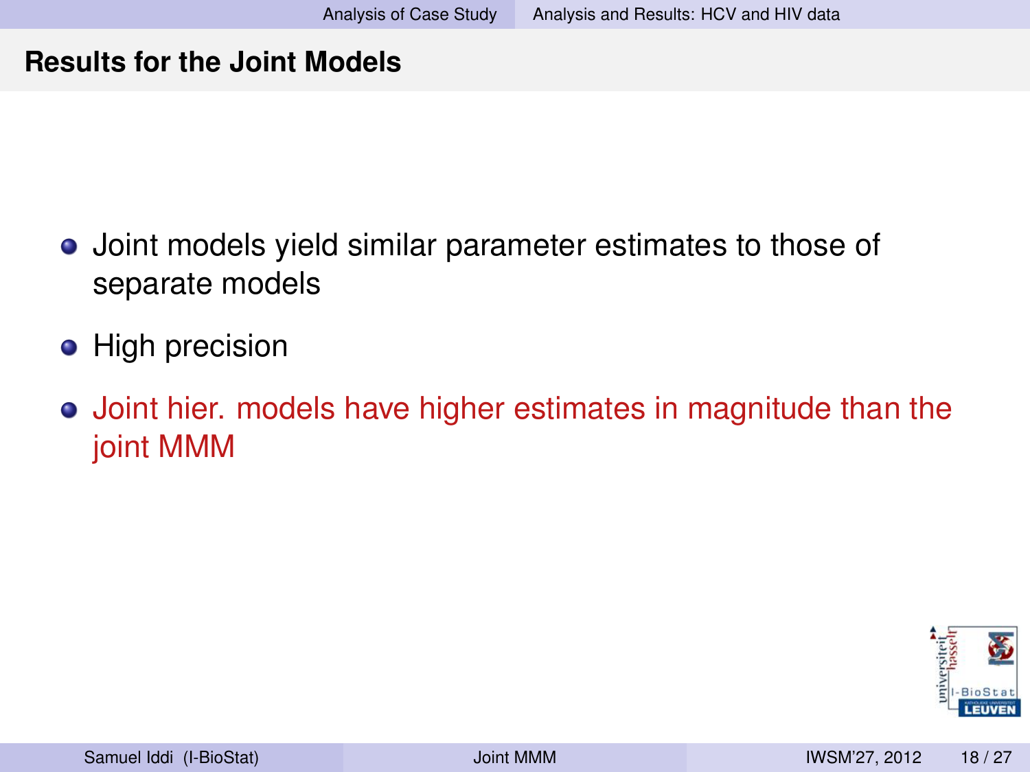## Results for the Joint Models

- Joint models yield similar parameter estimates to those of separate models
- High precision
- Joint hier. models have higher estimates in magnitude than the joint MMM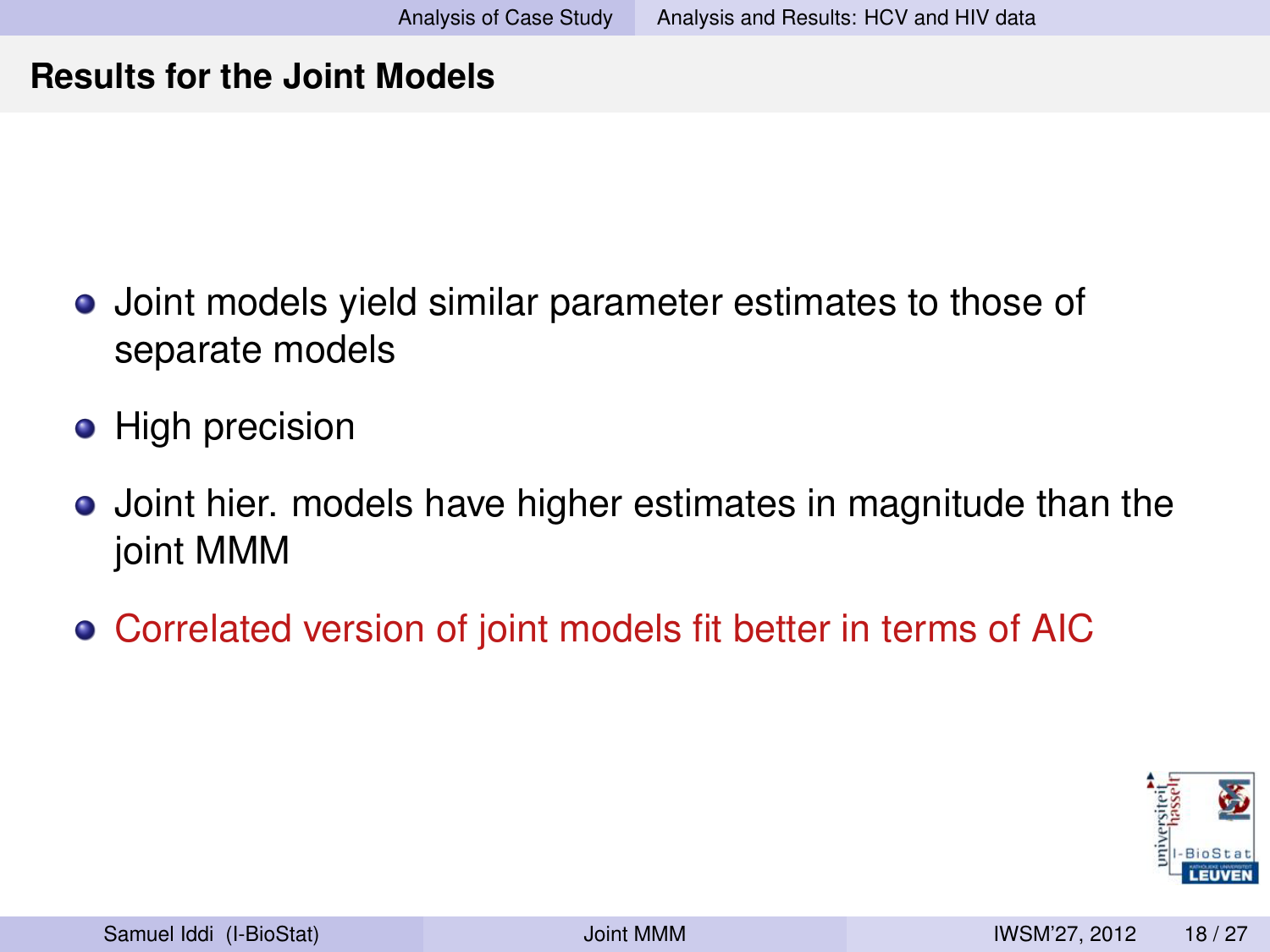## Results for the Joint Models

- Joint models yield similar parameter estimates to those of separate models
- High precision
- Joint hier. models have higher estimates in magnitude than the joint MMM
- Correlated version of joint models fit better in terms of AIC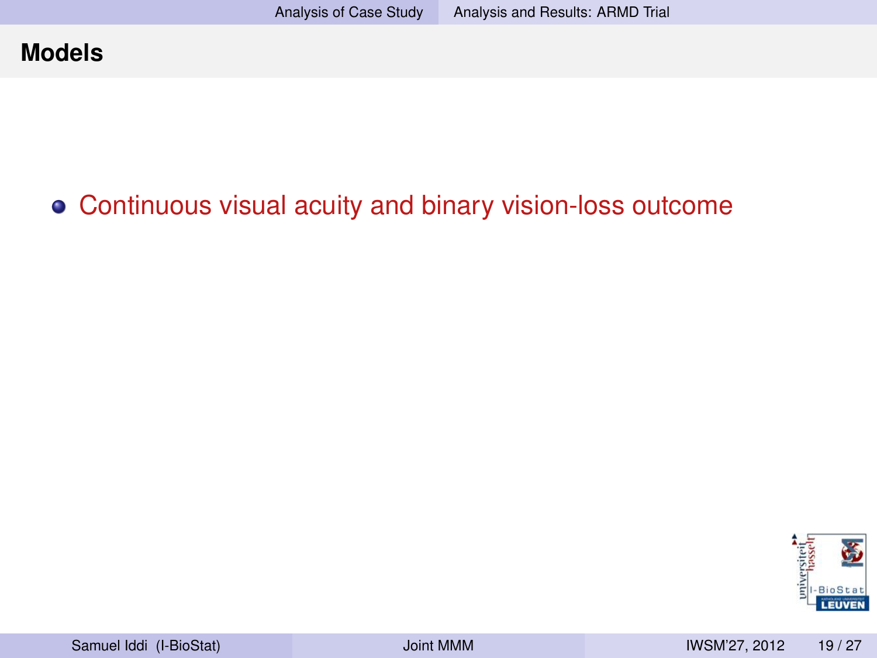## Models

- Continuous visual acuity and binary vision-loss outcome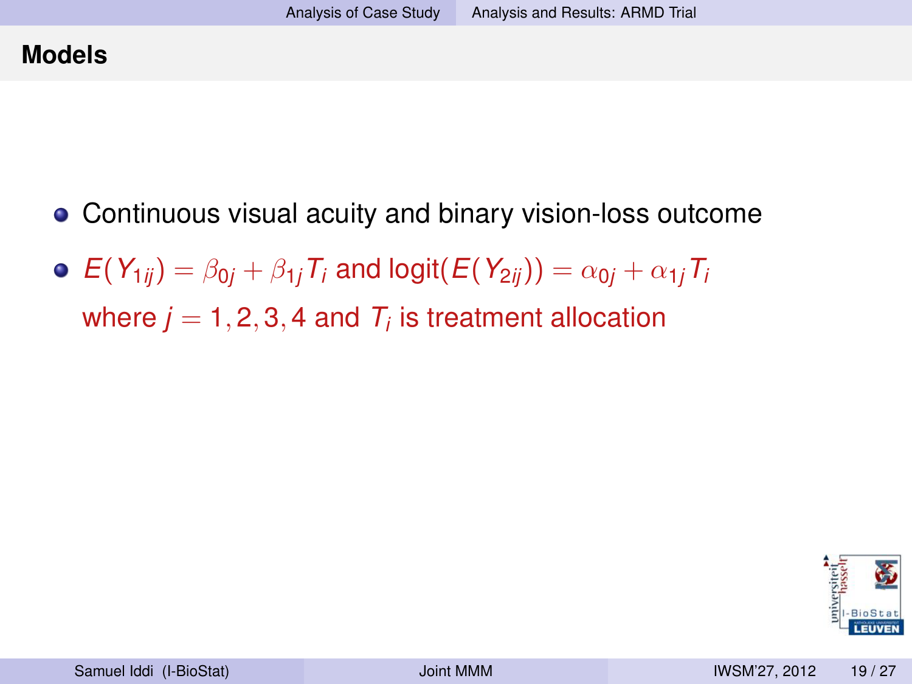## Models

- Continuous visual acuity and binary vision-loss outcome
- $E(Y_{1ij}) = \beta_{0j} + \beta_{1j} T_i$ and $\text{logit}(E(Y_{2ij})) = \alpha_{0j} + \alpha_{1j} T_i$ where $j = 1, 2, 3, 4$ and $T_i$ is treatment allocation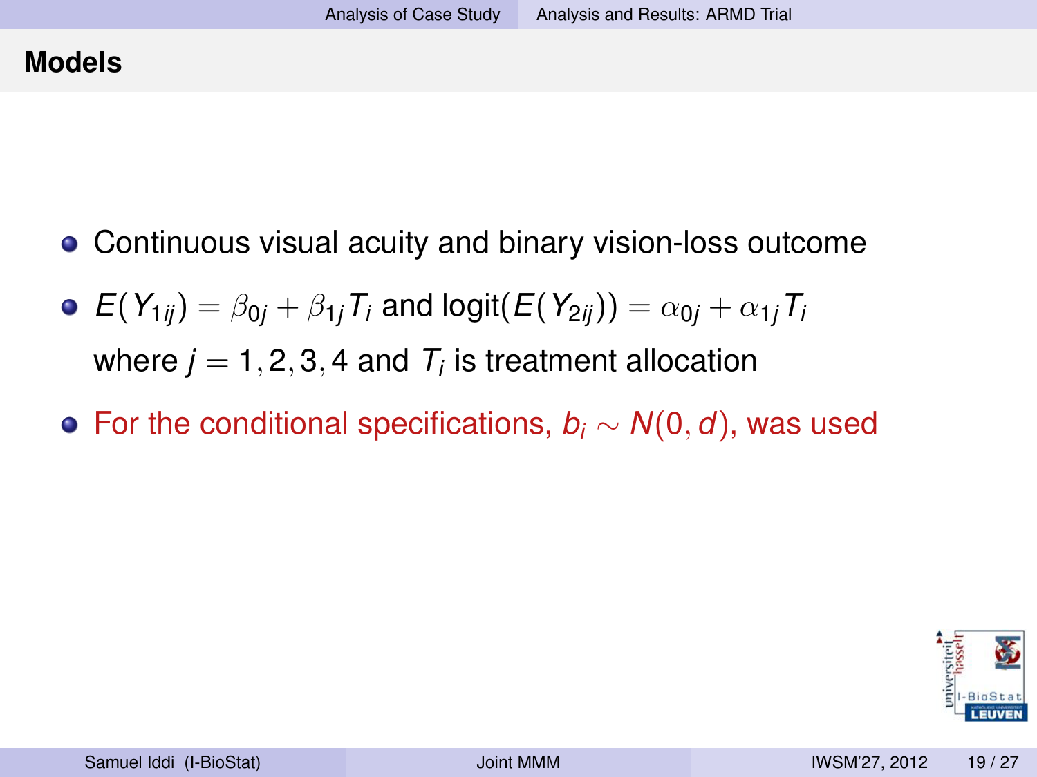## Models

- Continuous visual acuity and binary vision-loss outcome
- $E(Y_{1ij}) = \beta_{0j} + \beta_{1j} T_i$ and $\text{logit}(E(Y_{2ij})) = \alpha_{0j} + \alpha_{1j} T_i$ where $j = 1, 2, 3, 4$ and $T_i$ is treatment allocation
- For the conditional specifications, $b_i \sim N(0, d)$, was used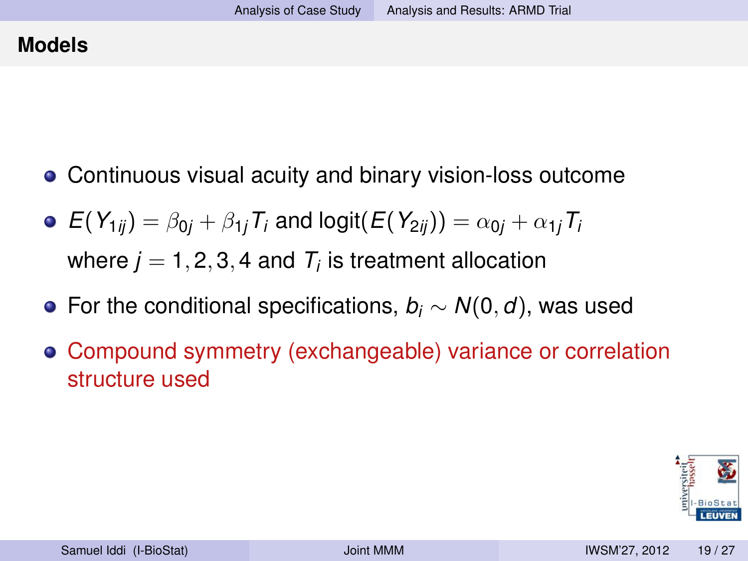## Models

- Continuous visual acuity and binary vision-loss outcome
- $E(Y_{1ij}) = \beta_{0j} + \beta_{1j} T_i$ and $\text{logit}(E(Y_{2ij})) = \alpha_{0j} + \alpha_{1j} T_i$ where $j = 1, 2, 3, 4$ and $T_i$ is treatment allocation
- For the conditional specifications, $b_i \sim N(0, d)$, was used
- Compound symmetry (exchangeable) variance or correlation structure used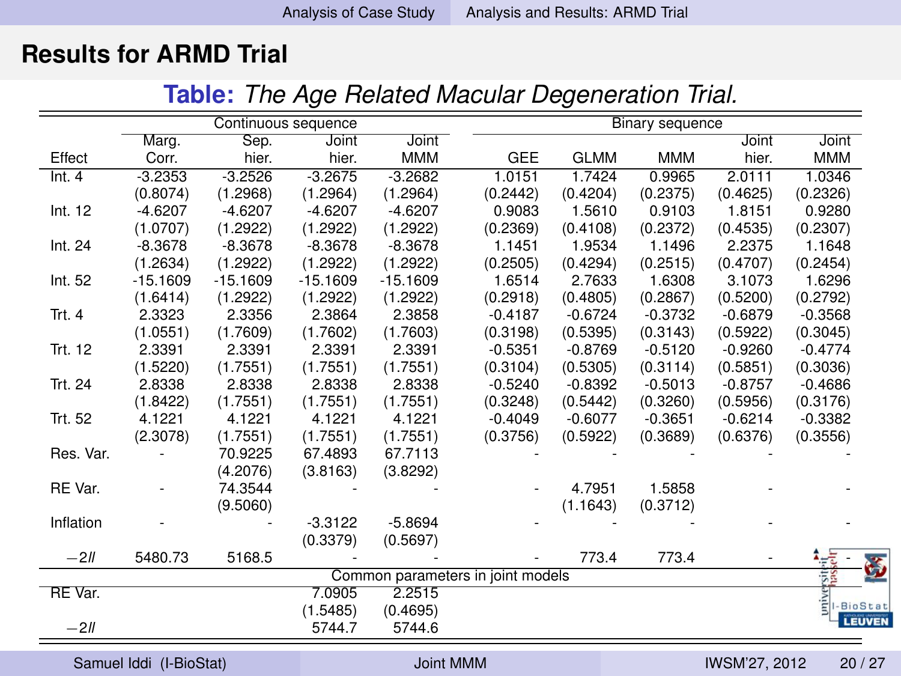## Results for ARMD Trial

**Table:** *The Age Related Macular Degeneration Trial.*

| | Continuous sequence | | | | Binary sequence | | | | |
|---|---|---|---|---|---|---|---|---|---|
| Effect | Marg. Corr. | Sep. hier. | Joint hier. | Joint MMM | GEE | GLMM | MMM | Joint hier. | Joint MMM |
| Int. 4 | -3.2353 | -3.2526 | -3.2675 | -3.2682 | 1.0151 | 1.7424 | 0.9965 | 2.0111 | 1.0346 |
| | (0.8074) | (1.2968) | (1.2964) | (1.2964) | (0.2442) | (0.4204) | (0.2375) | (0.4625) | (0.2326) |
| Int. 12 | -4.6207 | -4.6207 | -4.6207 | -4.6207 | 0.9083 | 1.5610 | 0.9103 | 1.8151 | 0.9280 |
| | (1.0707) | (1.2922) | (1.2922) | (1.2922) | (0.2369) | (0.4108) | (0.2372) | (0.4535) | (0.2307) |
| Int. 24 | -8.3678 | -8.3678 | -8.3678 | -8.3678 | 1.1451 | 1.9534 | 1.1496 | 2.2375 | 1.1648 |
| | (1.2634) | (1.2922) | (1.2922) | (1.2922) | (0.2505) | (0.4294) | (0.2515) | (0.4707) | (0.2454) |
| Int. 52 | -15.1609 | -15.1609 | -15.1609 | -15.1609 | 1.6514 | 2.7633 | 1.6308 | 3.1073 | 1.6296 |
| | (1.6414) | (1.2922) | (1.2922) | (1.2922) | (0.2918) | (0.4805) | (0.2867) | (0.5200) | (0.2792) |
| Trt. 4 | 2.3323 | 2.3356 | 2.3864 | 2.3858 | -0.4187 | -0.6724 | -0.3732 | -0.6879 | -0.3568 |
| | (1.0551) | (1.7609) | (1.7602) | (1.7603) | (0.3198) | (0.5395) | (0.3143) | (0.5922) | (0.3045) |
| Trt. 12 | 2.3391 | 2.3391 | 2.3391 | 2.3391 | -0.5351 | -0.8769 | -0.5120 | -0.9260 | -0.4774 |
| | (1.5220) | (1.7551) | (1.7551) | (1.7551) | (0.3104) | (0.5305) | (0.3114) | (0.5851) | (0.3036) |
| Trt. 24 | 2.8338 | 2.8338 | 2.8338 | 2.8338 | -0.5240 | -0.8392 | -0.5013 | -0.8757 | -0.4686 |
| | (1.8422) | (1.7551) | (1.7551) | (1.7551) | (0.3248) | (0.5442) | (0.3260) | (0.5956) | (0.3176) |
| Trt. 52 | 4.1221 | 4.1221 | 4.1221 | 4.1221 | -0.4049 | -0.6077 | -0.3651 | -0.6214 | -0.3382 |
| | (2.3078) | (1.7551) | (1.7551) | (1.7551) | (0.3756) | (0.5922) | (0.3689) | (0.6376) | (0.3556) |
| Res. Var. | - | 70.9225 | 67.4893 | 67.7113 | - | - | - | - | - |
| | | (4.2076) | (3.8163) | (3.8292) | | | | | |
| RE Var. | - | 74.3544 | - | - | - | 4.7951 | 1.5858 | - | - |
| | | (9.5060) | | | | (1.1643) | (0.3712) | | |
| Inflation | - | - | -3.3122 | -5.8694 | - | - | - | - | - |
| | | | (0.3379) | (0.5697) | | | | | |
| $-2ll$ | 5480.73 | 5168.5 | - | - | - | 773.4 | 773.4 | - | - |
| Common parameters in joint models | | | | | | | | | |
| RE Var. | | | 7.0905 | 2.2515 | | | | | |
| | | | (1.5485) | (0.4695) | | | | | |
| $-2ll$ | | | 5744.7 | 5744.6 | | | | | |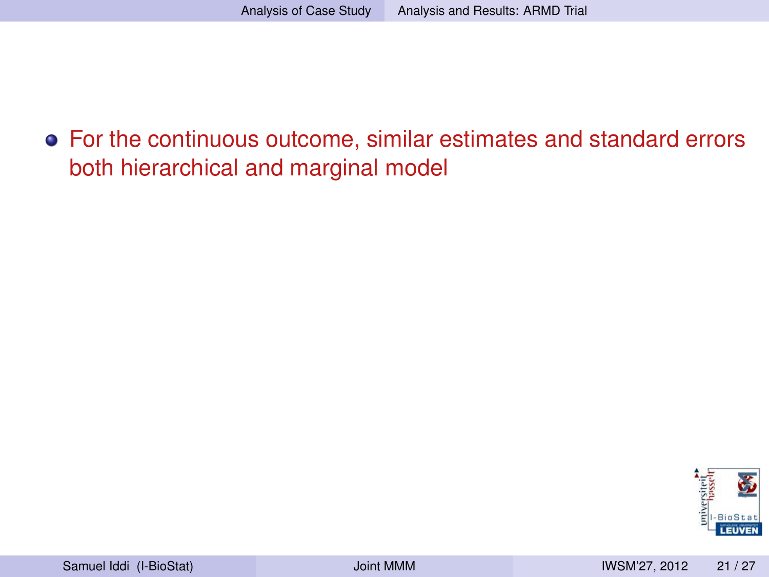- For the continuous outcome, similar estimates and standard errors both hierarchical and marginal model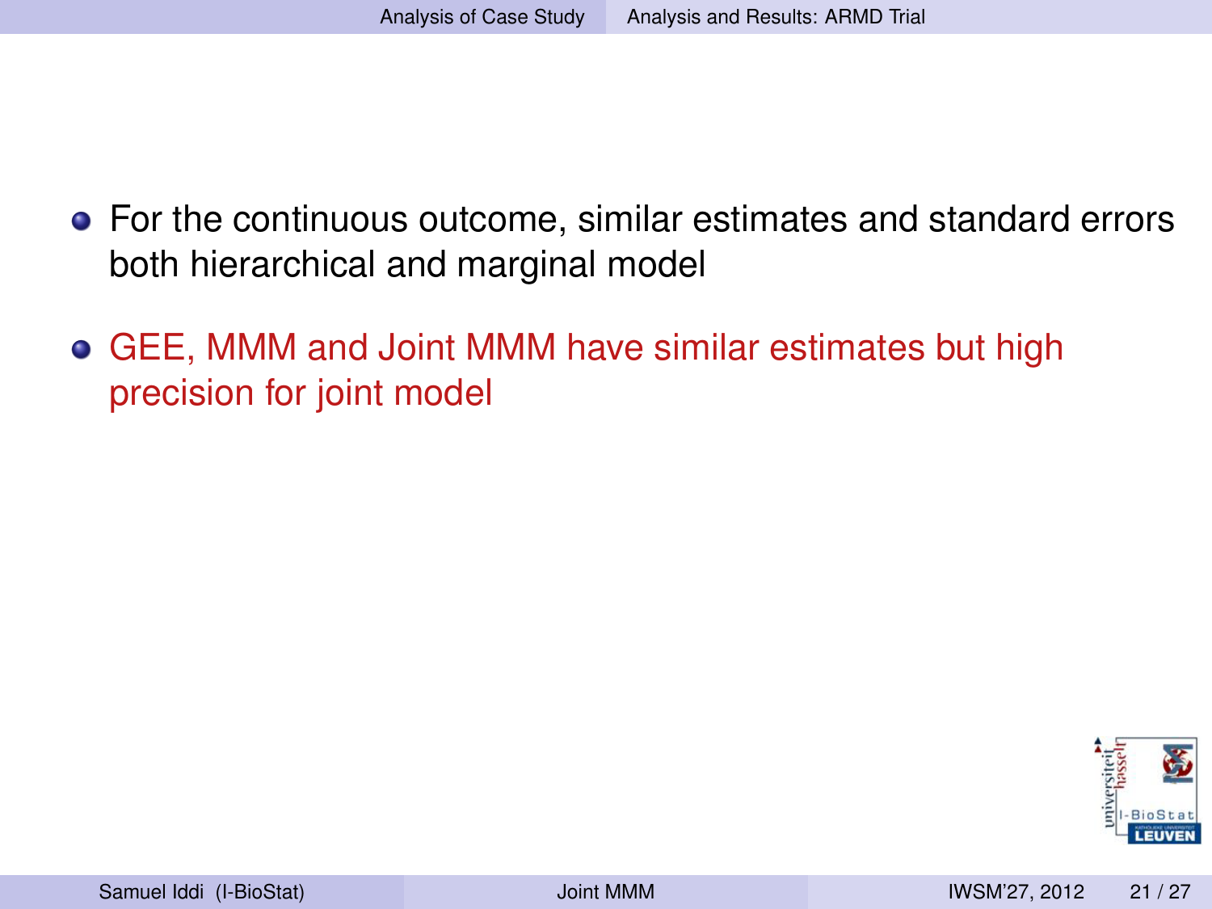- For the continuous outcome, similar estimates and standard errors both hierarchical and marginal model
- GEE, MMM and Joint MMM have similar estimates but high precision for joint model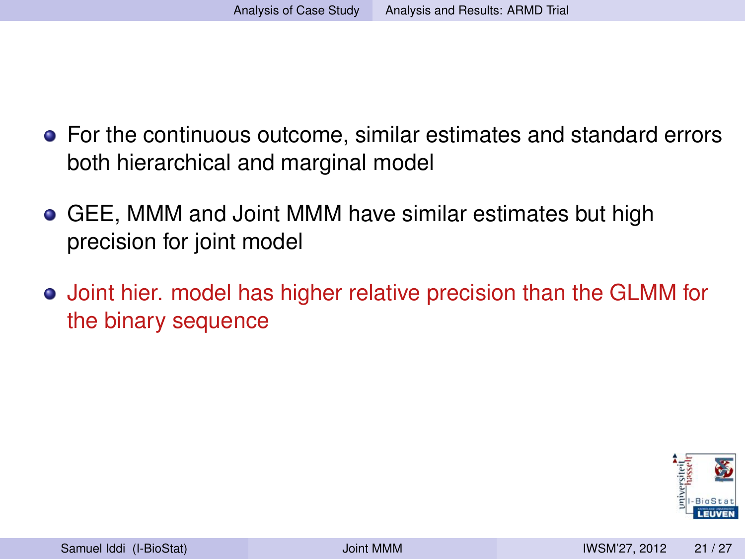- For the continuous outcome, similar estimates and standard errors both hierarchical and marginal model
- GEE, MMM and Joint MMM have similar estimates but high precision for joint model
- Joint hier. model has higher relative precision than the GLMM for the binary sequence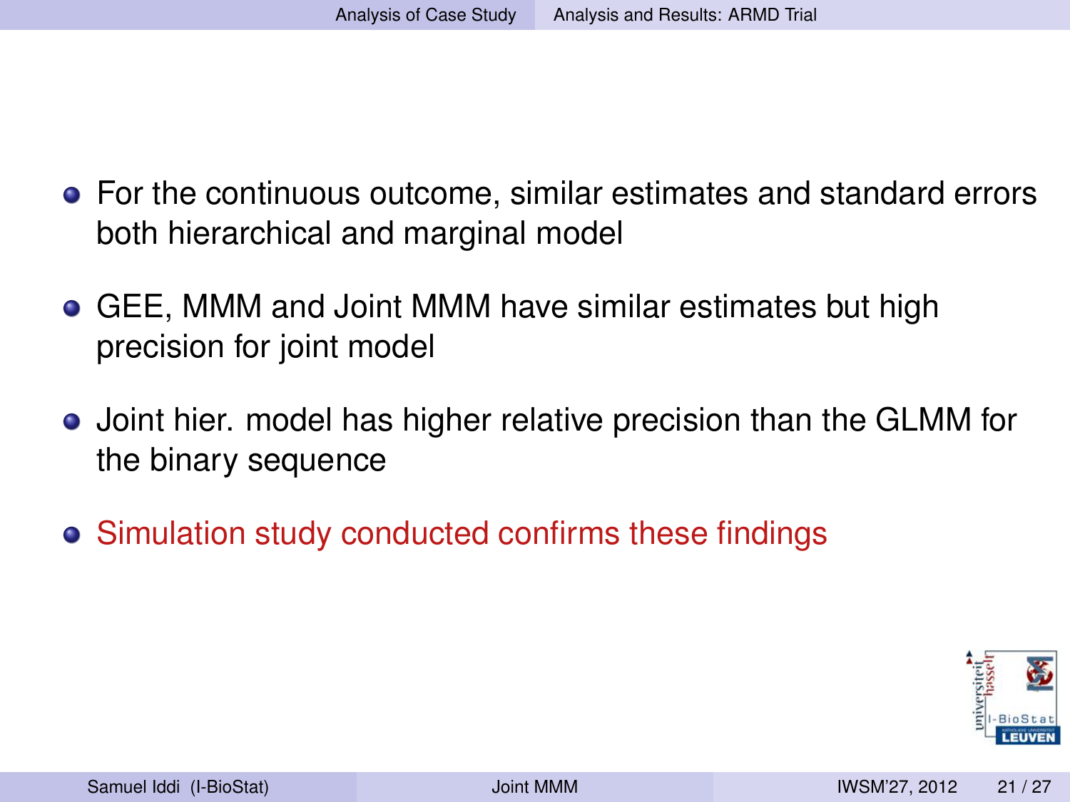- For the continuous outcome, similar estimates and standard errors both hierarchical and marginal model
- GEE, MMM and Joint MMM have similar estimates but high precision for joint model
- Joint hier. model has higher relative precision than the GLMM for the binary sequence
- Simulation study conducted confirms these findings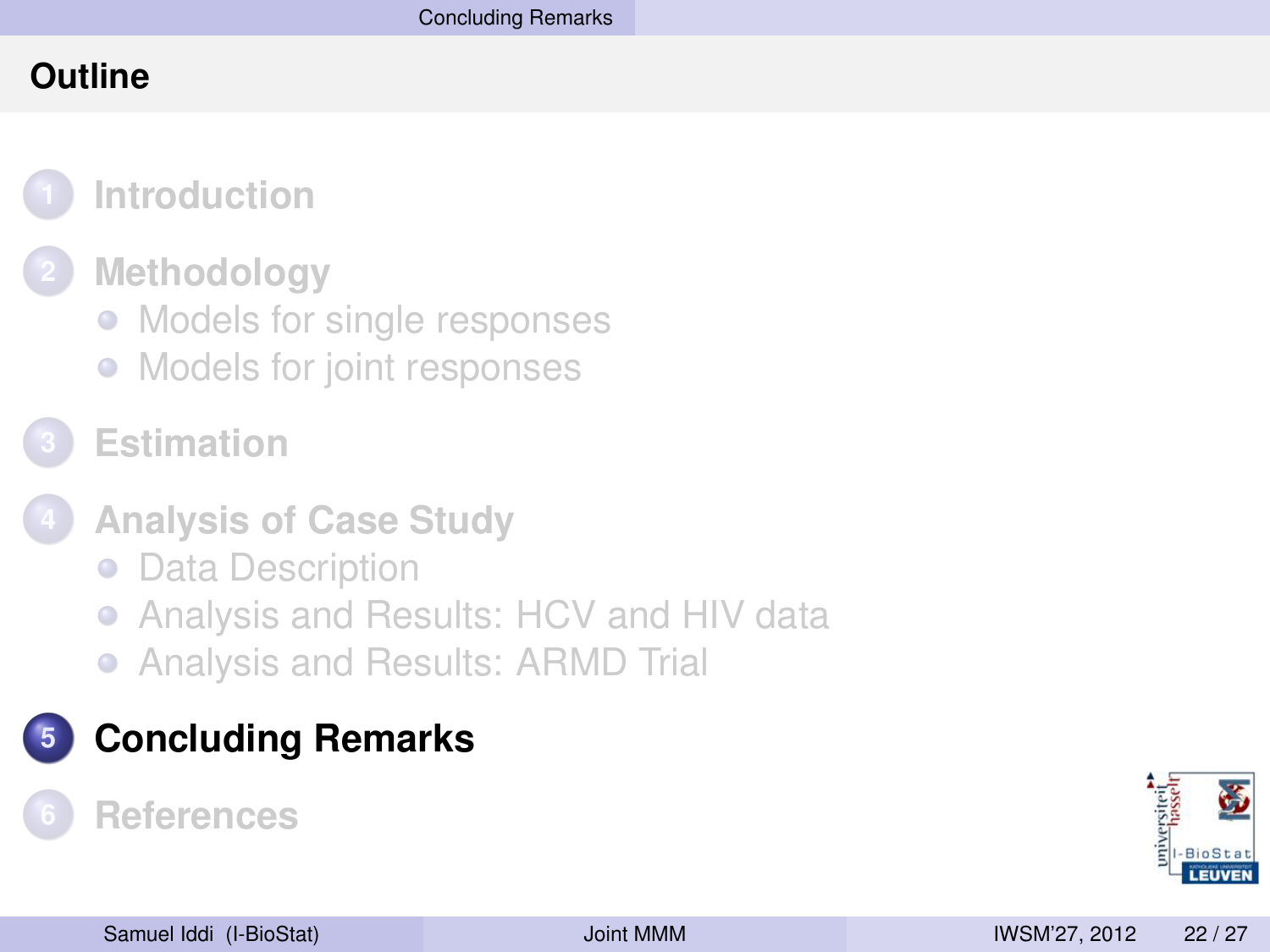# Outline

1. Introduction
2. Methodology
   - Models for single responses
   - Models for joint responses
3. Estimation
4. Analysis of Case Study
   - Data Description
   - Analysis and Results: HCV and HIV data
   - Analysis and Results: ARMD Trial
5. **Concluding Remarks**
6. References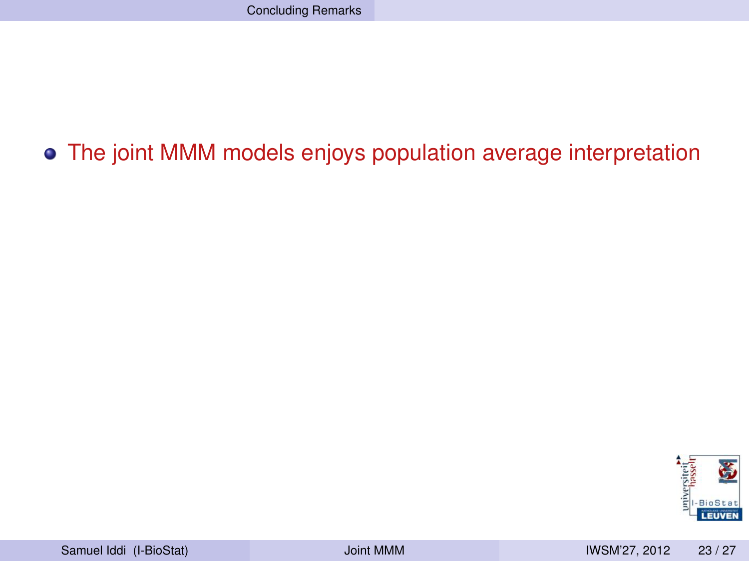- The joint MMM models enjoys population average interpretation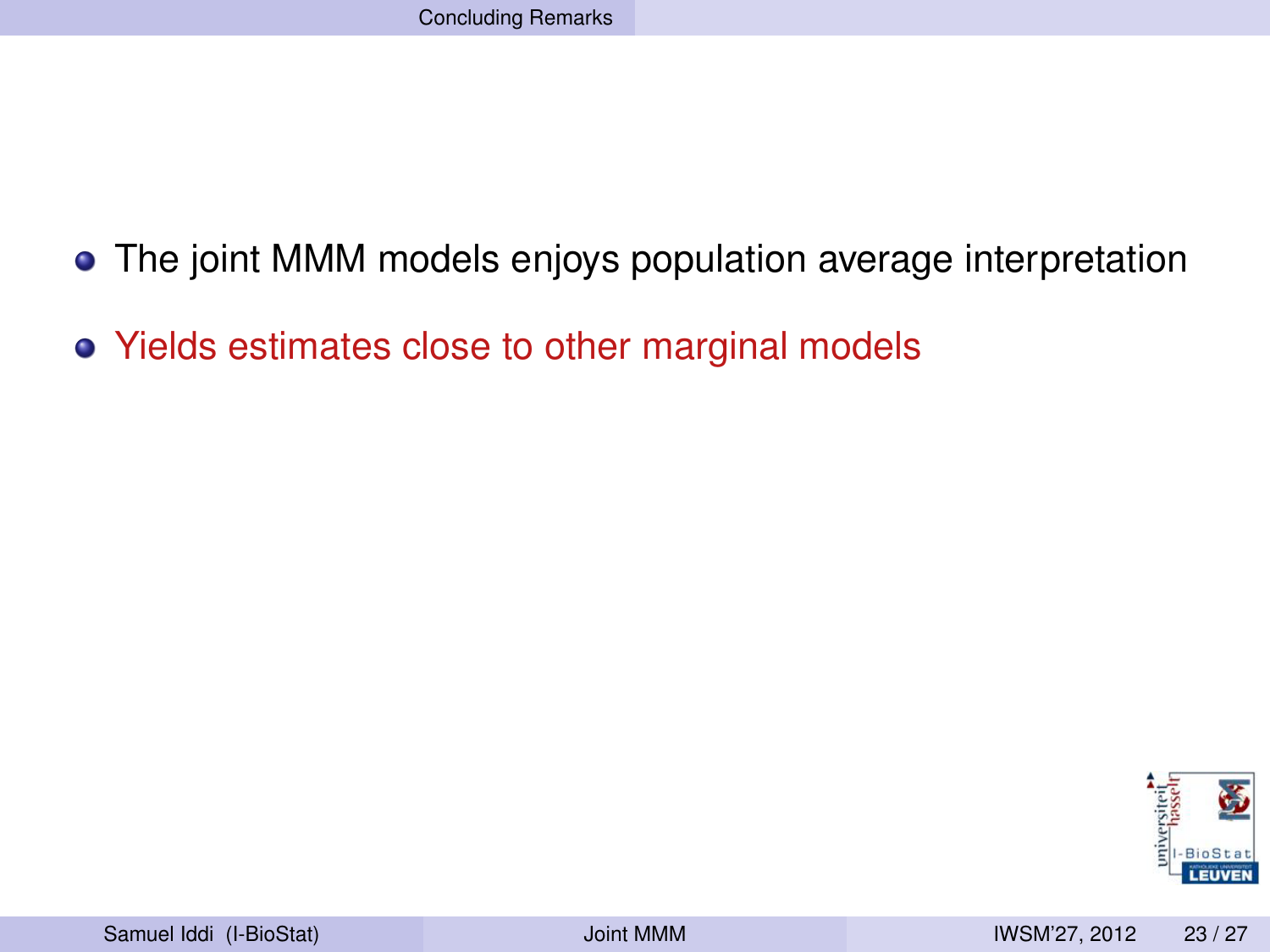- The joint MMM models enjoys population average interpretation
- Yields estimates close to other marginal models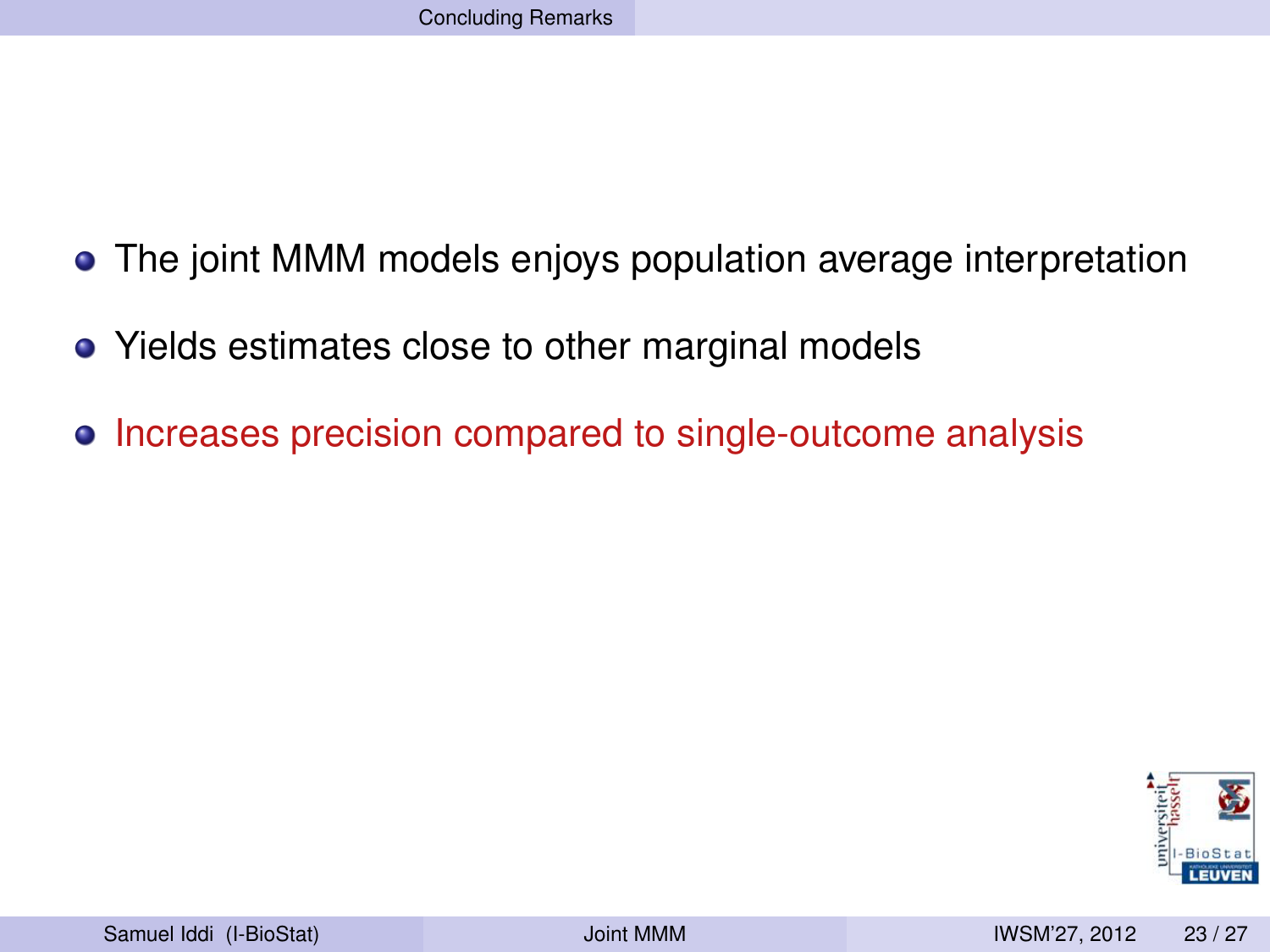- The joint MMM models enjoys population average interpretation
- Yields estimates close to other marginal models
- Increases precision compared to single-outcome analysis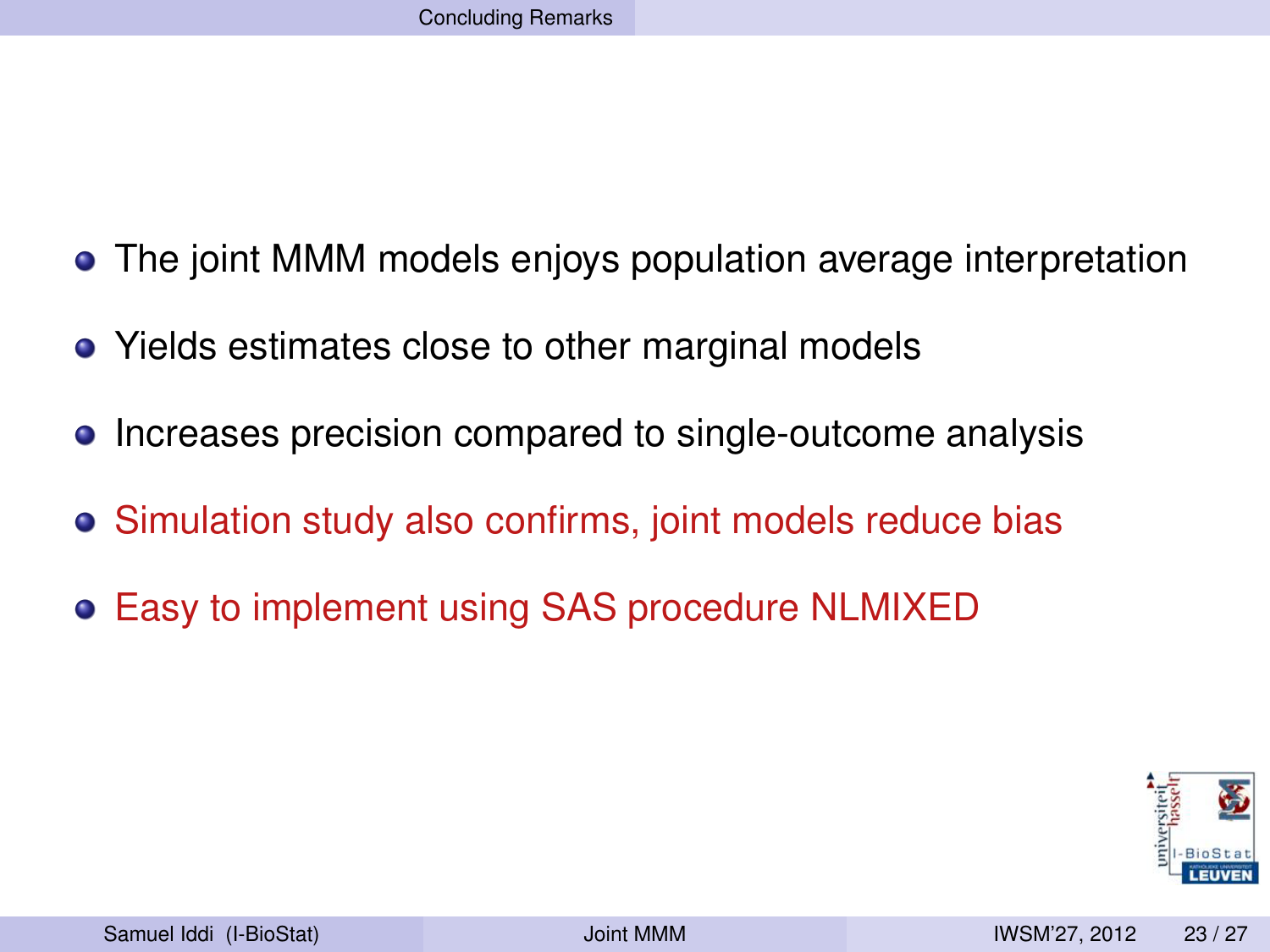## Concluding Remarks

- The joint MMM models enjoys population average interpretation
- Yields estimates close to other marginal models
- Increases precision compared to single-outcome analysis
- Simulation study also confirms, joint models reduce bias
- Easy to implement using SAS procedure NLMIXED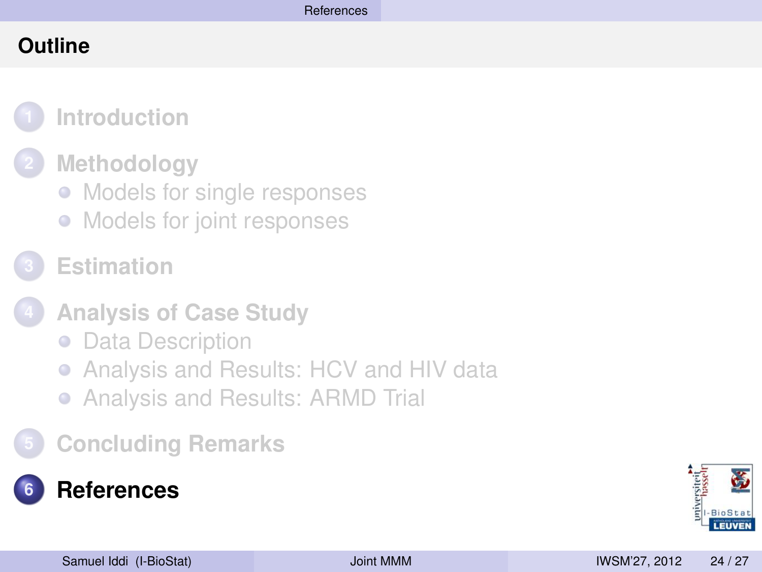## Outline

1. Introduction
2. Methodology
   - Models for single responses
   - Models for joint responses
3. Estimation
4. Analysis of Case Study
   - Data Description
   - Analysis and Results: HCV and HIV data
   - Analysis and Results: ARMD Trial
5. Concluding Remarks
6. **References**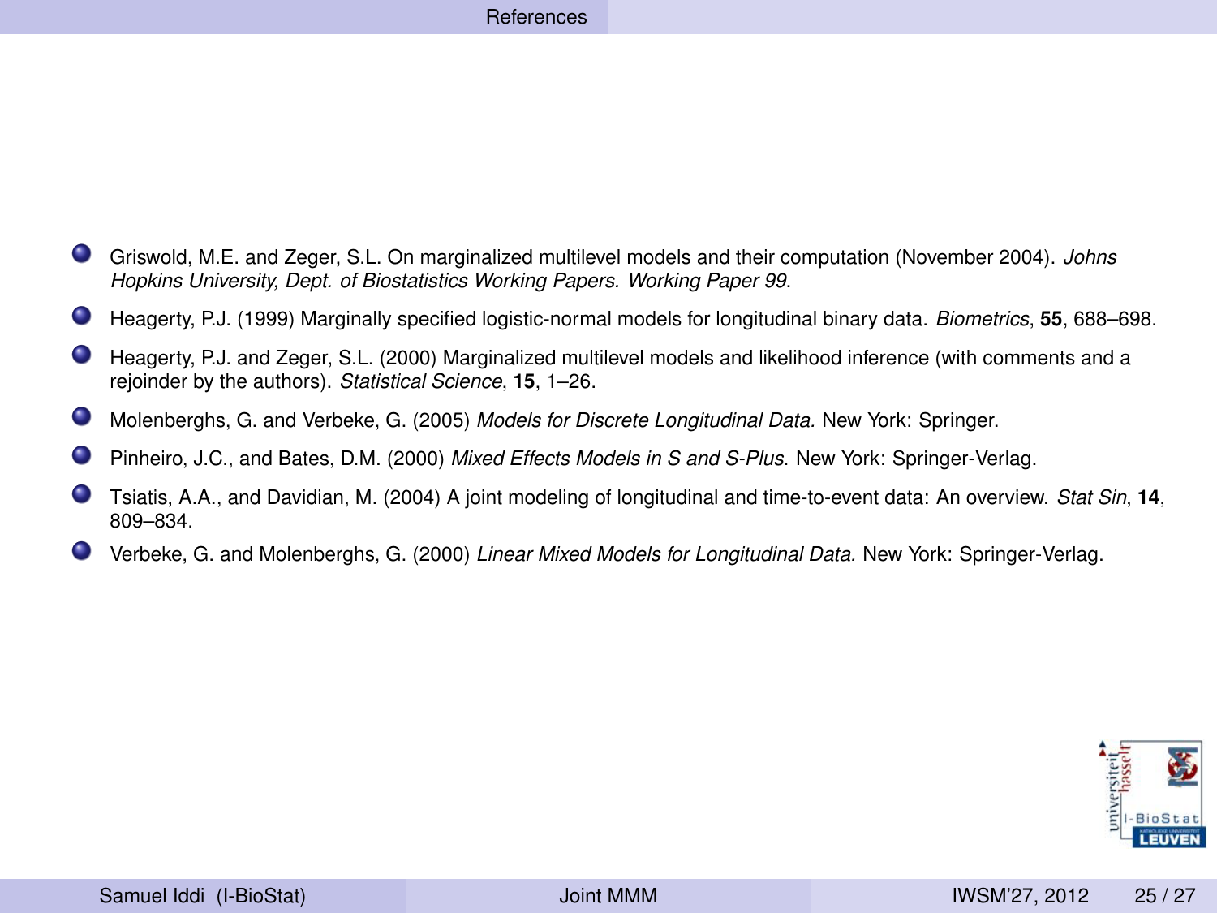- Griswold, M.E. and Zeger, S.L. On marginalized multilevel models and their computation (November 2004). *Johns Hopkins University, Dept. of Biostatistics Working Papers. Working Paper 99*.
- Heagerty, P.J. (1999) Marginally specified logistic-normal models for longitudinal binary data. *Biometrics*, **55**, 688–698.
- Heagerty, P.J. and Zeger, S.L. (2000) Marginalized multilevel models and likelihood inference (with comments and a rejoinder by the authors). *Statistical Science*, **15**, 1–26.
- Molenberghs, G. and Verbeke, G. (2005) *Models for Discrete Longitudinal Data.* New York: Springer.
- Pinheiro, J.C., and Bates, D.M. (2000) *Mixed Effects Models in S and S-Plus*. New York: Springer-Verlag.
- Tsiatis, A.A., and Davidian, M. (2004) A joint modeling of longitudinal and time-to-event data: An overview. *Stat Sin*, **14**, 809–834.
- Verbeke, G. and Molenberghs, G. (2000) *Linear Mixed Models for Longitudinal Data.* New York: Springer-Verlag.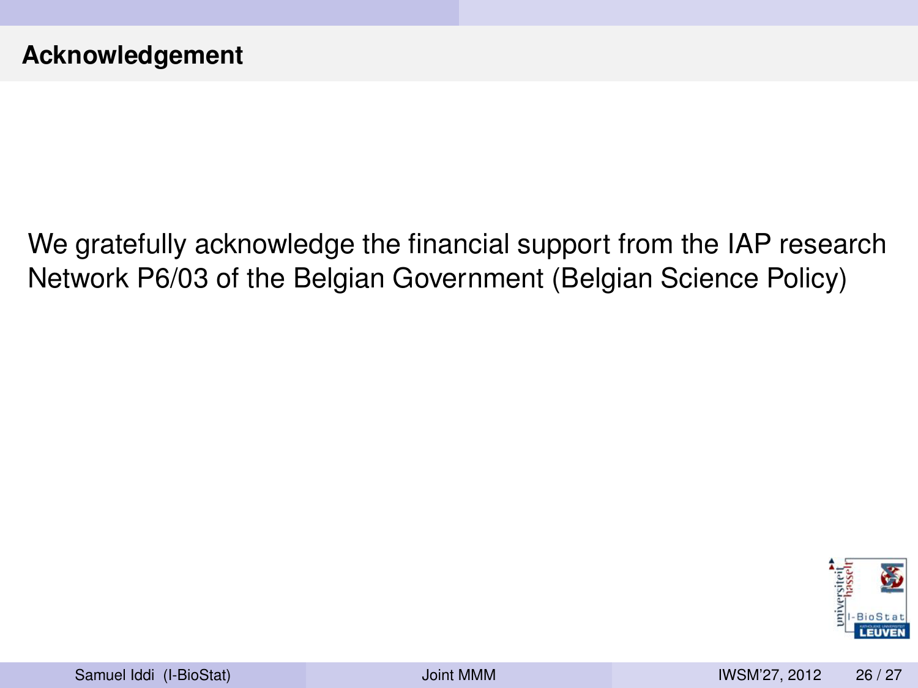## Acknowledgement

We gratefully acknowledge the financial support from the IAP research Network P6/03 of the Belgian Government (Belgian Science Policy)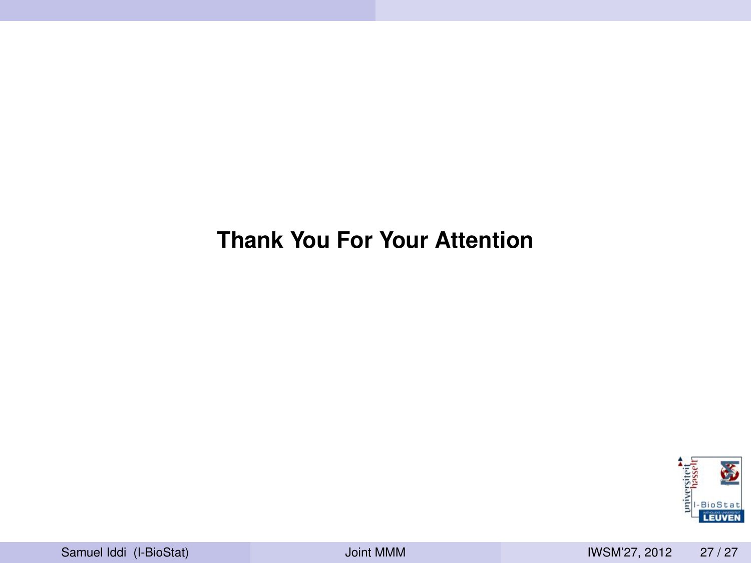**Thank You For Your Attention**